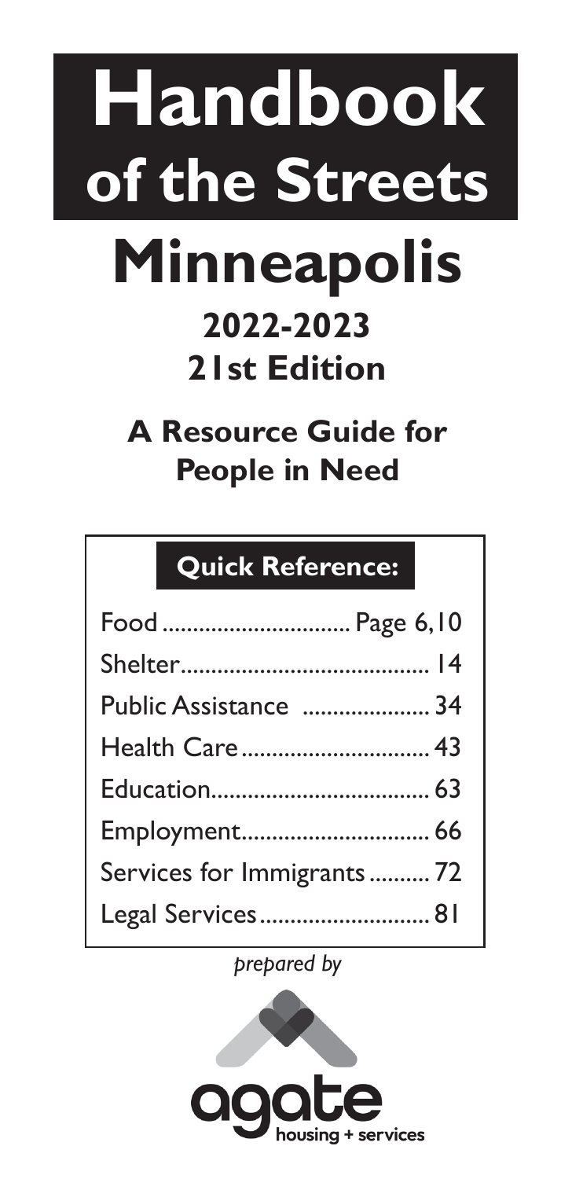# Handbook of the Streets

# Minneapolis

## 2022-2023
## 21st Edition

## A Resource Guide for People in Need

### Quick Reference:

| | |
|---|---|
| Food | Page 6,10 |
| Shelter | 14 |
| Public Assistance | 34 |
| Health Care | 43 |
| Education | 63 |
| Employment | 66 |
| Services for Immigrants | 72 |
| Legal Services | 81 |

*prepared by*

agate housing + services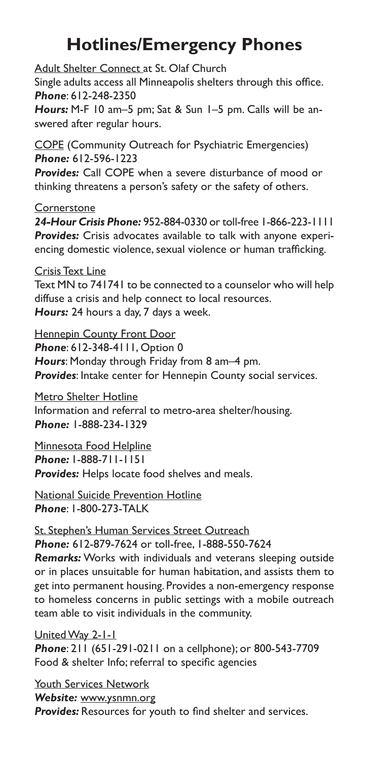# Hotlines/Emergency Phones

Adult Shelter Connect at St. Olaf Church
Single adults access all Minneapolis shelters through this office.
***Phone***: 612-248-2350
***Hours:*** M-F 10 am–5 pm; Sat & Sun 1–5 pm. Calls will be answered after regular hours.

COPE (Community Outreach for Psychiatric Emergencies)
***Phone:*** 612-596-1223
***Provides:*** Call COPE when a severe disturbance of mood or thinking threatens a person's safety or the safety of others.

Cornerstone
***24-Hour Crisis Phone:*** 952-884-0330 or toll-free 1-866-223-1111
***Provides:*** Crisis advocates available to talk with anyone experiencing domestic violence, sexual violence or human trafficking.

Crisis Text Line
Text MN to 741741 to be connected to a counselor who will help diffuse a crisis and help connect to local resources.
***Hours:*** 24 hours a day, 7 days a week.

Hennepin County Front Door
***Phone***: 612-348-4111, Option 0
***Hours***: Monday through Friday from 8 am–4 pm.
***Provides***: Intake center for Hennepin County social services.

Metro Shelter Hotline
Information and referral to metro-area shelter/housing.
***Phone:*** 1-888-234-1329

Minnesota Food Helpline
***Phone:*** 1-888-711-1151
***Provides:*** Helps locate food shelves and meals.

National Suicide Prevention Hotline
***Phone***: 1-800-273-TALK

St. Stephen's Human Services Street Outreach
***Phone:*** 612-879-7624 or toll-free, 1-888-550-7624
***Remarks:*** Works with individuals and veterans sleeping outside or in places unsuitable for human habitation, and assists them to get into permanent housing. Provides a non-emergency response to homeless concerns in public settings with a mobile outreach team able to visit individuals in the community.

United Way 2-1-1
***Phone***: 211 (651-291-0211 on a cellphone); or 800-543-7709
Food & shelter Info; referral to specific agencies

Youth Services Network
***Website:*** www.ysnmn.org
***Provides:*** Resources for youth to find shelter and services.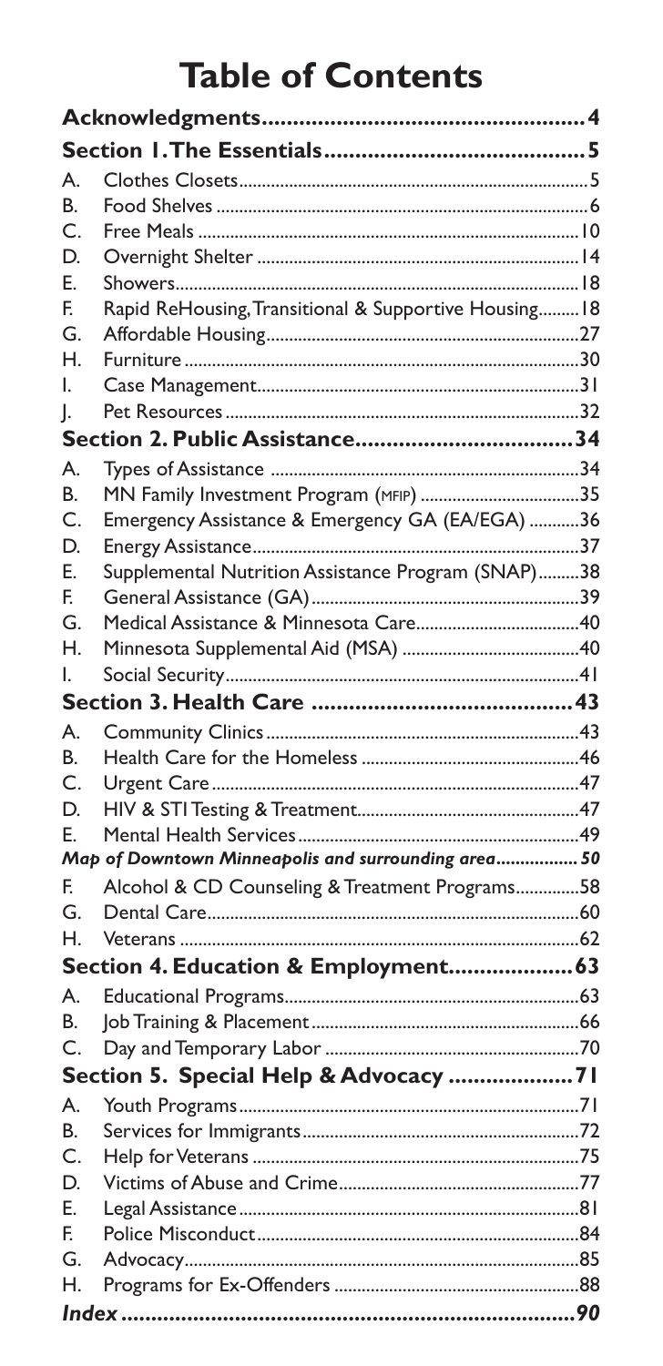# Table of Contents

| | | |
|---|---|---|
| **Acknowledgments** | | **4** |
| **Section 1. The Essentials** | | **5** |
| A. | Clothes Closets | 5 |
| B. | Food Shelves | 6 |
| C. | Free Meals | 10 |
| D. | Overnight Shelter | 14 |
| E. | Showers | 18 |
| F. | Rapid ReHousing, Transitional & Supportive Housing | 18 |
| G. | Affordable Housing | 27 |
| H. | Furniture | 30 |
| I. | Case Management | 31 |
| J. | Pet Resources | 32 |
| **Section 2. Public Assistance** | | **34** |
| A. | Types of Assistance | 34 |
| B. | MN Family Investment Program (MFIP) | 35 |
| C. | Emergency Assistance & Emergency GA (EA/EGA) | 36 |
| D. | Energy Assistance | 37 |
| E. | Supplemental Nutrition Assistance Program (SNAP) | 38 |
| F. | General Assistance (GA) | 39 |
| G. | Medical Assistance & Minnesota Care | 40 |
| H. | Minnesota Supplemental Aid (MSA) | 40 |
| I. | Social Security | 41 |
| **Section 3. Health Care** | | **43** |
| A. | Community Clinics | 43 |
| B. | Health Care for the Homeless | 46 |
| C. | Urgent Care | 47 |
| D. | HIV & STI Testing & Treatment | 47 |
| E. | Mental Health Services | 49 |
| *Map of Downtown Minneapolis and surrounding area* | | *50* |
| F. | Alcohol & CD Counseling & Treatment Programs | 58 |
| G. | Dental Care | 60 |
| H. | Veterans | 62 |
| **Section 4. Education & Employment** | | **63** |
| A. | Educational Programs | 63 |
| B. | Job Training & Placement | 66 |
| C. | Day and Temporary Labor | 70 |
| **Section 5. Special Help & Advocacy** | | **71** |
| A. | Youth Programs | 71 |
| B. | Services for Immigrants | 72 |
| C. | Help for Veterans | 75 |
| D. | Victims of Abuse and Crime | 77 |
| E. | Legal Assistance | 81 |
| F. | Police Misconduct | 84 |
| G. | Advocacy | 85 |
| H. | Programs for Ex-Offenders | 88 |
| ***Index*** | | ***90*** |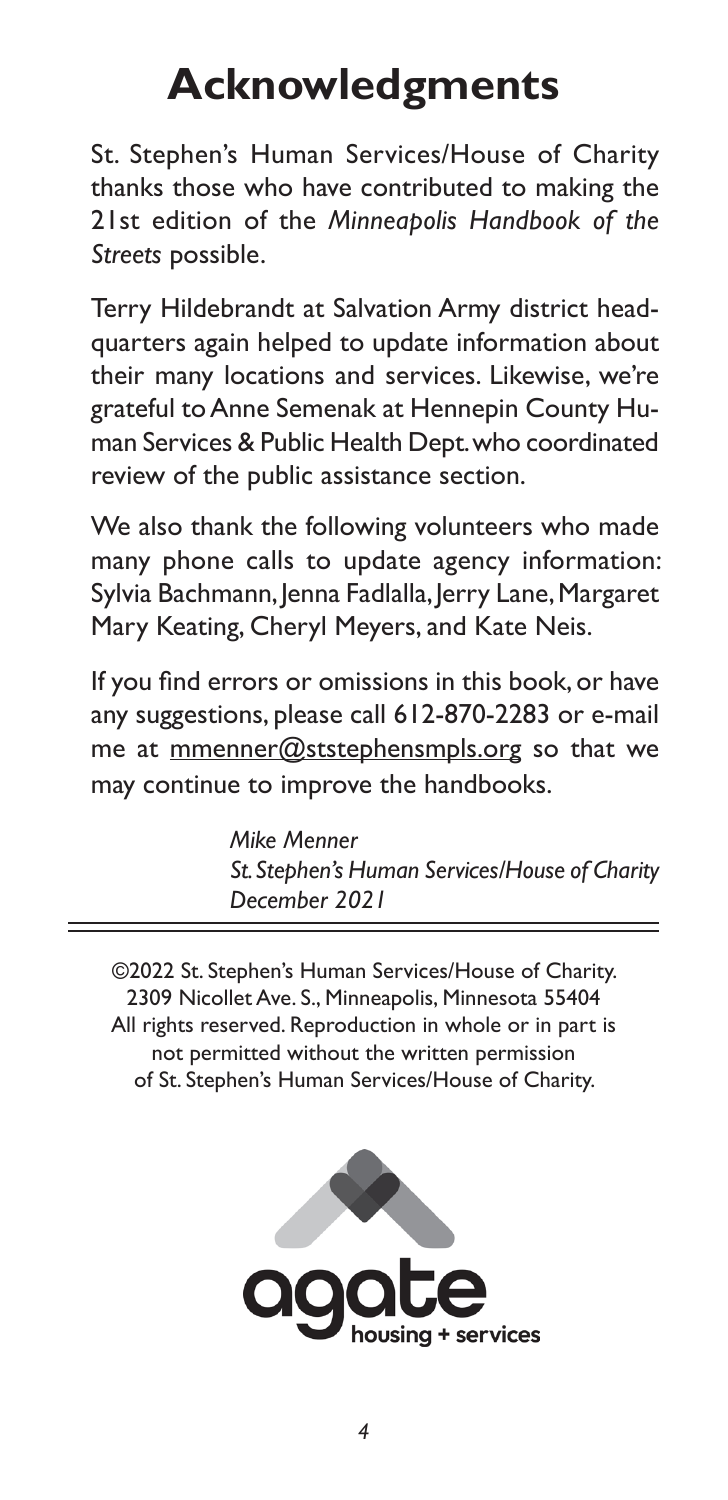# Acknowledgments

St. Stephen's Human Services/House of Charity thanks those who have contributed to making the 21st edition of the *Minneapolis Handbook of the Streets* possible.

Terry Hildebrandt at Salvation Army district headquarters again helped to update information about their many locations and services. Likewise, we're grateful to Anne Semenak at Hennepin County Human Services & Public Health Dept. who coordinated review of the public assistance section.

We also thank the following volunteers who made many phone calls to update agency information: Sylvia Bachmann, Jenna Fadlalla, Jerry Lane, Margaret Mary Keating, Cheryl Meyers, and Kate Neis.

If you find errors or omissions in this book, or have any suggestions, please call 612-870-2283 or e-mail me at mmenner@ststephensmpls.org so that we may continue to improve the handbooks.

*Mike Menner*
*St. Stephen's Human Services/House of Charity*
*December 2021*

---

©2022 St. Stephen's Human Services/House of Charity.
2309 Nicollet Ave. S., Minneapolis, Minnesota 55404
All rights reserved. Reproduction in whole or in part is not permitted without the written permission of St. Stephen's Human Services/House of Charity.

agate housing + services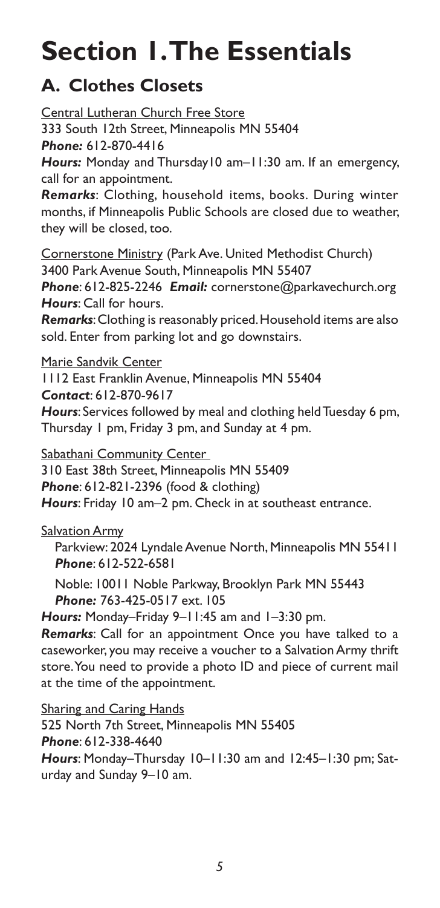# Section 1. The Essentials

## A. Clothes Closets

Central Lutheran Church Free Store
333 South 12th Street, Minneapolis MN 55404
***Phone:*** 612-870-4416
***Hours:*** Monday and Thursday10 am–11:30 am. If an emergency, call for an appointment.
***Remarks***: Clothing, household items, books. During winter months, if Minneapolis Public Schools are closed due to weather, they will be closed, too.

Cornerstone Ministry (Park Ave. United Methodist Church)
3400 Park Avenue South, Minneapolis MN 55407
***Phone***: 612-825-2246 ***Email:*** cornerstone@parkavechurch.org
***Hours***: Call for hours.
***Remarks***: Clothing is reasonably priced. Household items are also sold. Enter from parking lot and go downstairs.

Marie Sandvik Center
1112 East Franklin Avenue, Minneapolis MN 55404
***Contact***: 612-870-9617
***Hours***: Services followed by meal and clothing held Tuesday 6 pm, Thursday 1 pm, Friday 3 pm, and Sunday at 4 pm.

Sabathani Community Center
310 East 38th Street, Minneapolis MN 55409
***Phone***: 612-821-2396 (food & clothing)
***Hours***: Friday 10 am–2 pm. Check in at southeast entrance.

Salvation Army

Parkview: 2024 Lyndale Avenue North, Minneapolis MN 55411
***Phone***: 612-522-6581

Noble: 10011 Noble Parkway, Brooklyn Park MN 55443
***Phone:*** 763-425-0517 ext. 105

***Hours:*** Monday–Friday 9–11:45 am and 1–3:30 pm.
***Remarks***: Call for an appointment Once you have talked to a caseworker, you may receive a voucher to a Salvation Army thrift store. You need to provide a photo ID and piece of current mail at the time of the appointment.

Sharing and Caring Hands
525 North 7th Street, Minneapolis MN 55405
***Phone***: 612-338-4640
***Hours***: Monday–Thursday 10–11:30 am and 12:45–1:30 pm; Saturday and Sunday 9–10 am.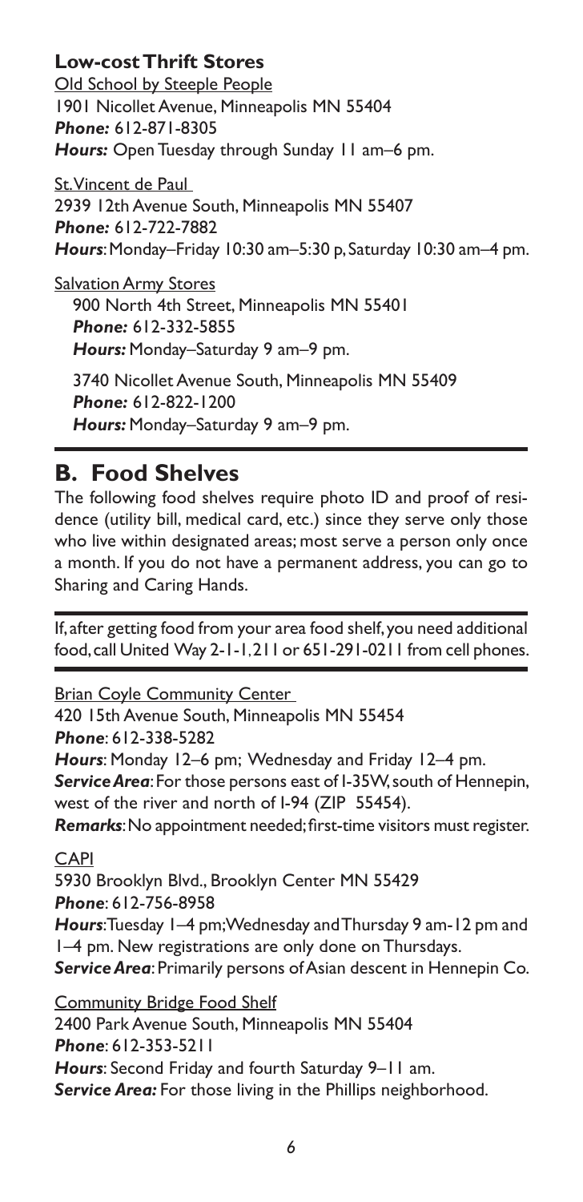**Low-cost Thrift Stores**

Old School by Steeple People
1901 Nicollet Avenue, Minneapolis MN 55404
***Phone:*** 612-871-8305
***Hours:*** Open Tuesday through Sunday 11 am–6 pm.

St. Vincent de Paul
2939 12th Avenue South, Minneapolis MN 55407
***Phone:*** 612-722-7882
***Hours***: Monday–Friday 10:30 am–5:30 p, Saturday 10:30 am–4 pm.

Salvation Army Stores

900 North 4th Street, Minneapolis MN 55401
***Phone:*** 612-332-5855
***Hours:*** Monday–Saturday 9 am–9 pm.

3740 Nicollet Avenue South, Minneapolis MN 55409
***Phone:*** 612-822-1200
***Hours:*** Monday–Saturday 9 am–9 pm.

## B. Food Shelves

The following food shelves require photo ID and proof of residence (utility bill, medical card, etc.) since they serve only those who live within designated areas; most serve a person only once a month. If you do not have a permanent address, you can go to Sharing and Caring Hands.

If, after getting food from your area food shelf, you need additional food, call United Way 2-1-1, 211 or 651-291-0211 from cell phones.

Brian Coyle Community Center
420 15th Avenue South, Minneapolis MN 55454
***Phone***: 612-338-5282
***Hours***: Monday 12–6 pm; Wednesday and Friday 12–4 pm.
***Service Area***: For those persons east of I-35W, south of Hennepin, west of the river and north of I-94 (ZIP 55454).
***Remarks***: No appointment needed; first-time visitors must register.

CAPI
5930 Brooklyn Blvd., Brooklyn Center MN 55429
***Phone***: 612-756-8958
***Hours***: Tuesday 1–4 pm; Wednesday and Thursday 9 am-12 pm and 1–4 pm. New registrations are only done on Thursdays.
***Service Area***: Primarily persons of Asian descent in Hennepin Co.

Community Bridge Food Shelf
2400 Park Avenue South, Minneapolis MN 55404
***Phone***: 612-353-5211
***Hours***: Second Friday and fourth Saturday 9–11 am.
***Service Area:*** For those living in the Phillips neighborhood.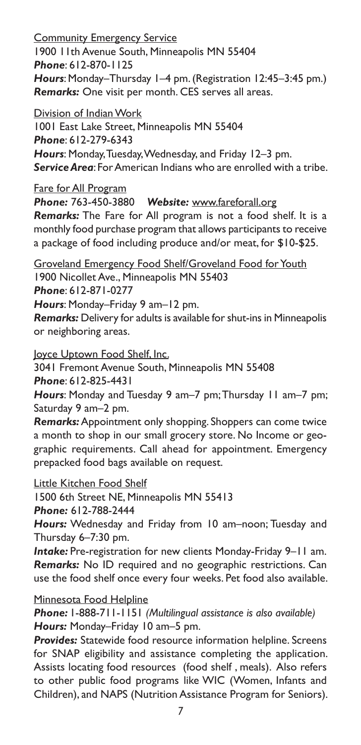Community Emergency Service

1900 11th Avenue South, Minneapolis MN 55404

***Phone***: 612-870-1125

***Hours***: Monday–Thursday 1–4 pm. (Registration 12:45–3:45 pm.)

***Remarks:*** One visit per month. CES serves all areas.

Division of Indian Work

1001 East Lake Street, Minneapolis MN 55404

***Phone***: 612-279-6343

***Hours***: Monday, Tuesday, Wednesday, and Friday 12–3 pm.

***Service Area***: For American Indians who are enrolled with a tribe.

Fare for All Program

***Phone:*** 763-450-3880 ***Website:*** www.fareforall.org

***Remarks:*** The Fare for All program is not a food shelf. It is a monthly food purchase program that allows participants to receive a package of food including produce and/or meat, for $10-$25.

Groveland Emergency Food Shelf/Groveland Food for Youth

1900 Nicollet Ave., Minneapolis MN 55403

***Phone***: 612-871-0277

***Hours***: Monday–Friday 9 am–12 pm.

***Remarks:*** Delivery for adults is available for shut-ins in Minneapolis or neighboring areas.

Joyce Uptown Food Shelf, Inc.

3041 Fremont Avenue South, Minneapolis MN 55408

***Phone***: 612-825-4431

***Hours***: Monday and Tuesday 9 am–7 pm; Thursday 11 am–7 pm; Saturday 9 am–2 pm.

***Remarks:*** Appointment only shopping. Shoppers can come twice a month to shop in our small grocery store. No Income or geographic requirements. Call ahead for appointment. Emergency prepacked food bags available on request.

Little Kitchen Food Shelf

1500 6th Street NE, Minneapolis MN 55413

***Phone:*** 612-788-2444

***Hours:*** Wednesday and Friday from 10 am–noon; Tuesday and Thursday 6–7:30 pm.

***Intake:*** Pre-registration for new clients Monday-Friday 9–11 am.

***Remarks:*** No ID required and no geographic restrictions. Can use the food shelf once every four weeks. Pet food also available.

Minnesota Food Helpline

***Phone:*** 1-888-711-1151 *(Multilingual assistance is also available)*

***Hours:*** Monday–Friday 10 am–5 pm.

***Provides:*** Statewide food resource information helpline. Screens for SNAP eligibility and assistance completing the application. Assists locating food resources (food shelf , meals). Also refers to other public food programs like WIC (Women, Infants and Children), and NAPS (Nutrition Assistance Program for Seniors).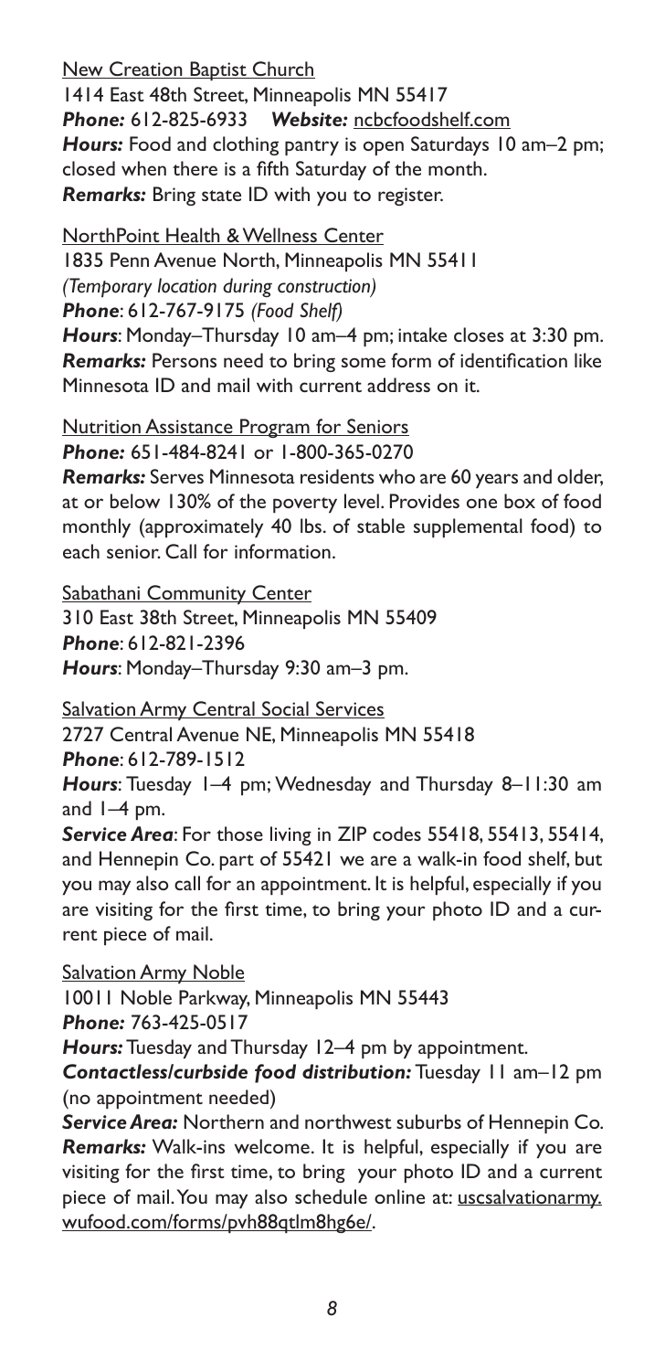New Creation Baptist Church
1414 East 48th Street, Minneapolis MN 55417
***Phone:*** 612-825-6933 ***Website:*** ncbcfoodshelf.com
***Hours:*** Food and clothing pantry is open Saturdays 10 am–2 pm; closed when there is a fifth Saturday of the month.
***Remarks:*** Bring state ID with you to register.

NorthPoint Health & Wellness Center
1835 Penn Avenue North, Minneapolis MN 55411
*(Temporary location during construction)*
***Phone***: 612-767-9175 *(Food Shelf)*
***Hours***: Monday–Thursday 10 am–4 pm; intake closes at 3:30 pm.
***Remarks:*** Persons need to bring some form of identification like Minnesota ID and mail with current address on it.

Nutrition Assistance Program for Seniors
***Phone:*** 651-484-8241 or 1-800-365-0270
***Remarks:*** Serves Minnesota residents who are 60 years and older, at or below 130% of the poverty level. Provides one box of food monthly (approximately 40 lbs. of stable supplemental food) to each senior. Call for information.

Sabathani Community Center
310 East 38th Street, Minneapolis MN 55409
***Phone***: 612-821-2396
***Hours***: Monday–Thursday 9:30 am–3 pm.

Salvation Army Central Social Services
2727 Central Avenue NE, Minneapolis MN 55418
***Phone***: 612-789-1512
***Hours***: Tuesday 1–4 pm; Wednesday and Thursday 8–11:30 am and 1–4 pm.
***Service Area***: For those living in ZIP codes 55418, 55413, 55414, and Hennepin Co. part of 55421 we are a walk-in food shelf, but you may also call for an appointment. It is helpful, especially if you are visiting for the first time, to bring your photo ID and a current piece of mail.

Salvation Army Noble
10011 Noble Parkway, Minneapolis MN 55443
***Phone:*** 763-425-0517
***Hours:*** Tuesday and Thursday 12–4 pm by appointment.
***Contactless/curbside food distribution:*** Tuesday 11 am–12 pm (no appointment needed)
***Service Area:*** Northern and northwest suburbs of Hennepin Co.
***Remarks:*** Walk-ins welcome. It is helpful, especially if you are visiting for the first time, to bring your photo ID and a current piece of mail. You may also schedule online at: uscsalvationarmy.wufood.com/forms/pvh88qtlm8hg6e/.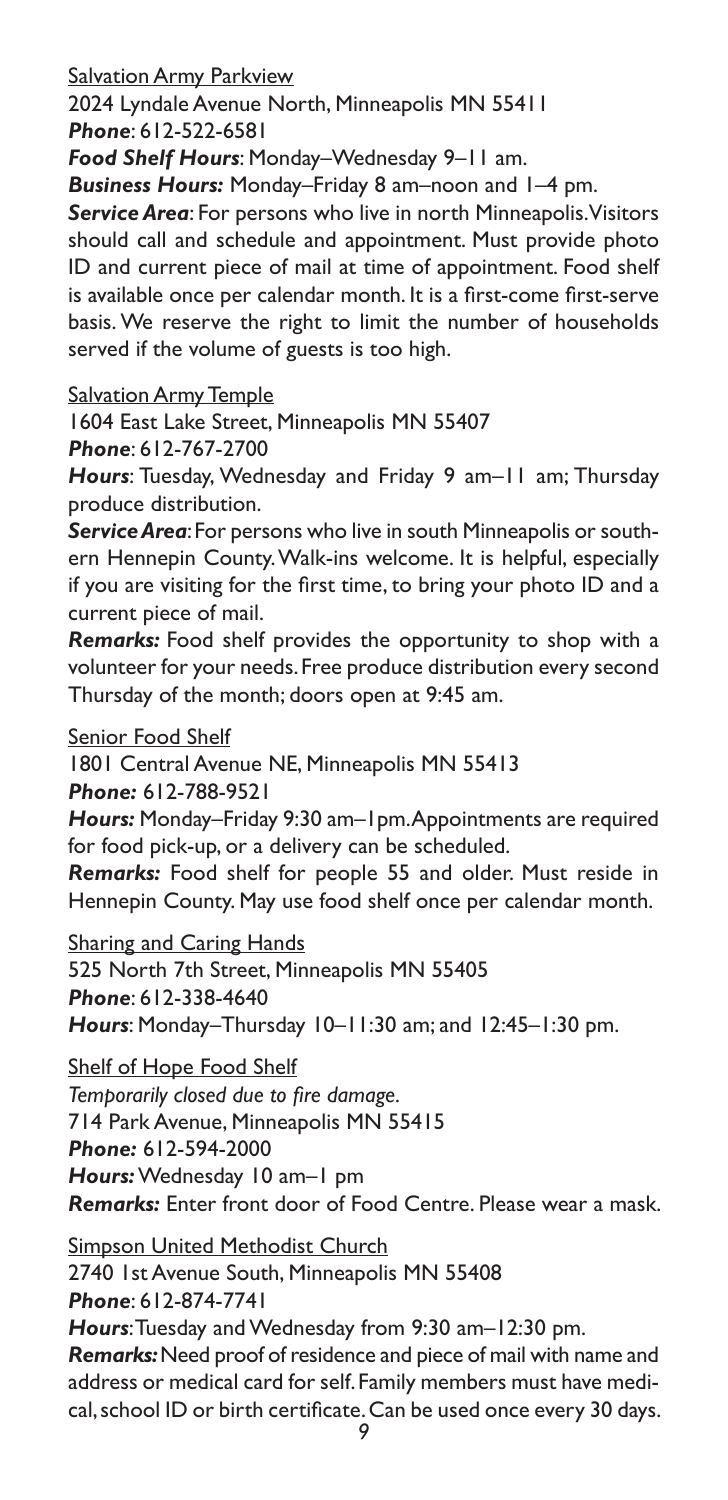Salvation Army Parkview

2024 Lyndale Avenue North, Minneapolis MN 55411

***Phone***: 612-522-6581

***Food Shelf Hours***: Monday–Wednesday 9–11 am.

***Business Hours:*** Monday–Friday 8 am–noon and 1–4 pm.

***Service Area***: For persons who live in north Minneapolis. Visitors should call and schedule and appointment. Must provide photo ID and current piece of mail at time of appointment. Food shelf is available once per calendar month. It is a first-come first-serve basis. We reserve the right to limit the number of households served if the volume of guests is too high.

Salvation Army Temple

1604 East Lake Street, Minneapolis MN 55407

***Phone***: 612-767-2700

***Hours***: Tuesday, Wednesday and Friday 9 am–11 am; Thursday produce distribution.

***Service Area***: For persons who live in south Minneapolis or southern Hennepin County. Walk-ins welcome. It is helpful, especially if you are visiting for the first time, to bring your photo ID and a current piece of mail.

***Remarks:*** Food shelf provides the opportunity to shop with a volunteer for your needs. Free produce distribution every second Thursday of the month; doors open at 9:45 am.

Senior Food Shelf

1801 Central Avenue NE, Minneapolis MN 55413

***Phone:*** 612-788-9521

***Hours:*** Monday–Friday 9:30 am–1pm. Appointments are required for food pick-up, or a delivery can be scheduled.

***Remarks:*** Food shelf for people 55 and older. Must reside in Hennepin County. May use food shelf once per calendar month.

Sharing and Caring Hands

525 North 7th Street, Minneapolis MN 55405

***Phone***: 612-338-4640

***Hours***: Monday–Thursday 10–11:30 am; and 12:45–1:30 pm.

Shelf of Hope Food Shelf

*Temporarily closed due to fire damage.*

714 Park Avenue, Minneapolis MN 55415

***Phone:*** 612-594-2000

***Hours:*** Wednesday 10 am–1 pm

***Remarks:*** Enter front door of Food Centre. Please wear a mask.

Simpson United Methodist Church

2740 1st Avenue South, Minneapolis MN 55408

***Phone***: 612-874-7741

***Hours***: Tuesday and Wednesday from 9:30 am–12:30 pm.

***Remarks:*** Need proof of residence and piece of mail with name and address or medical card for self. Family members must have medical, school ID or birth certificate. Can be used once every 30 days.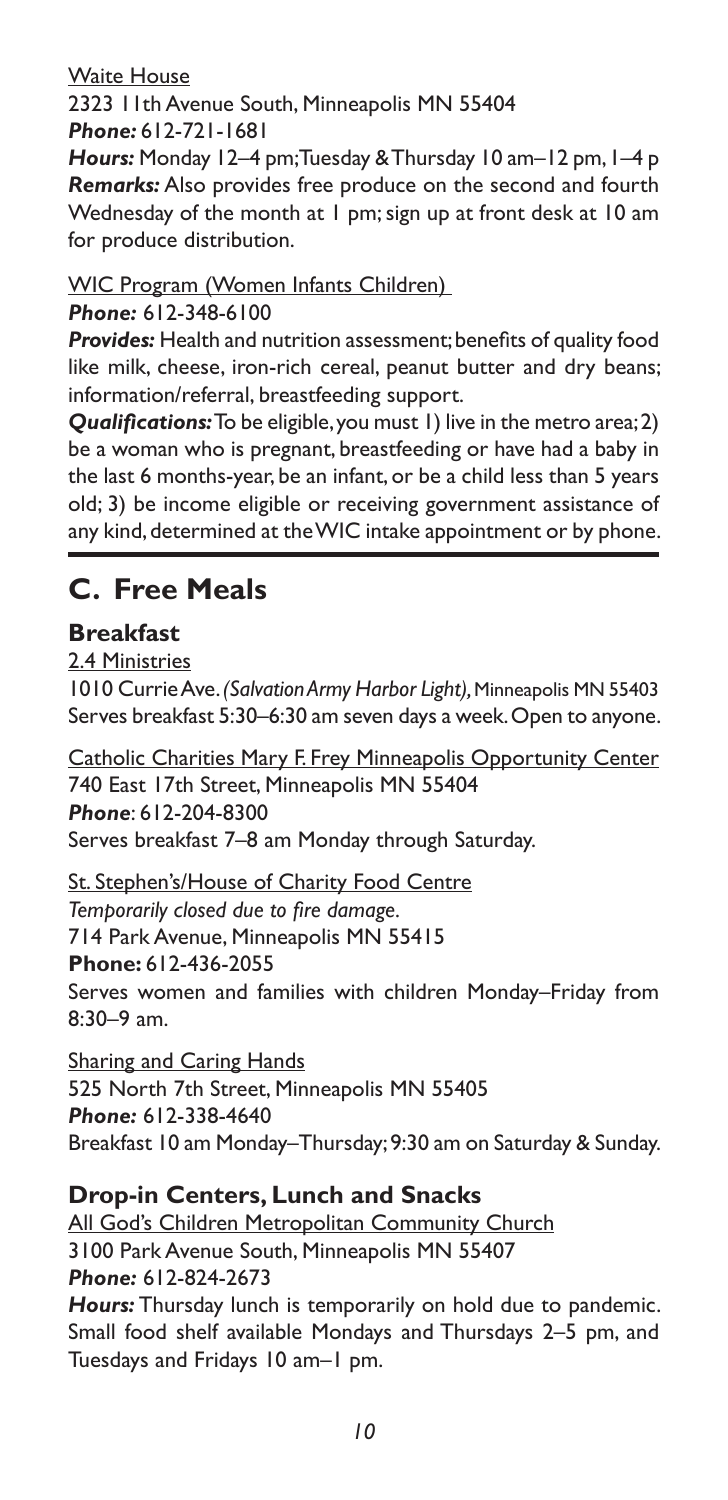Waite House
2323 11th Avenue South, Minneapolis MN 55404
***Phone:*** 612-721-1681
***Hours:*** Monday 12–4 pm; Tuesday & Thursday 10 am–12 pm, 1–4 p
***Remarks:*** Also provides free produce on the second and fourth Wednesday of the month at 1 pm; sign up at front desk at 10 am for produce distribution.

WIC Program (Women Infants Children)
***Phone:*** 612-348-6100
***Provides:*** Health and nutrition assessment; benefits of quality food like milk, cheese, iron-rich cereal, peanut butter and dry beans; information/referral, breastfeeding support.
***Qualifications:*** To be eligible, you must 1) live in the metro area; 2) be a woman who is pregnant, breastfeeding or have had a baby in the last 6 months-year, be an infant, or be a child less than 5 years old; 3) be income eligible or receiving government assistance of any kind, determined at the WIC intake appointment or by phone.

## C. Free Meals

### Breakfast

2.4 Ministries
1010 Currie Ave. *(Salvation Army Harbor Light),* Minneapolis MN 55403
Serves breakfast 5:30–6:30 am seven days a week. Open to anyone.

Catholic Charities Mary F. Frey Minneapolis Opportunity Center
740 East 17th Street, Minneapolis MN 55404
***Phone***: 612-204-8300
Serves breakfast 7–8 am Monday through Saturday.

St. Stephen's/House of Charity Food Centre
*Temporarily closed due to fire damage.*
714 Park Avenue, Minneapolis MN 55415
**Phone:** 612-436-2055
Serves women and families with children Monday–Friday from 8:30–9 am.

Sharing and Caring Hands
525 North 7th Street, Minneapolis MN 55405
***Phone:*** 612-338-4640
Breakfast 10 am Monday–Thursday; 9:30 am on Saturday & Sunday.

### Drop-in Centers, Lunch and Snacks

All God's Children Metropolitan Community Church
3100 Park Avenue South, Minneapolis MN 55407
***Phone:*** 612-824-2673
***Hours:*** Thursday lunch is temporarily on hold due to pandemic. Small food shelf available Mondays and Thursdays 2–5 pm, and Tuesdays and Fridays 10 am–1 pm.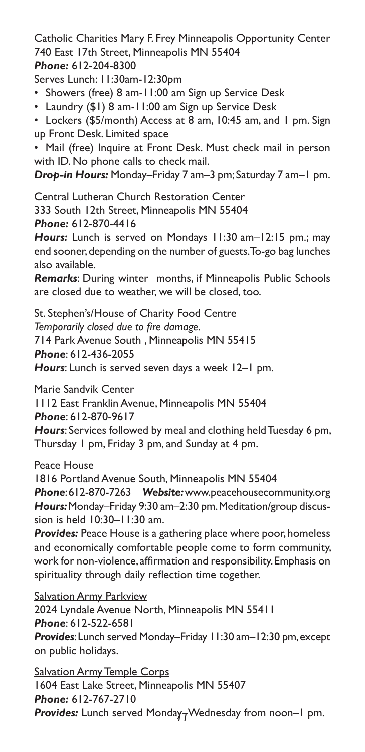Catholic Charities Mary F. Frey Minneapolis Opportunity Center
740 East 17th Street, Minneapolis MN 55404
***Phone:*** 612-204-8300
Serves Lunch: 11:30am-12:30pm

- Showers (free) 8 am-11:00 am Sign up Service Desk
- Laundry ($1) 8 am-11:00 am Sign up Service Desk
- Lockers ($5/month) Access at 8 am, 10:45 am, and 1 pm. Sign up Front Desk. Limited space
- Mail (free) Inquire at Front Desk. Must check mail in person with ID. No phone calls to check mail.

***Drop-in Hours:*** Monday–Friday 7 am–3 pm; Saturday 7 am–1 pm.

Central Lutheran Church Restoration Center
333 South 12th Street, Minneapolis MN 55404
***Phone:*** 612-870-4416
***Hours:*** Lunch is served on Mondays 11:30 am–12:15 pm.; may end sooner, depending on the number of guests. To-go bag lunches also available.
***Remarks***: During winter months, if Minneapolis Public Schools are closed due to weather, we will be closed, too.

St. Stephen's/House of Charity Food Centre
*Temporarily closed due to fire damage.*
714 Park Avenue South , Minneapolis MN 55415
***Phone***: 612-436-2055
***Hours***: Lunch is served seven days a week 12–1 pm.

Marie Sandvik Center
1112 East Franklin Avenue, Minneapolis MN 55404
***Phone***: 612-870-9617
***Hours***: Services followed by meal and clothing held Tuesday 6 pm, Thursday 1 pm, Friday 3 pm, and Sunday at 4 pm.

Peace House
1816 Portland Avenue South, Minneapolis MN 55404
***Phone***: 612-870-7263 ***Website:*** www.peacehousecommunity.org
***Hours:*** Monday–Friday 9:30 am–2:30 pm. Meditation/group discussion is held 10:30–11:30 am.
***Provides:*** Peace House is a gathering place where poor, homeless and economically comfortable people come to form community, work for non-violence, affirmation and responsibility. Emphasis on spirituality through daily reflection time together.

Salvation Army Parkview
2024 Lyndale Avenue North, Minneapolis MN 55411
***Phone***: 612-522-6581
***Provides***: Lunch served Monday–Friday 11:30 am–12:30 pm, except on public holidays.

Salvation Army Temple Corps
1604 East Lake Street, Minneapolis MN 55407
***Phone:*** 612-767-2710
***Provides:*** Lunch served Monday–Wednesday from noon–1 pm.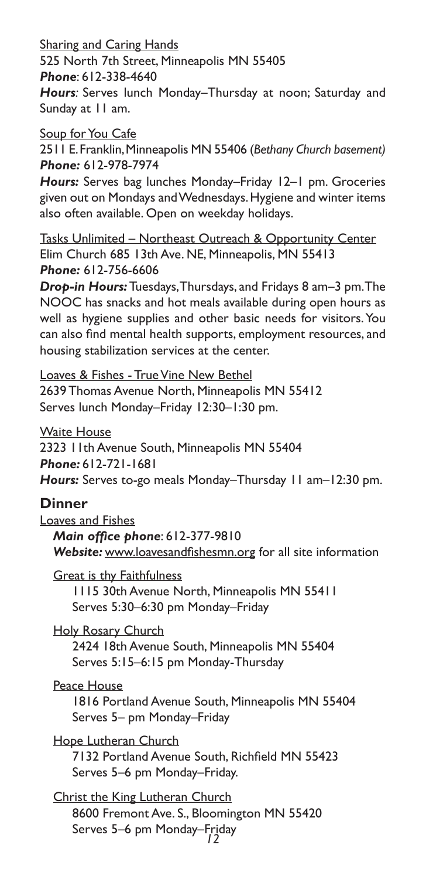Sharing and Caring Hands
525 North 7th Street, Minneapolis MN 55405
***Phone***: 612-338-4640
***Hours***: Serves lunch Monday–Thursday at noon; Saturday and Sunday at 11 am.

Soup for You Cafe
2511 E. Franklin, Minneapolis MN 55406 (*Bethany Church basement)*
***Phone:*** 612-978-7974
***Hours:*** Serves bag lunches Monday–Friday 12–1 pm. Groceries given out on Mondays and Wednesdays. Hygiene and winter items also often available. Open on weekday holidays.

Tasks Unlimited – Northeast Outreach & Opportunity Center
Elim Church 685 13th Ave. NE, Minneapolis, MN 55413
***Phone:*** 612-756-6606
***Drop-in Hours:*** Tuesdays, Thursdays, and Fridays 8 am–3 pm. The NOOC has snacks and hot meals available during open hours as well as hygiene supplies and other basic needs for visitors. You can also find mental health supports, employment resources, and housing stabilization services at the center.

Loaves & Fishes - True Vine New Bethel
2639 Thomas Avenue North, Minneapolis MN 55412
Serves lunch Monday–Friday 12:30–1:30 pm.

Waite House
2323 11th Avenue South, Minneapolis MN 55404
***Phone:*** 612-721-1681
***Hours:*** Serves to-go meals Monday–Thursday 11 am–12:30 pm.

## Dinner

Loaves and Fishes
***Main office phone***: 612-377-9810
***Website:*** www.loavesandfishesmn.org for all site information

Great is thy Faithfulness
1115 30th Avenue North, Minneapolis MN 55411
Serves 5:30–6:30 pm Monday–Friday

Holy Rosary Church
2424 18th Avenue South, Minneapolis MN 55404
Serves 5:15–6:15 pm Monday-Thursday

Peace House
1816 Portland Avenue South, Minneapolis MN 55404
Serves 5– pm Monday–Friday

Hope Lutheran Church
7132 Portland Avenue South, Richfield MN 55423
Serves 5–6 pm Monday–Friday.

Christ the King Lutheran Church
8600 Fremont Ave. S., Bloomington MN 55420
Serves 5–6 pm Monday–Friday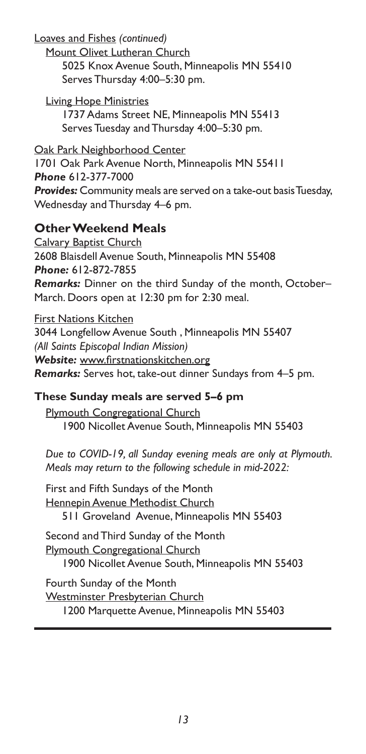Loaves and Fishes *(continued)*

Mount Olivet Lutheran Church
5025 Knox Avenue South, Minneapolis MN 55410
Serves Thursday 4:00–5:30 pm.

Living Hope Ministries
1737 Adams Street NE, Minneapolis MN 55413
Serves Tuesday and Thursday 4:00–5:30 pm.

Oak Park Neighborhood Center
1701 Oak Park Avenue North, Minneapolis MN 55411
***Phone*** 612-377-7000
***Provides:*** Community meals are served on a take-out basis Tuesday, Wednesday and Thursday 4–6 pm.

## Other Weekend Meals

Calvary Baptist Church
2608 Blaisdell Avenue South, Minneapolis MN 55408
***Phone:*** 612-872-7855
***Remarks:*** Dinner on the third Sunday of the month, October–March. Doors open at 12:30 pm for 2:30 meal.

First Nations Kitchen
3044 Longfellow Avenue South , Minneapolis MN 55407
*(All Saints Episcopal Indian Mission)*
***Website:*** www.firstnationskitchen.org
***Remarks:*** Serves hot, take-out dinner Sundays from 4–5 pm.

### These Sunday meals are served 5–6 pm

Plymouth Congregational Church
1900 Nicollet Avenue South, Minneapolis MN 55403

*Due to COVID-19, all Sunday evening meals are only at Plymouth. Meals may return to the following schedule in mid-2022:*

First and Fifth Sundays of the Month
Hennepin Avenue Methodist Church
511 Groveland Avenue, Minneapolis MN 55403

Second and Third Sunday of the Month
Plymouth Congregational Church
1900 Nicollet Avenue South, Minneapolis MN 55403

Fourth Sunday of the Month
Westminster Presbyterian Church
1200 Marquette Avenue, Minneapolis MN 55403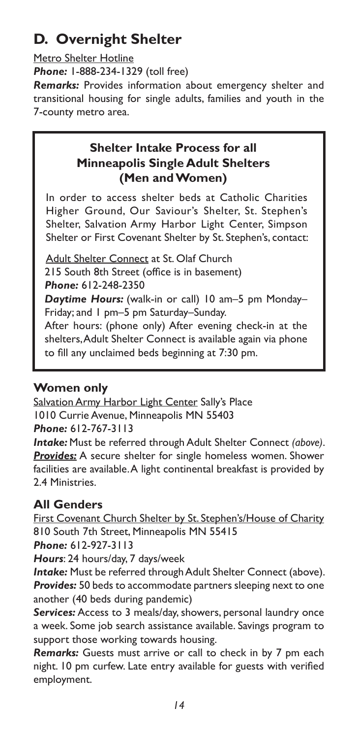## D. Overnight Shelter

Metro Shelter Hotline

***Phone:*** 1-888-234-1329 (toll free)

***Remarks:*** Provides information about emergency shelter and transitional housing for single adults, families and youth in the 7-county metro area.

### Shelter Intake Process for all Minneapolis Single Adult Shelters (Men and Women)

In order to access shelter beds at Catholic Charities Higher Ground, Our Saviour's Shelter, St. Stephen's Shelter, Salvation Army Harbor Light Center, Simpson Shelter or First Covenant Shelter by St. Stephen's, contact:

Adult Shelter Connect at St. Olaf Church
215 South 8th Street (office is in basement)
***Phone:*** 612-248-2350
***Daytime Hours:*** (walk-in or call) 10 am–5 pm Monday–Friday; and 1 pm–5 pm Saturday–Sunday.
After hours: (phone only) After evening check-in at the shelters, Adult Shelter Connect is available again via phone to fill any unclaimed beds beginning at 7:30 pm.

### Women only

Salvation Army Harbor Light Center Sally's Place
1010 Currie Avenue, Minneapolis MN 55403
***Phone:*** 612-767-3113
***Intake:*** Must be referred through Adult Shelter Connect *(above)*.
***Provides:*** A secure shelter for single homeless women. Shower facilities are available. A light continental breakfast is provided by 2.4 Ministries.

### All Genders

First Covenant Church Shelter by St. Stephen's/House of Charity
810 South 7th Street, Minneapolis MN 55415
***Phone:*** 612-927-3113
***Hours***: 24 hours/day, 7 days/week
***Intake:*** Must be referred through Adult Shelter Connect (above).
***Provides:*** 50 beds to accommodate partners sleeping next to one another (40 beds during pandemic)
***Services:*** Access to 3 meals/day, showers, personal laundry once a week. Some job search assistance available. Savings program to support those working towards housing.
***Remarks:*** Guests must arrive or call to check in by 7 pm each night. 10 pm curfew. Late entry available for guests with verified employment.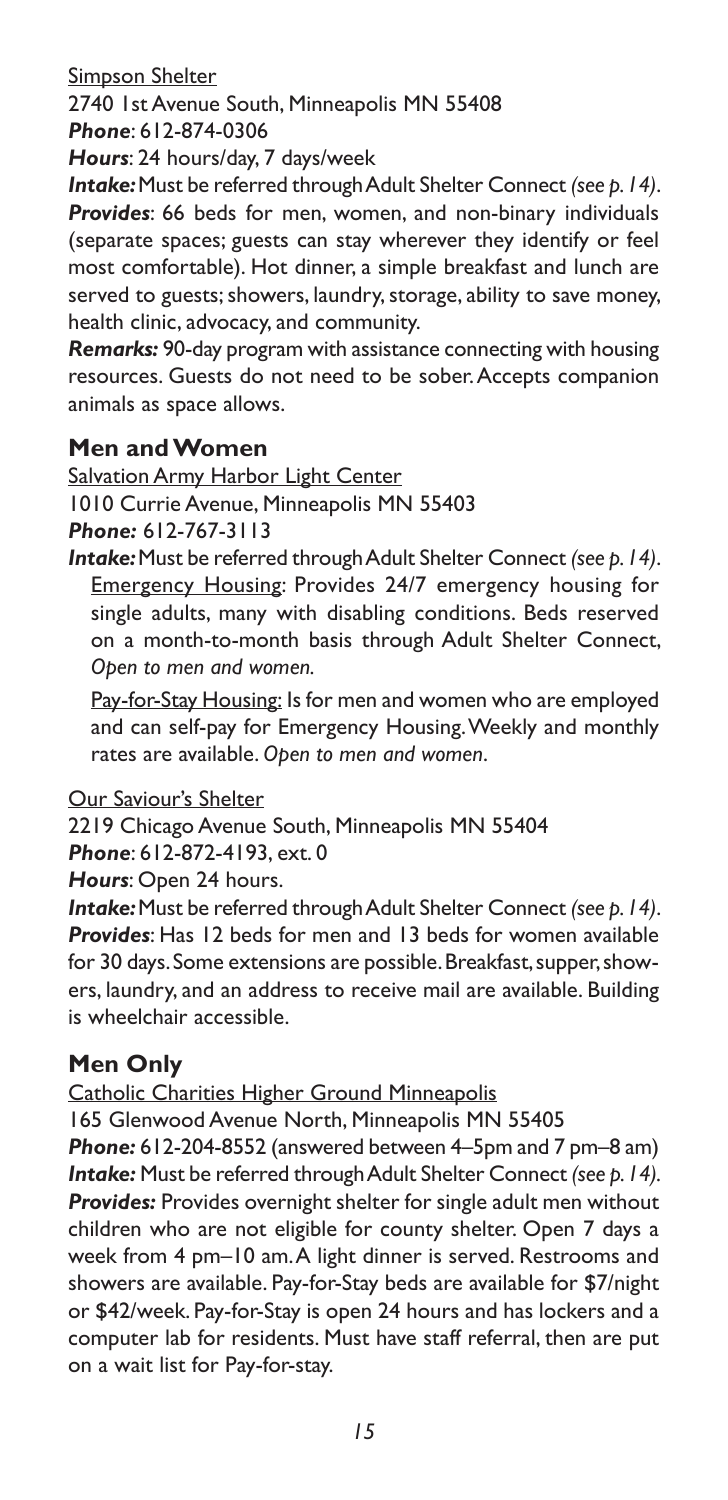Simpson Shelter

2740 1st Avenue South, Minneapolis MN 55408

***Phone***: 612-874-0306

***Hours***: 24 hours/day, 7 days/week

***Intake:*** Must be referred through Adult Shelter Connect *(see p. 14)*.

***Provides***: 66 beds for men, women, and non-binary individuals (separate spaces; guests can stay wherever they identify or feel most comfortable). Hot dinner, a simple breakfast and lunch are served to guests; showers, laundry, storage, ability to save money, health clinic, advocacy, and community.

***Remarks:*** 90-day program with assistance connecting with housing resources. Guests do not need to be sober. Accepts companion animals as space allows.

## Men and Women

Salvation Army Harbor Light Center

1010 Currie Avenue, Minneapolis MN 55403

***Phone:*** 612-767-3113

***Intake:*** Must be referred through Adult Shelter Connect *(see p. 14)*.

Emergency Housing: Provides 24/7 emergency housing for single adults, many with disabling conditions. Beds reserved on a month-to-month basis through Adult Shelter Connect, *Open to men and women.*

Pay-for-Stay Housing: Is for men and women who are employed and can self-pay for Emergency Housing. Weekly and monthly rates are available. *Open to men and women*.

Our Saviour's Shelter

2219 Chicago Avenue South, Minneapolis MN 55404

***Phone***: 612-872-4193, ext. 0

***Hours***: Open 24 hours.

***Intake:*** Must be referred through Adult Shelter Connect *(see p. 14)*.

***Provides***: Has 12 beds for men and 13 beds for women available for 30 days. Some extensions are possible. Breakfast, supper, showers, laundry, and an address to receive mail are available. Building is wheelchair accessible.

## Men Only

Catholic Charities Higher Ground Minneapolis

165 Glenwood Avenue North, Minneapolis MN 55405

***Phone:*** 612-204-8552 (answered between 4–5pm and 7 pm–8 am)

***Intake:*** Must be referred through Adult Shelter Connect *(see p. 14)*.

***Provides:*** Provides overnight shelter for single adult men without children who are not eligible for county shelter. Open 7 days a week from 4 pm–10 am. A light dinner is served. Restrooms and showers are available. Pay-for-Stay beds are available for $7/night or $42/week. Pay-for-Stay is open 24 hours and has lockers and a computer lab for residents. Must have staff referral, then are put on a wait list for Pay-for-stay.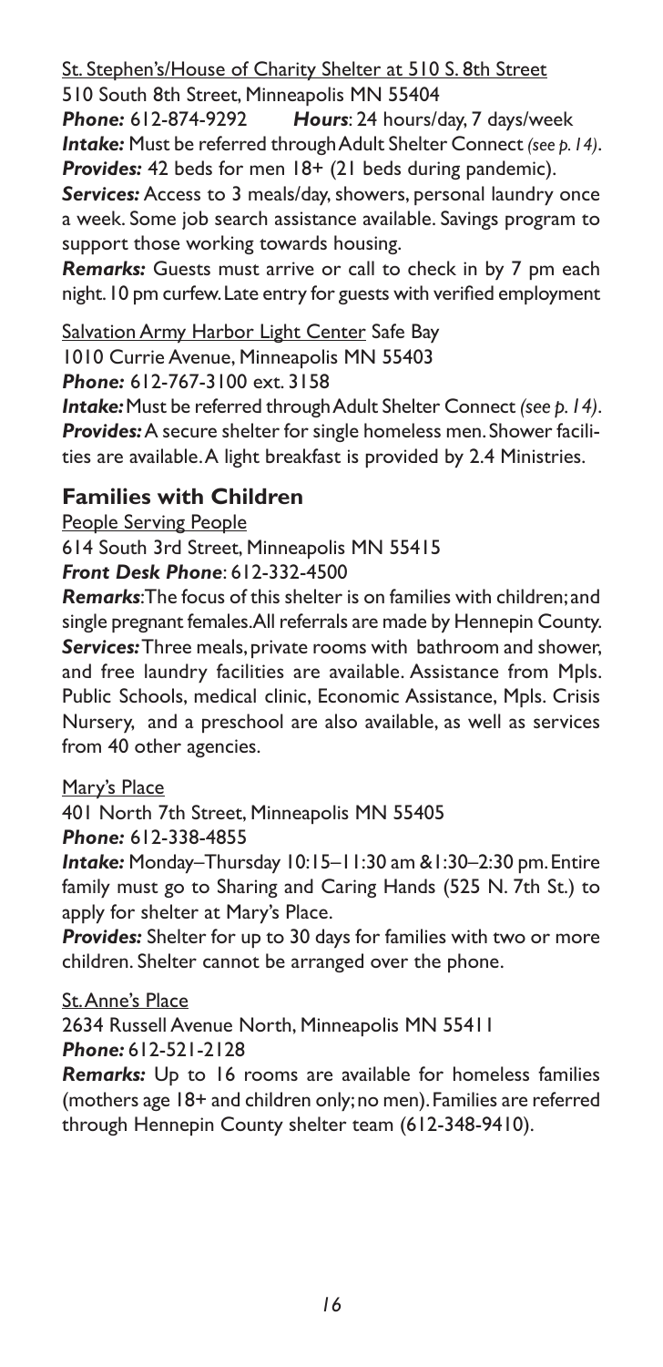St. Stephen's/House of Charity Shelter at 510 S. 8th Street
510 South 8th Street, Minneapolis MN 55404
***Phone:*** 612-874-9292 ***Hours***: 24 hours/day, 7 days/week
***Intake:*** Must be referred through Adult Shelter Connect *(see p. 14)*.
***Provides:*** 42 beds for men 18+ (21 beds during pandemic).
***Services:*** Access to 3 meals/day, showers, personal laundry once a week. Some job search assistance available. Savings program to support those working towards housing.
***Remarks:*** Guests must arrive or call to check in by 7 pm each night. 10 pm curfew. Late entry for guests with verified employment

Salvation Army Harbor Light Center Safe Bay
1010 Currie Avenue, Minneapolis MN 55403
***Phone:*** 612-767-3100 ext. 3158
***Intake:*** Must be referred through Adult Shelter Connect *(see p. 14)*.
***Provides:*** A secure shelter for single homeless men. Shower facilities are available. A light breakfast is provided by 2.4 Ministries.

## Families with Children

People Serving People
614 South 3rd Street, Minneapolis MN 55415
***Front Desk Phone***: 612-332-4500
***Remarks***: The focus of this shelter is on families with children; and single pregnant females. All referrals are made by Hennepin County.
***Services:*** Three meals, private rooms with bathroom and shower, and free laundry facilities are available. Assistance from Mpls. Public Schools, medical clinic, Economic Assistance, Mpls. Crisis Nursery, and a preschool are also available, as well as services from 40 other agencies.

Mary's Place
401 North 7th Street, Minneapolis MN 55405
***Phone:*** 612-338-4855
***Intake:*** Monday–Thursday 10:15–11:30 am & 1:30–2:30 pm. Entire family must go to Sharing and Caring Hands (525 N. 7th St.) to apply for shelter at Mary's Place.
***Provides:*** Shelter for up to 30 days for families with two or more children. Shelter cannot be arranged over the phone.

St. Anne's Place
2634 Russell Avenue North, Minneapolis MN 55411
***Phone:*** 612-521-2128
***Remarks:*** Up to 16 rooms are available for homeless families (mothers age 18+ and children only; no men). Families are referred through Hennepin County shelter team (612-348-9410).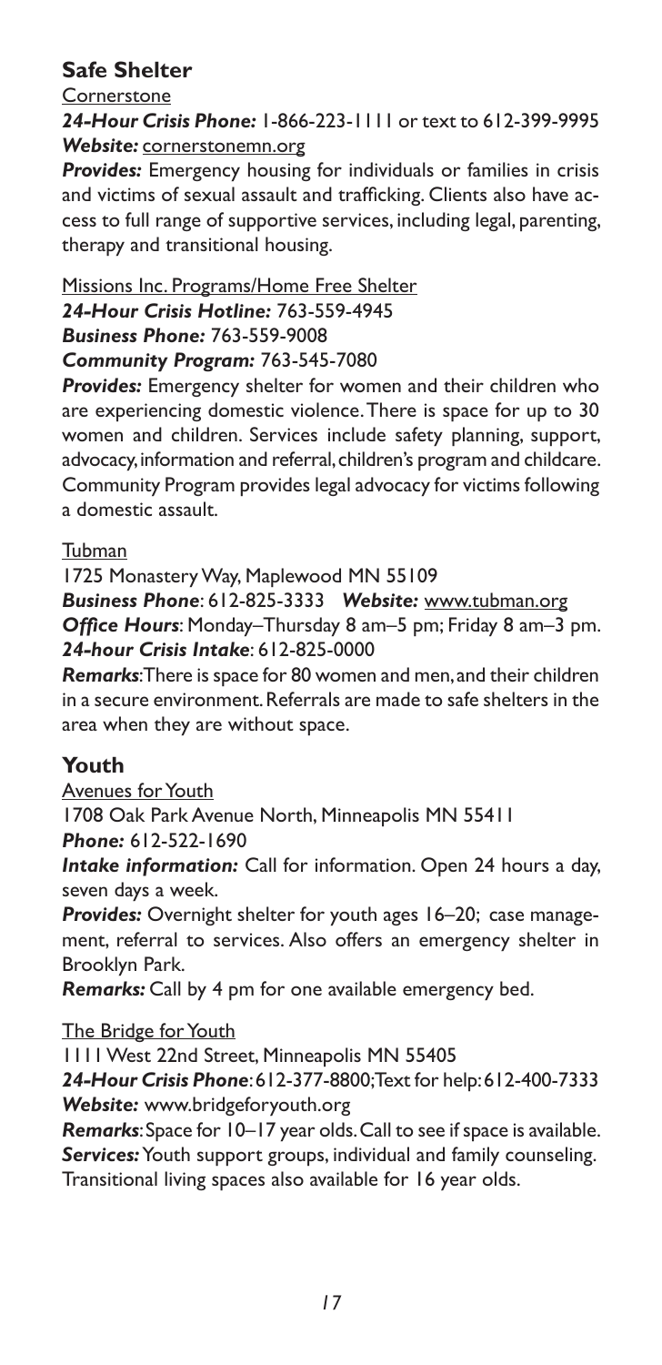## Safe Shelter

Cornerstone

***24-Hour Crisis Phone:*** 1-866-223-1111 or text to 612-399-9995
***Website:*** cornerstonemn.org

***Provides:*** Emergency housing for individuals or families in crisis and victims of sexual assault and trafficking. Clients also have access to full range of supportive services, including legal, parenting, therapy and transitional housing.

Missions Inc. Programs/Home Free Shelter

***24-Hour Crisis Hotline:*** 763-559-4945
***Business Phone:*** 763-559-9008
***Community Program:*** 763-545-7080

***Provides:*** Emergency shelter for women and their children who are experiencing domestic violence. There is space for up to 30 women and children. Services include safety planning, support, advocacy, information and referral, children's program and childcare. Community Program provides legal advocacy for victims following a domestic assault.

Tubman

1725 Monastery Way, Maplewood MN 55109
***Business Phone***: 612-825-3333 ***Website:*** www.tubman.org
***Office Hours***: Monday–Thursday 8 am–5 pm; Friday 8 am–3 pm.
***24-hour Crisis Intake***: 612-825-0000

***Remarks***: There is space for 80 women and men, and their children in a secure environment. Referrals are made to safe shelters in the area when they are without space.

## Youth

Avenues for Youth

1708 Oak Park Avenue North, Minneapolis MN 55411
***Phone:*** 612-522-1690

***Intake information:*** Call for information. Open 24 hours a day, seven days a week.

***Provides:*** Overnight shelter for youth ages 16–20; case management, referral to services. Also offers an emergency shelter in Brooklyn Park.

***Remarks:*** Call by 4 pm for one available emergency bed.

The Bridge for Youth

1111 West 22nd Street, Minneapolis MN 55405
***24-Hour Crisis Phone***: 612-377-8800; Text for help: 612-400-7333
***Website:*** www.bridgeforyouth.org

***Remarks***: Space for 10–17 year olds. Call to see if space is available.
***Services:*** Youth support groups, individual and family counseling. Transitional living spaces also available for 16 year olds.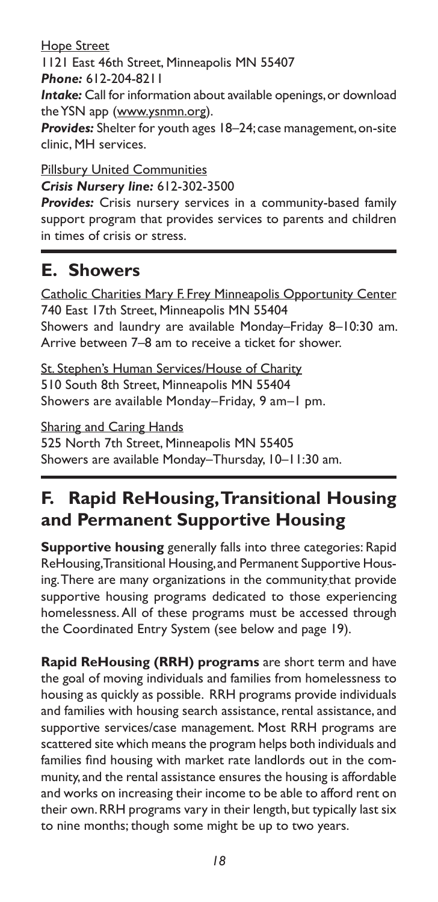Hope Street
1121 East 46th Street, Minneapolis MN 55407
***Phone:*** 612-204-8211
***Intake:*** Call for information about available openings, or download the YSN app (www.ysnmn.org).
***Provides:*** Shelter for youth ages 18–24; case management, on-site clinic, MH services.

Pillsbury United Communities
***Crisis Nursery line:*** 612-302-3500
***Provides:*** Crisis nursery services in a community-based family support program that provides services to parents and children in times of crisis or stress.

## E. Showers

Catholic Charities Mary F. Frey Minneapolis Opportunity Center
740 East 17th Street, Minneapolis MN 55404
Showers and laundry are available Monday–Friday 8–10:30 am. Arrive between 7–8 am to receive a ticket for shower.

St. Stephen's Human Services/House of Charity
510 South 8th Street, Minneapolis MN 55404
Showers are available Monday–Friday, 9 am–1 pm.

Sharing and Caring Hands
525 North 7th Street, Minneapolis MN 55405
Showers are available Monday–Thursday, 10–11:30 am.

## F. Rapid ReHousing, Transitional Housing and Permanent Supportive Housing

**Supportive housing** generally falls into three categories: Rapid ReHousing, Transitional Housing, and Permanent Supportive Housing. There are many organizations in the community that provide supportive housing programs dedicated to those experiencing homelessness. All of these programs must be accessed through the Coordinated Entry System (see below and page 19).

**Rapid ReHousing (RRH) programs** are short term and have the goal of moving individuals and families from homelessness to housing as quickly as possible. RRH programs provide individuals and families with housing search assistance, rental assistance, and supportive services/case management. Most RRH programs are scattered site which means the program helps both individuals and families find housing with market rate landlords out in the community, and the rental assistance ensures the housing is affordable and works on increasing their income to be able to afford rent on their own. RRH programs vary in their length, but typically last six to nine months; though some might be up to two years.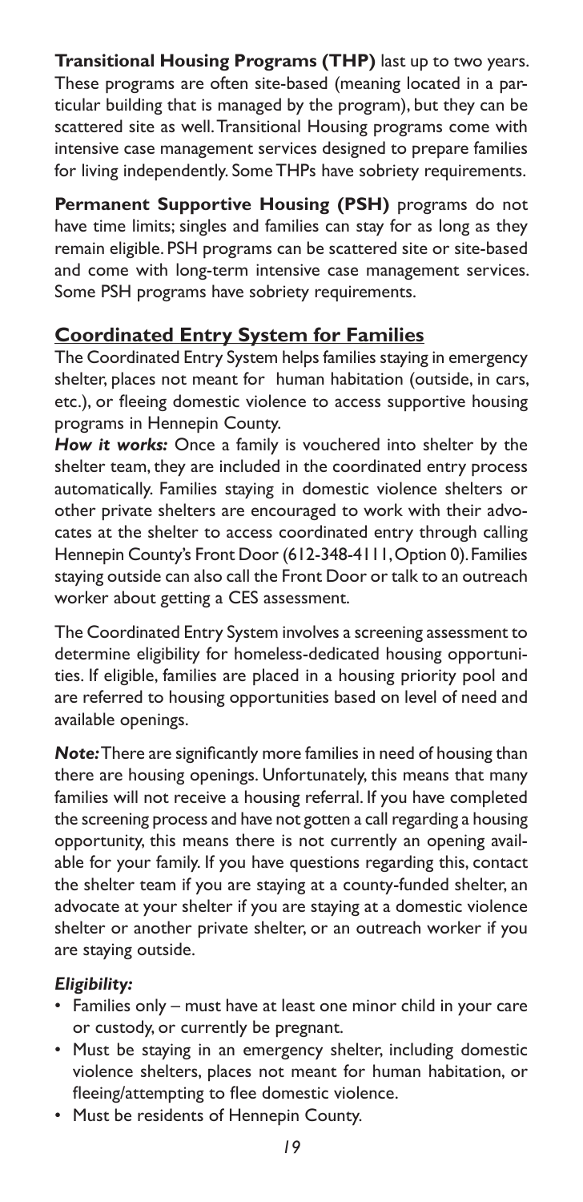**Transitional Housing Programs (THP)** last up to two years. These programs are often site-based (meaning located in a particular building that is managed by the program), but they can be scattered site as well. Transitional Housing programs come with intensive case management services designed to prepare families for living independently. Some THPs have sobriety requirements.

**Permanent Supportive Housing (PSH)** programs do not have time limits; singles and families can stay for as long as they remain eligible. PSH programs can be scattered site or site-based and come with long-term intensive case management services. Some PSH programs have sobriety requirements.

## Coordinated Entry System for Families

The Coordinated Entry System helps families staying in emergency shelter, places not meant for human habitation (outside, in cars, etc.), or fleeing domestic violence to access supportive housing programs in Hennepin County.

***How it works:*** Once a family is vouchered into shelter by the shelter team, they are included in the coordinated entry process automatically. Families staying in domestic violence shelters or other private shelters are encouraged to work with their advocates at the shelter to access coordinated entry through calling Hennepin County's Front Door (612-348-4111, Option 0). Families staying outside can also call the Front Door or talk to an outreach worker about getting a CES assessment.

The Coordinated Entry System involves a screening assessment to determine eligibility for homeless-dedicated housing opportunities. If eligible, families are placed in a housing priority pool and are referred to housing opportunities based on level of need and available openings.

***Note:*** There are significantly more families in need of housing than there are housing openings. Unfortunately, this means that many families will not receive a housing referral. If you have completed the screening process and have not gotten a call regarding a housing opportunity, this means there is not currently an opening available for your family. If you have questions regarding this, contact the shelter team if you are staying at a county-funded shelter, an advocate at your shelter if you are staying at a domestic violence shelter or another private shelter, or an outreach worker if you are staying outside.

***Eligibility:***

- Families only – must have at least one minor child in your care or custody, or currently be pregnant.
- Must be staying in an emergency shelter, including domestic violence shelters, places not meant for human habitation, or fleeing/attempting to flee domestic violence.
- Must be residents of Hennepin County.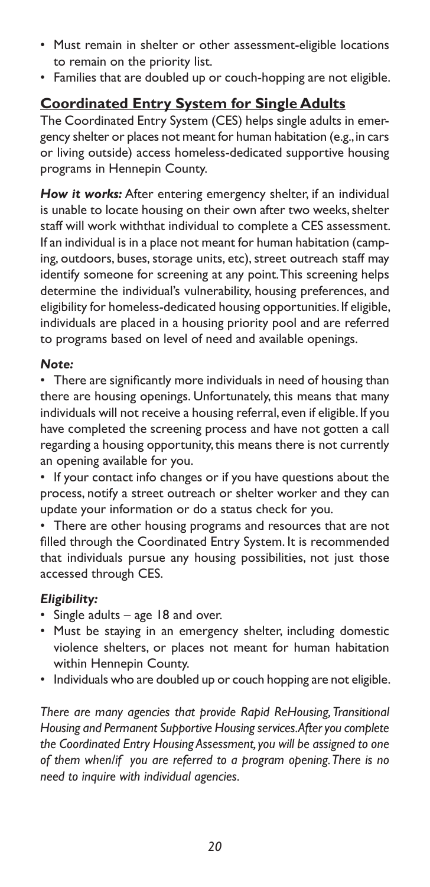- Must remain in shelter or other assessment-eligible locations to remain on the priority list.
- Families that are doubled up or couch-hopping are not eligible.

## Coordinated Entry System for Single Adults

The Coordinated Entry System (CES) helps single adults in emergency shelter or places not meant for human habitation (e.g., in cars or living outside) access homeless-dedicated supportive housing programs in Hennepin County.

***How it works:*** After entering emergency shelter, if an individual is unable to locate housing on their own after two weeks, shelter staff will work withthat individual to complete a CES assessment. If an individual is in a place not meant for human habitation (camping, outdoors, buses, storage units, etc), street outreach staff may identify someone for screening at any point. This screening helps determine the individual's vulnerability, housing preferences, and eligibility for homeless-dedicated housing opportunities. If eligible, individuals are placed in a housing priority pool and are referred to programs based on level of need and available openings.

***Note:***

- There are significantly more individuals in need of housing than there are housing openings. Unfortunately, this means that many individuals will not receive a housing referral, even if eligible. If you have completed the screening process and have not gotten a call regarding a housing opportunity, this means there is not currently an opening available for you.
- If your contact info changes or if you have questions about the process, notify a street outreach or shelter worker and they can update your information or do a status check for you.
- There are other housing programs and resources that are not filled through the Coordinated Entry System. It is recommended that individuals pursue any housing possibilities, not just those accessed through CES.

***Eligibility:***

- Single adults – age 18 and over.
- Must be staying in an emergency shelter, including domestic violence shelters, or places not meant for human habitation within Hennepin County.
- Individuals who are doubled up or couch hopping are not eligible.

*There are many agencies that provide Rapid ReHousing, Transitional Housing and Permanent Supportive Housing services. After you complete the Coordinated Entry Housing Assessment, you will be assigned to one of them when/if you are referred to a program opening. There is no need to inquire with individual agencies.*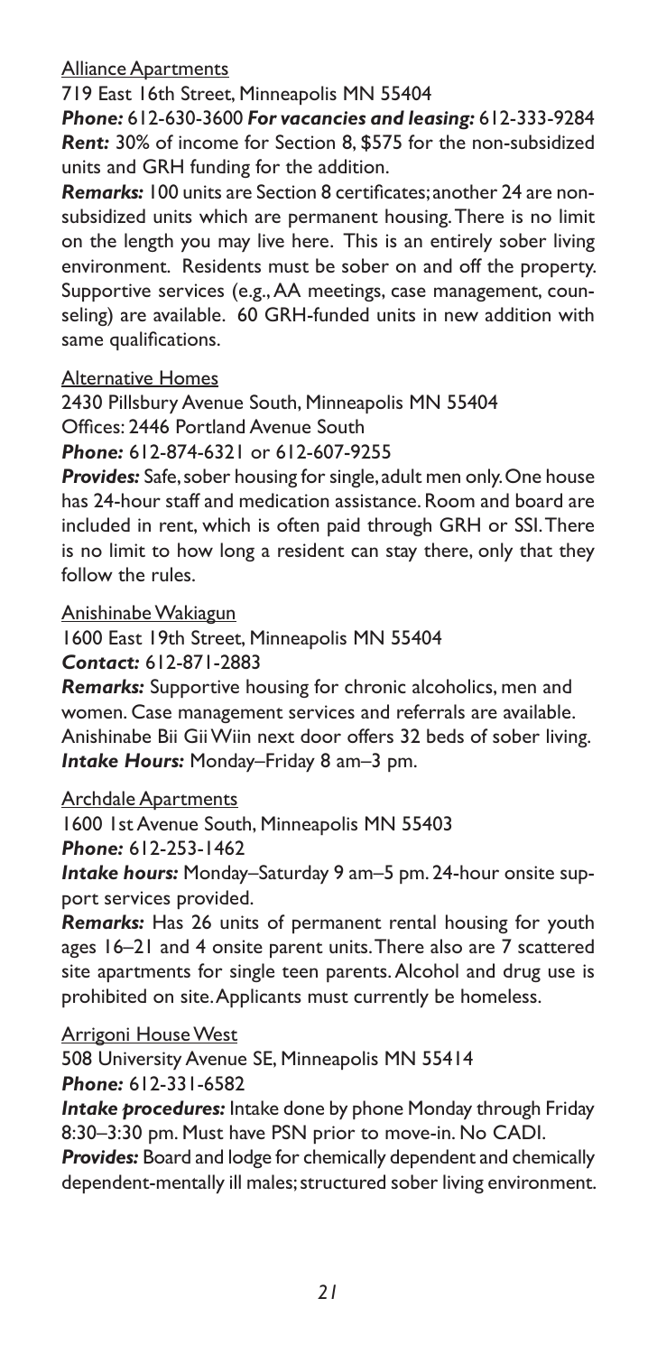<u>Alliance Apartments</u>

719 East 16th Street, Minneapolis MN 55404

***Phone:*** 612-630-3600 ***For vacancies and leasing:*** 612-333-9284

***Rent:*** 30% of income for Section 8, $575 for the non-subsidized units and GRH funding for the addition.

***Remarks:*** 100 units are Section 8 certificates; another 24 are non-subsidized units which are permanent housing. There is no limit on the length you may live here. This is an entirely sober living environment. Residents must be sober on and off the property. Supportive services (e.g., AA meetings, case management, counseling) are available. 60 GRH-funded units in new addition with same qualifications.

<u>Alternative Homes</u>

2430 Pillsbury Avenue South, Minneapolis MN 55404

Offices: 2446 Portland Avenue South

***Phone:*** 612-874-6321 or 612-607-9255

***Provides:*** Safe, sober housing for single, adult men only. One house has 24-hour staff and medication assistance. Room and board are included in rent, which is often paid through GRH or SSI. There is no limit to how long a resident can stay there, only that they follow the rules.

<u>Anishinabe Wakiagun</u>

1600 East 19th Street, Minneapolis MN 55404

***Contact:*** 612-871-2883

***Remarks:*** Supportive housing for chronic alcoholics, men and women. Case management services and referrals are available. Anishinabe Bii Gii Wiin next door offers 32 beds of sober living.

***Intake Hours:*** Monday–Friday 8 am–3 pm.

<u>Archdale Apartments</u>

1600 1st Avenue South, Minneapolis MN 55403

***Phone:*** 612-253-1462

***Intake hours:*** Monday–Saturday 9 am–5 pm. 24-hour onsite support services provided.

***Remarks:*** Has 26 units of permanent rental housing for youth ages 16–21 and 4 onsite parent units. There also are 7 scattered site apartments for single teen parents. Alcohol and drug use is prohibited on site. Applicants must currently be homeless.

<u>Arrigoni House West</u>

508 University Avenue SE, Minneapolis MN 55414

***Phone:*** 612-331-6582

***Intake procedures:*** Intake done by phone Monday through Friday 8:30–3:30 pm. Must have PSN prior to move-in. No CADI.

***Provides:*** Board and lodge for chemically dependent and chemically dependent-mentally ill males; structured sober living environment.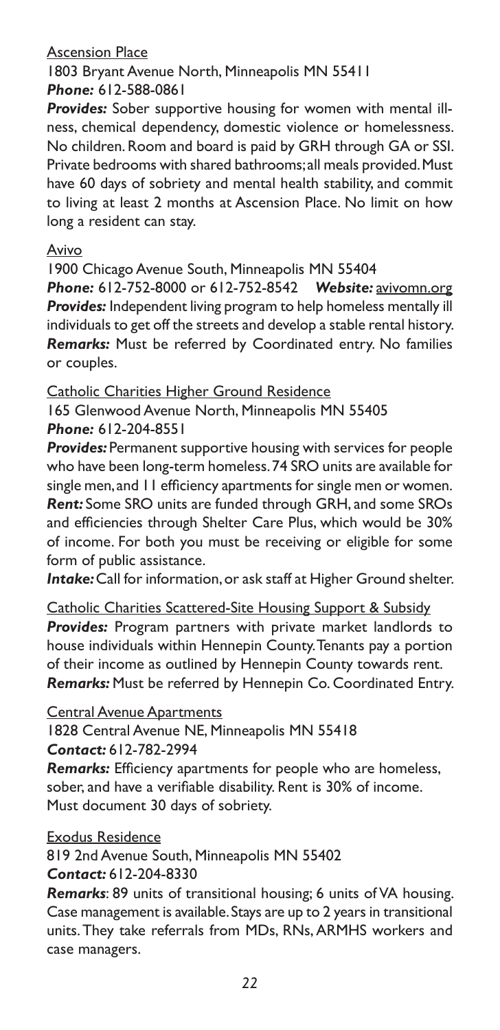Ascension Place

1803 Bryant Avenue North, Minneapolis MN 55411
***Phone:*** 612-588-0861

***Provides:*** Sober supportive housing for women with mental illness, chemical dependency, domestic violence or homelessness. No children. Room and board is paid by GRH through GA or SSI. Private bedrooms with shared bathrooms; all meals provided. Must have 60 days of sobriety and mental health stability, and commit to living at least 2 months at Ascension Place. No limit on how long a resident can stay.

Avivo

1900 Chicago Avenue South, Minneapolis MN 55404
***Phone:*** 612-752-8000 or 612-752-8542 ***Website:*** avivomn.org
***Provides:*** Independent living program to help homeless mentally ill individuals to get off the streets and develop a stable rental history.
***Remarks:*** Must be referred by Coordinated entry. No families or couples.

Catholic Charities Higher Ground Residence

165 Glenwood Avenue North, Minneapolis MN 55405
***Phone:*** 612-204-8551

***Provides:*** Permanent supportive housing with services for people who have been long-term homeless. 74 SRO units are available for single men, and 11 efficiency apartments for single men or women.
***Rent:*** Some SRO units are funded through GRH, and some SROs and efficiencies through Shelter Care Plus, which would be 30% of income. For both you must be receiving or eligible for some form of public assistance.
***Intake:*** Call for information, or ask staff at Higher Ground shelter.

Catholic Charities Scattered-Site Housing Support & Subsidy

***Provides:*** Program partners with private market landlords to house individuals within Hennepin County. Tenants pay a portion of their income as outlined by Hennepin County towards rent.
***Remarks:*** Must be referred by Hennepin Co. Coordinated Entry.

Central Avenue Apartments

1828 Central Avenue NE, Minneapolis MN 55418
***Contact:*** 612-782-2994
***Remarks:*** Efficiency apartments for people who are homeless, sober, and have a verifiable disability. Rent is 30% of income. Must document 30 days of sobriety.

Exodus Residence

819 2nd Avenue South, Minneapolis MN 55402
***Contact:*** 612-204-8330
***Remarks***: 89 units of transitional housing; 6 units of VA housing. Case management is available. Stays are up to 2 years in transitional units. They take referrals from MDs, RNs, ARMHS workers and case managers.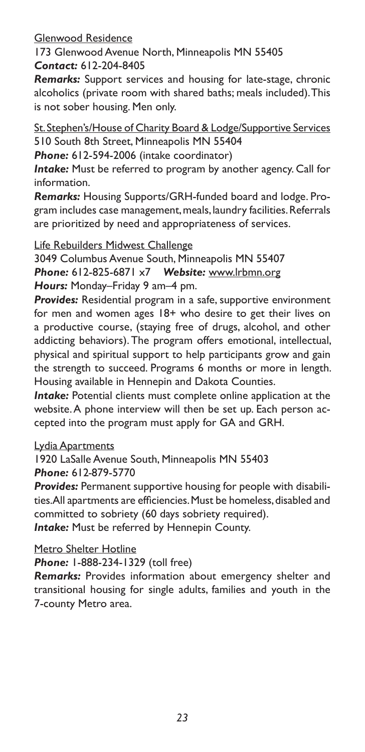<u>Glenwood Residence</u>

173 Glenwood Avenue North, Minneapolis MN 55405
***Contact:*** 612-204-8405
***Remarks:*** Support services and housing for late-stage, chronic alcoholics (private room with shared baths; meals included). This is not sober housing. Men only.

<u>St. Stephen's/House of Charity Board & Lodge/Supportive Services</u>

510 South 8th Street, Minneapolis MN 55404
***Phone:*** 612-594-2006 (intake coordinator)
***Intake:*** Must be referred to program by another agency. Call for information.
***Remarks:*** Housing Supports/GRH-funded board and lodge. Program includes case management, meals, laundry facilities. Referrals are prioritized by need and appropriateness of services.

<u>Life Rebuilders Midwest Challenge</u>

3049 Columbus Avenue South, Minneapolis MN 55407
***Phone:*** 612-825-6871 x7 ***Website:*** <u>www.lrbmn.org</u>
***Hours:*** Monday–Friday 9 am–4 pm.
***Provides:*** Residential program in a safe, supportive environment for men and women ages 18+ who desire to get their lives on a productive course, (staying free of drugs, alcohol, and other addicting behaviors). The program offers emotional, intellectual, physical and spiritual support to help participants grow and gain the strength to succeed. Programs 6 months or more in length. Housing available in Hennepin and Dakota Counties.
***Intake:*** Potential clients must complete online application at the website. A phone interview will then be set up. Each person accepted into the program must apply for GA and GRH.

<u>Lydia Apartments</u>

1920 LaSalle Avenue South, Minneapolis MN 55403
***Phone:*** 612-879-5770
***Provides:*** Permanent supportive housing for people with disabilities. All apartments are efficiencies. Must be homeless, disabled and committed to sobriety (60 days sobriety required).
***Intake:*** Must be referred by Hennepin County.

<u>Metro Shelter Hotline</u>

***Phone:*** 1-888-234-1329 (toll free)
***Remarks:*** Provides information about emergency shelter and transitional housing for single adults, families and youth in the 7-county Metro area.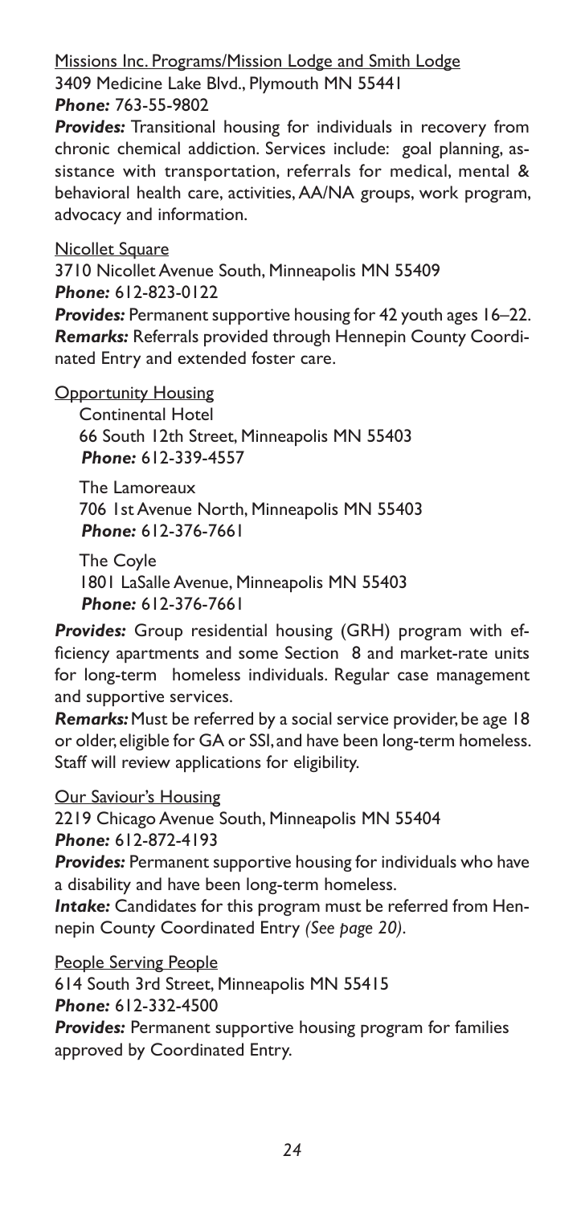Missions Inc. Programs/Mission Lodge and Smith Lodge
3409 Medicine Lake Blvd., Plymouth MN 55441
***Phone:*** 763-55-9802

***Provides:*** Transitional housing for individuals in recovery from chronic chemical addiction. Services include: goal planning, assistance with transportation, referrals for medical, mental & behavioral health care, activities, AA/NA groups, work program, advocacy and information.

Nicollet Square
3710 Nicollet Avenue South, Minneapolis MN 55409
***Phone:*** 612-823-0122

***Provides:*** Permanent supportive housing for 42 youth ages 16–22.
***Remarks:*** Referrals provided through Hennepin County Coordinated Entry and extended foster care.

Opportunity Housing

Continental Hotel
66 South 12th Street, Minneapolis MN 55403
***Phone:*** 612-339-4557

The Lamoreaux
706 1st Avenue North, Minneapolis MN 55403
***Phone:*** 612-376-7661

The Coyle
1801 LaSalle Avenue, Minneapolis MN 55403
***Phone:*** 612-376-7661

***Provides:*** Group residential housing (GRH) program with efficiency apartments and some Section 8 and market-rate units for long-term homeless individuals. Regular case management and supportive services.
***Remarks:*** Must be referred by a social service provider, be age 18 or older, eligible for GA or SSI, and have been long-term homeless. Staff will review applications for eligibility.

Our Saviour's Housing
2219 Chicago Avenue South, Minneapolis MN 55404
***Phone:*** 612-872-4193

***Provides:*** Permanent supportive housing for individuals who have a disability and have been long-term homeless.
***Intake:*** Candidates for this program must be referred from Hennepin County Coordinated Entry *(See page 20)*.

People Serving People
614 South 3rd Street, Minneapolis MN 55415
***Phone:*** 612-332-4500

***Provides:*** Permanent supportive housing program for families approved by Coordinated Entry.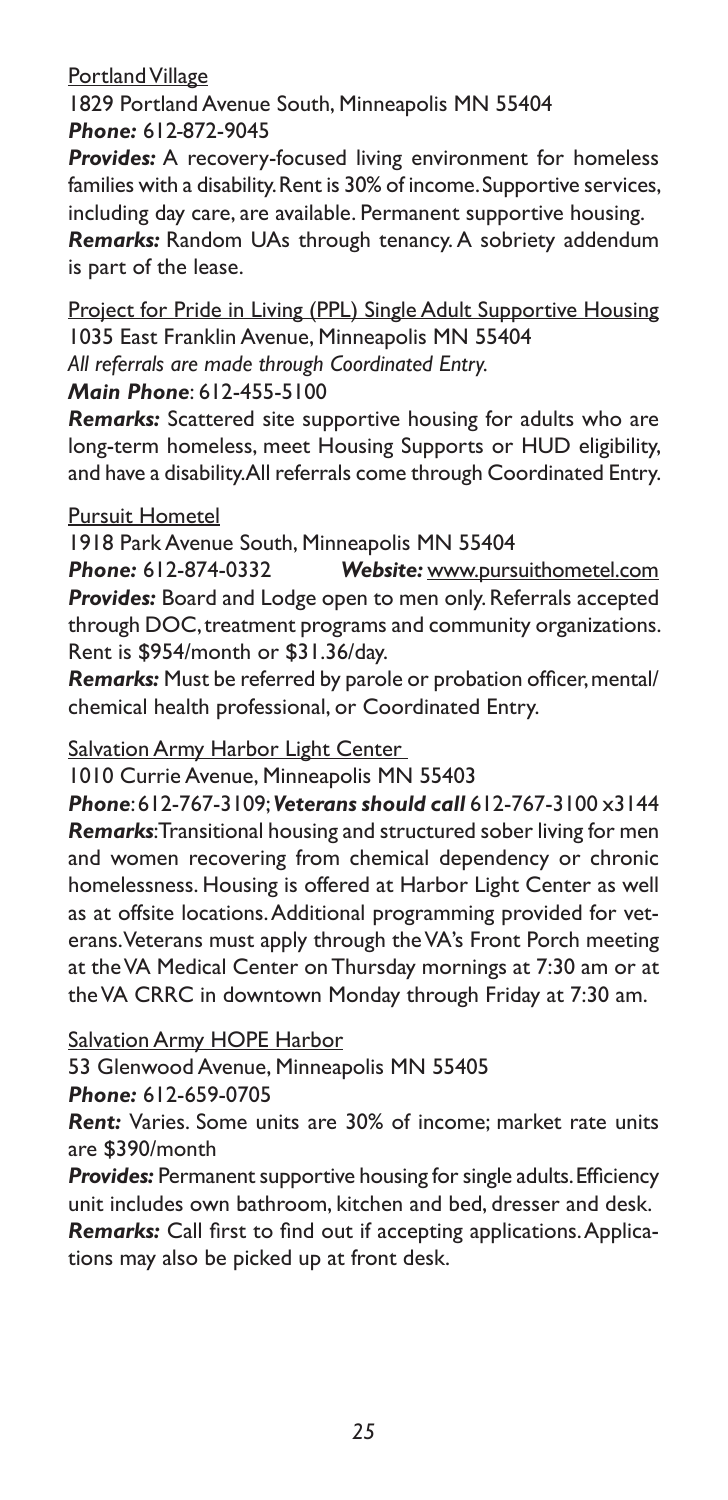Portland Village

1829 Portland Avenue South, Minneapolis MN 55404
***Phone:*** 612-872-9045

***Provides:*** A recovery-focused living environment for homeless families with a disability. Rent is 30% of income. Supportive services, including day care, are available. Permanent supportive housing.
***Remarks:*** Random UAs through tenancy. A sobriety addendum is part of the lease.

Project for Pride in Living (PPL) Single Adult Supportive Housing

1035 East Franklin Avenue, Minneapolis MN 55404
*All referrals are made through Coordinated Entry.*
***Main Phone***: 612-455-5100

***Remarks:*** Scattered site supportive housing for adults who are long-term homeless, meet Housing Supports or HUD eligibility, and have a disability. All referrals come through Coordinated Entry.

Pursuit Hometel

1918 Park Avenue South, Minneapolis MN 55404
***Phone:*** 612-874-0332 ***Website:*** www.pursuithometel.com
***Provides:*** Board and Lodge open to men only. Referrals accepted through DOC, treatment programs and community organizations. Rent is $954/month or $31.36/day.
***Remarks:*** Must be referred by parole or probation officer, mental/chemical health professional, or Coordinated Entry.

Salvation Army Harbor Light Center

1010 Currie Avenue, Minneapolis MN 55403
***Phone***: 612-767-3109; ***Veterans should call*** 612-767-3100 x3144
***Remarks***: Transitional housing and structured sober living for men and women recovering from chemical dependency or chronic homelessness. Housing is offered at Harbor Light Center as well as at offsite locations. Additional programming provided for veterans. Veterans must apply through the VA's Front Porch meeting at the VA Medical Center on Thursday mornings at 7:30 am or at the VA CRRC in downtown Monday through Friday at 7:30 am.

Salvation Army HOPE Harbor

53 Glenwood Avenue, Minneapolis MN 55405
***Phone:*** 612-659-0705
***Rent:*** Varies. Some units are 30% of income; market rate units are $390/month
***Provides:*** Permanent supportive housing for single adults. Efficiency unit includes own bathroom, kitchen and bed, dresser and desk.
***Remarks:*** Call first to find out if accepting applications. Applications may also be picked up at front desk.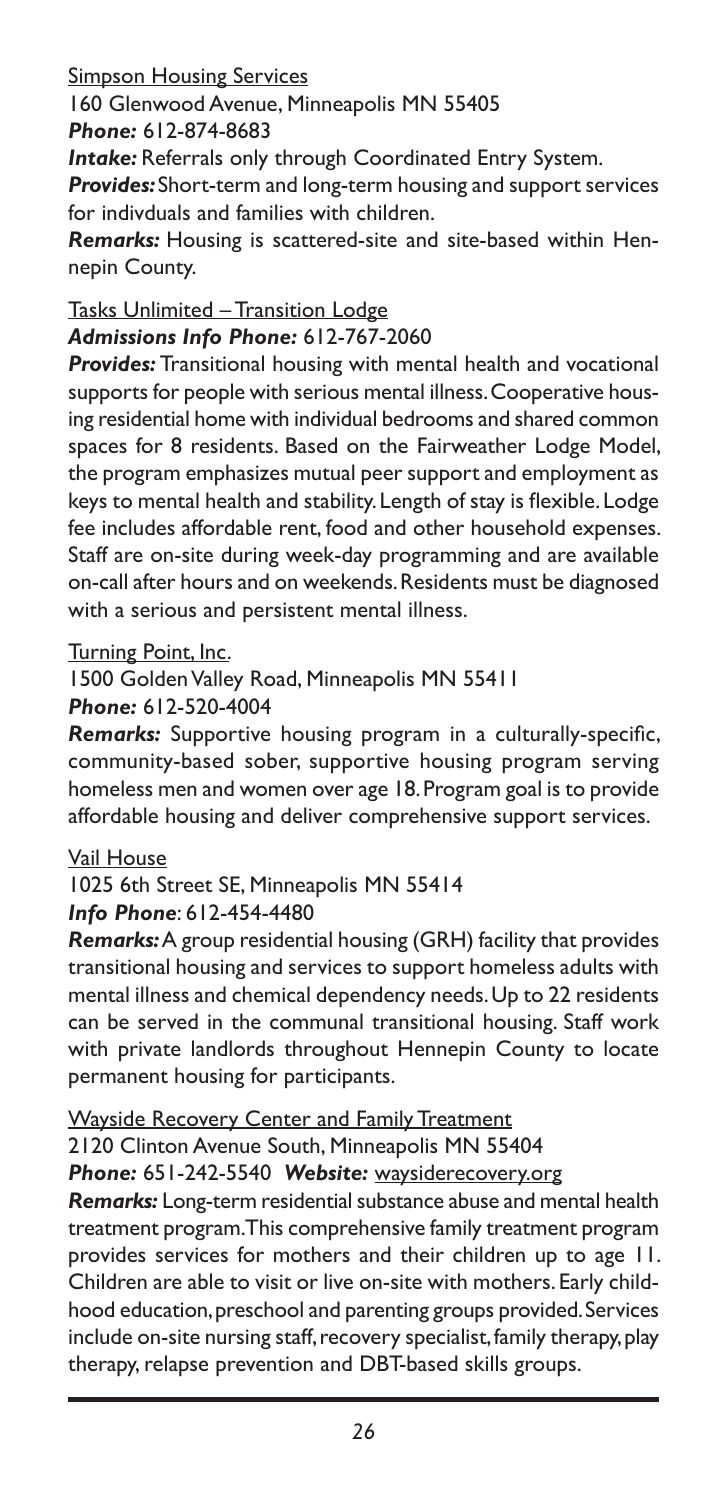Simpson Housing Services

160 Glenwood Avenue, Minneapolis MN 55405
***Phone:*** 612-874-8683

***Intake:*** Referrals only through Coordinated Entry System.

***Provides:*** Short-term and long-term housing and support services for indivduals and families with children.

***Remarks:*** Housing is scattered-site and site-based within Hennepin County.

Tasks Unlimited – Transition Lodge

***Admissions Info Phone:*** 612-767-2060

***Provides:*** Transitional housing with mental health and vocational supports for people with serious mental illness. Cooperative housing residential home with individual bedrooms and shared common spaces for 8 residents. Based on the Fairweather Lodge Model, the program emphasizes mutual peer support and employment as keys to mental health and stability. Length of stay is flexible. Lodge fee includes affordable rent, food and other household expenses. Staff are on-site during week-day programming and are available on-call after hours and on weekends. Residents must be diagnosed with a serious and persistent mental illness.

Turning Point, Inc.

1500 Golden Valley Road, Minneapolis MN 55411
***Phone:*** 612-520-4004

***Remarks:*** Supportive housing program in a culturally-specific, community-based sober, supportive housing program serving homeless men and women over age 18. Program goal is to provide affordable housing and deliver comprehensive support services.

Vail House

1025 6th Street SE, Minneapolis MN 55414
***Info Phone***: 612-454-4480

***Remarks:*** A group residential housing (GRH) facility that provides transitional housing and services to support homeless adults with mental illness and chemical dependency needs. Up to 22 residents can be served in the communal transitional housing. Staff work with private landlords throughout Hennepin County to locate permanent housing for participants.

Wayside Recovery Center and Family Treatment

2120 Clinton Avenue South, Minneapolis MN 55404
***Phone:*** 651-242-5540 ***Website:*** waysiderecovery.org

***Remarks:*** Long-term residential substance abuse and mental health treatment program. This comprehensive family treatment program provides services for mothers and their children up to age 11. Children are able to visit or live on-site with mothers. Early childhood education, preschool and parenting groups provided. Services include on-site nursing staff, recovery specialist, family therapy, play therapy, relapse prevention and DBT-based skills groups.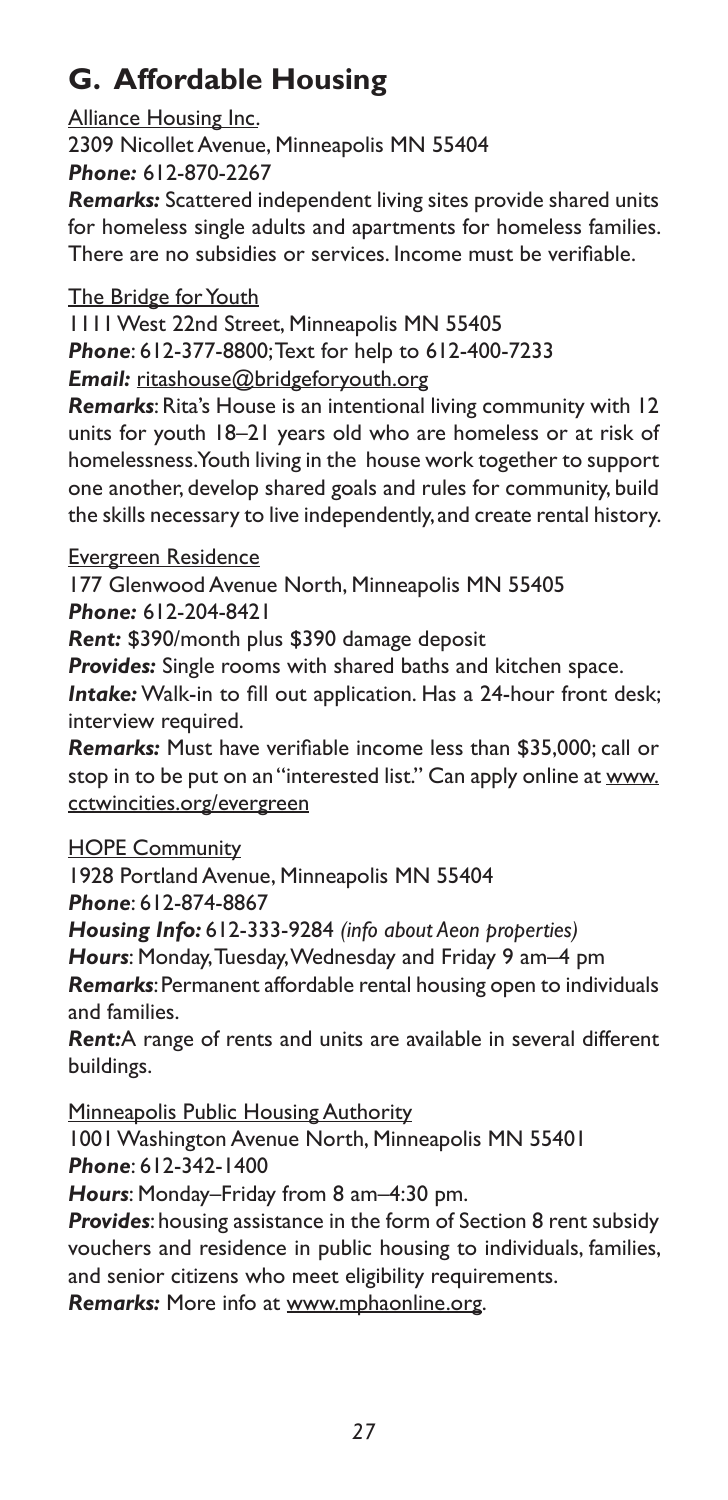## G. Affordable Housing

Alliance Housing Inc.
2309 Nicollet Avenue, Minneapolis MN 55404
***Phone:*** 612-870-2267
***Remarks:*** Scattered independent living sites provide shared units for homeless single adults and apartments for homeless families. There are no subsidies or services. Income must be verifiable.

The Bridge for Youth
1111 West 22nd Street, Minneapolis MN 55405
***Phone***: 612-377-8800; Text for help to 612-400-7233
***Email:*** ritashouse@bridgeforyouth.org
***Remarks***: Rita's House is an intentional living community with 12 units for youth 18–21 years old who are homeless or at risk of homelessness. Youth living in the house work together to support one another, develop shared goals and rules for community, build the skills necessary to live independently, and create rental history.

Evergreen Residence
177 Glenwood Avenue North, Minneapolis MN 55405
***Phone:*** 612-204-8421
***Rent:*** $390/month plus $390 damage deposit
***Provides:*** Single rooms with shared baths and kitchen space.
***Intake:*** Walk-in to fill out application. Has a 24-hour front desk; interview required.
***Remarks:*** Must have verifiable income less than $35,000; call or stop in to be put on an "interested list." Can apply online at www.cctwincities.org/evergreen

HOPE Community
1928 Portland Avenue, Minneapolis MN 55404
***Phone***: 612-874-8867
***Housing Info:*** 612-333-9284 *(info about Aeon properties)*
***Hours***: Monday, Tuesday, Wednesday and Friday 9 am–4 pm
***Remarks***: Permanent affordable rental housing open to individuals and families.
***Rent:*** A range of rents and units are available in several different buildings.

Minneapolis Public Housing Authority
1001 Washington Avenue North, Minneapolis MN 55401
***Phone***: 612-342-1400
***Hours***: Monday–Friday from 8 am–4:30 pm.
***Provides***: housing assistance in the form of Section 8 rent subsidy vouchers and residence in public housing to individuals, families, and senior citizens who meet eligibility requirements.
***Remarks:*** More info at www.mphaonline.org.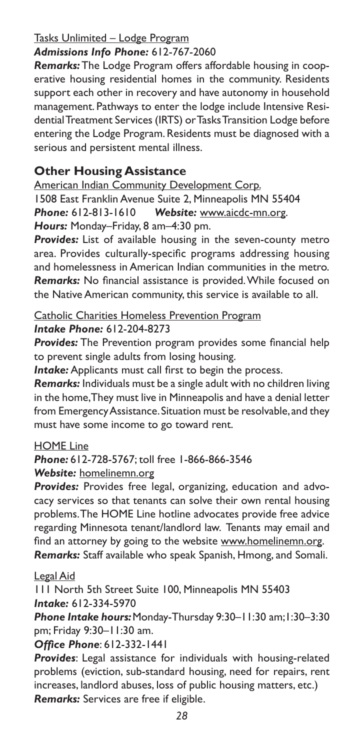Tasks Unlimited – Lodge Program

***Admissions Info Phone:*** 612-767-2060

***Remarks:*** The Lodge Program offers affordable housing in cooperative housing residential homes in the community. Residents support each other in recovery and have autonomy in household management. Pathways to enter the lodge include Intensive Residential Treatment Services (IRTS) or Tasks Transition Lodge before entering the Lodge Program. Residents must be diagnosed with a serious and persistent mental illness.

## Other Housing Assistance

American Indian Community Development Corp.

1508 East Franklin Avenue Suite 2, Minneapolis MN 55404

***Phone:*** 612-813-1610 ***Website:*** www.aicdc-mn.org.

***Hours:*** Monday–Friday, 8 am–4:30 pm.

***Provides:*** List of available housing in the seven-county metro area. Provides culturally-specific programs addressing housing and homelessness in American Indian communities in the metro.

***Remarks:*** No financial assistance is provided. While focused on the Native American community, this service is available to all.

Catholic Charities Homeless Prevention Program

***Intake Phone:*** 612-204-8273

***Provides:*** The Prevention program provides some financial help to prevent single adults from losing housing.

***Intake:*** Applicants must call first to begin the process.

***Remarks:*** Individuals must be a single adult with no children living in the home, They must live in Minneapolis and have a denial letter from Emergency Assistance. Situation must be resolvable, and they must have some income to go toward rent.

HOME Line

***Phone:*** 612-728-5767; toll free 1-866-866-3546

***Website:*** homelinemn.org

***Provides:*** Provides free legal, organizing, education and advocacy services so that tenants can solve their own rental housing problems. The HOME Line hotline advocates provide free advice regarding Minnesota tenant/landlord law. Tenants may email and find an attorney by going to the website www.homelinemn.org.

***Remarks:*** Staff available who speak Spanish, Hmong, and Somali.

Legal Aid

111 North 5th Street Suite 100, Minneapolis MN 55403

***Intake:*** 612-334-5970

***Phone Intake hours:*** Monday-Thursday 9:30–11:30 am; 1:30–3:30 pm; Friday 9:30–11:30 am.

***Office Phone***: 612-332-1441

***Provides***: Legal assistance for individuals with housing-related problems (eviction, sub-standard housing, need for repairs, rent increases, landlord abuses, loss of public housing matters, etc.)

***Remarks:*** Services are free if eligible.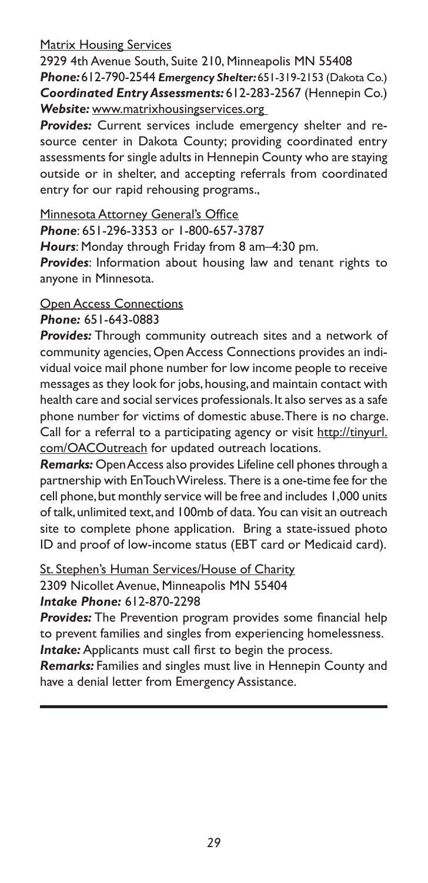Matrix Housing Services

2929 4th Avenue South, Suite 210, Minneapolis MN 55408
***Phone:*** 612-790-2544 ***Emergency Shelter:*** 651-319-2153 (Dakota Co.)
***Coordinated Entry Assessments:*** 612-283-2567 (Hennepin Co.)
***Website:*** www.matrixhousingservices.org

***Provides:*** Current services include emergency shelter and resource center in Dakota County; providing coordinated entry assessments for single adults in Hennepin County who are staying outside or in shelter, and accepting referrals from coordinated entry for our rapid rehousing programs.,

Minnesota Attorney General's Office

***Phone***: 651-296-3353 or 1-800-657-3787
***Hours***: Monday through Friday from 8 am–4:30 pm.
***Provides***: Information about housing law and tenant rights to anyone in Minnesota.

Open Access Connections

***Phone:*** 651-643-0883

***Provides:*** Through community outreach sites and a network of community agencies, Open Access Connections provides an individual voice mail phone number for low income people to receive messages as they look for jobs, housing, and maintain contact with health care and social services professionals. It also serves as a safe phone number for victims of domestic abuse. There is no charge. Call for a referral to a participating agency or visit http://tinyurl.com/OACOutreach for updated outreach locations.

***Remarks:*** Open Access also provides Lifeline cell phones through a partnership with EnTouch Wireless. There is a one-time fee for the cell phone, but monthly service will be free and includes 1,000 units of talk, unlimited text, and 100mb of data. You can visit an outreach site to complete phone application. Bring a state-issued photo ID and proof of low-income status (EBT card or Medicaid card).

St. Stephen's Human Services/House of Charity

2309 Nicollet Avenue, Minneapolis MN 55404
***Intake Phone:*** 612-870-2298

***Provides:*** The Prevention program provides some financial help to prevent families and singles from experiencing homelessness.
***Intake:*** Applicants must call first to begin the process.
***Remarks:*** Families and singles must live in Hennepin County and have a denial letter from Emergency Assistance.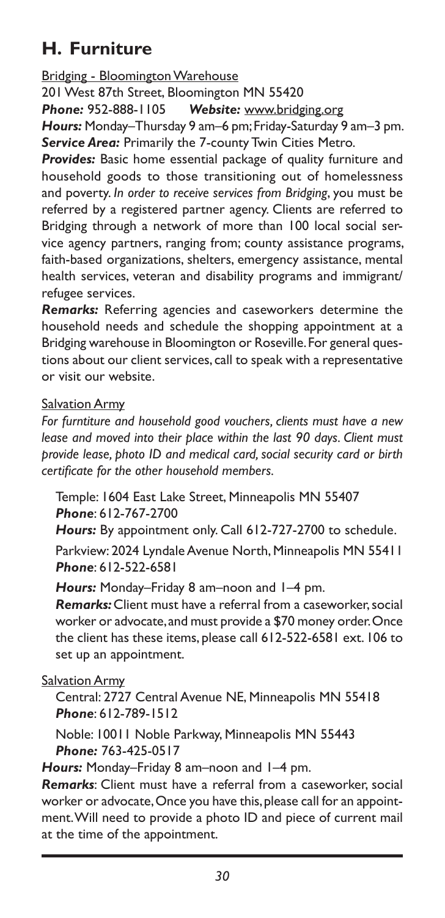## H. Furniture

Bridging - Bloomington Warehouse

201 West 87th Street, Bloomington MN 55420

***Phone:*** 952-888-1105 ***Website:*** www.bridging.org

***Hours:*** Monday–Thursday 9 am–6 pm; Friday-Saturday 9 am–3 pm.

***Service Area:*** Primarily the 7-county Twin Cities Metro.

***Provides:*** Basic home essential package of quality furniture and household goods to those transitioning out of homelessness and poverty. *In order to receive services from Bridging*, you must be referred by a registered partner agency. Clients are referred to Bridging through a network of more than 100 local social service agency partners, ranging from; county assistance programs, faith-based organizations, shelters, emergency assistance, mental health services, veteran and disability programs and immigrant/refugee services.

***Remarks:*** Referring agencies and caseworkers determine the household needs and schedule the shopping appointment at a Bridging warehouse in Bloomington or Roseville. For general questions about our client services, call to speak with a representative or visit our website.

Salvation Army

*For furntiture and household good vouchers, clients must have a new lease and moved into their place within the last 90 days. Client must provide lease, photo ID and medical card, social security card or birth certificate for the other household members.*

Temple: 1604 East Lake Street, Minneapolis MN 55407
***Phone***: 612-767-2700

***Hours:*** By appointment only. Call 612-727-2700 to schedule.

Parkview: 2024 Lyndale Avenue North, Minneapolis MN 55411
***Phone***: 612-522-6581

***Hours:*** Monday–Friday 8 am–noon and 1–4 pm.

***Remarks:*** Client must have a referral from a caseworker, social worker or advocate, and must provide a $70 money order. Once the client has these items, please call 612-522-6581 ext. 106 to set up an appointment.

Salvation Army

Central: 2727 Central Avenue NE, Minneapolis MN 55418
***Phone***: 612-789-1512

Noble: 10011 Noble Parkway, Minneapolis MN 55443
***Phone:*** 763-425-0517

***Hours:*** Monday–Friday 8 am–noon and 1–4 pm.

***Remarks***: Client must have a referral from a caseworker, social worker or advocate, Once you have this, please call for an appointment. Will need to provide a photo ID and piece of current mail at the time of the appointment.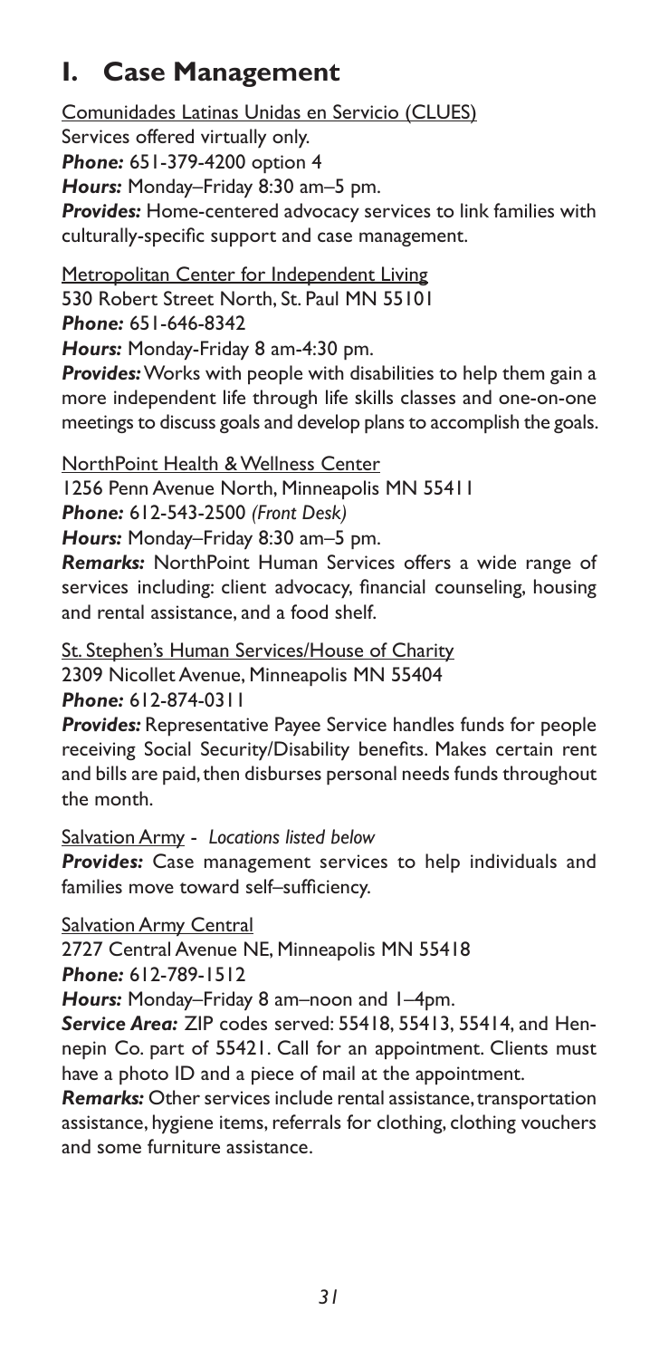# I. Case Management

Comunidades Latinas Unidas en Servicio (CLUES)
Services offered virtually only.
***Phone:*** 651-379-4200 option 4
***Hours:*** Monday–Friday 8:30 am–5 pm.
***Provides:*** Home-centered advocacy services to link families with culturally-specific support and case management.

Metropolitan Center for Independent Living
530 Robert Street North, St. Paul MN 55101
***Phone:*** 651-646-8342
***Hours:*** Monday-Friday 8 am-4:30 pm.
***Provides:*** Works with people with disabilities to help them gain a more independent life through life skills classes and one-on-one meetings to discuss goals and develop plans to accomplish the goals.

NorthPoint Health & Wellness Center
1256 Penn Avenue North, Minneapolis MN 55411
***Phone:*** 612-543-2500 *(Front Desk)*
***Hours:*** Monday–Friday 8:30 am–5 pm.
***Remarks:*** NorthPoint Human Services offers a wide range of services including: client advocacy, financial counseling, housing and rental assistance, and a food shelf.

St. Stephen's Human Services/House of Charity
2309 Nicollet Avenue, Minneapolis MN 55404
***Phone:*** 612-874-0311
***Provides:*** Representative Payee Service handles funds for people receiving Social Security/Disability benefits. Makes certain rent and bills are paid, then disburses personal needs funds throughout the month.

Salvation Army - *Locations listed below*
***Provides:*** Case management services to help individuals and families move toward self–sufficiency.

Salvation Army Central
2727 Central Avenue NE, Minneapolis MN 55418
***Phone:*** 612-789-1512
***Hours:*** Monday–Friday 8 am–noon and 1–4pm.
***Service Area:*** ZIP codes served: 55418, 55413, 55414, and Hennepin Co. part of 55421. Call for an appointment. Clients must have a photo ID and a piece of mail at the appointment.
***Remarks:*** Other services include rental assistance, transportation assistance, hygiene items, referrals for clothing, clothing vouchers and some furniture assistance.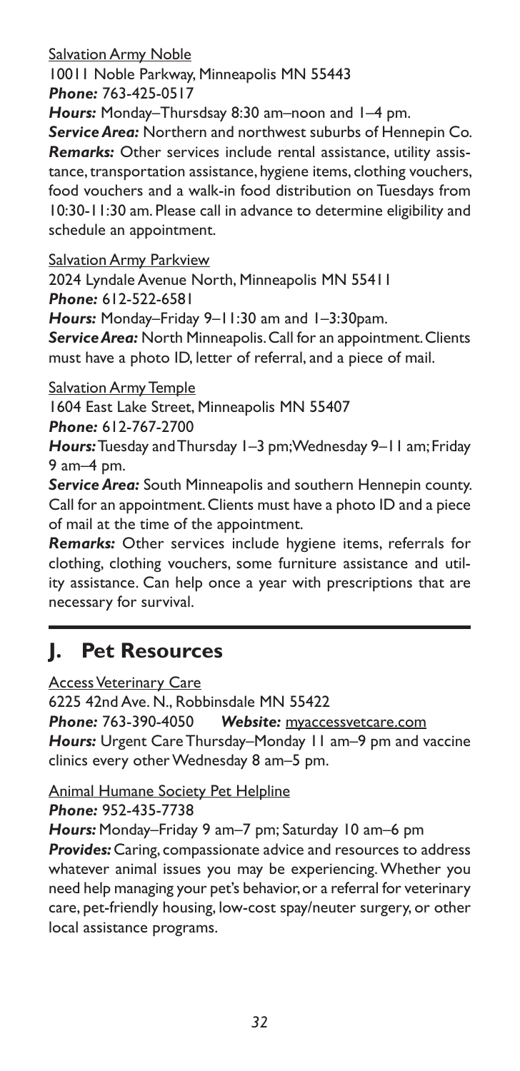Salvation Army Noble

10011 Noble Parkway, Minneapolis MN 55443

***Phone:*** 763-425-0517

***Hours:*** Monday–Thursdsay 8:30 am–noon and 1–4 pm.

***Service Area:*** Northern and northwest suburbs of Hennepin Co.

***Remarks:*** Other services include rental assistance, utility assistance, transportation assistance, hygiene items, clothing vouchers, food vouchers and a walk-in food distribution on Tuesdays from 10:30-11:30 am. Please call in advance to determine eligibility and schedule an appointment.

Salvation Army Parkview

2024 Lyndale Avenue North, Minneapolis MN 55411

***Phone:*** 612-522-6581

***Hours:*** Monday–Friday 9–11:30 am and 1–3:30pam.

***Service Area:*** North Minneapolis. Call for an appointment. Clients must have a photo ID, letter of referral, and a piece of mail.

Salvation Army Temple

1604 East Lake Street, Minneapolis MN 55407

***Phone:*** 612-767-2700

***Hours:*** Tuesday and Thursday 1–3 pm; Wednesday 9–11 am; Friday 9 am–4 pm.

***Service Area:*** South Minneapolis and southern Hennepin county. Call for an appointment. Clients must have a photo ID and a piece of mail at the time of the appointment.

***Remarks:*** Other services include hygiene items, referrals for clothing, clothing vouchers, some furniture assistance and utility assistance. Can help once a year with prescriptions that are necessary for survival.

## J. Pet Resources

Access Veterinary Care

6225 42nd Ave. N., Robbinsdale MN 55422

***Phone:*** 763-390-4050 ***Website:*** myaccessvetcare.com

***Hours:*** Urgent Care Thursday–Monday 11 am–9 pm and vaccine clinics every other Wednesday 8 am–5 pm.

Animal Humane Society Pet Helpline

***Phone:*** 952-435-7738

***Hours:*** Monday–Friday 9 am–7 pm; Saturday 10 am–6 pm

***Provides:*** Caring, compassionate advice and resources to address whatever animal issues you may be experiencing. Whether you need help managing your pet's behavior, or a referral for veterinary care, pet-friendly housing, low-cost spay/neuter surgery, or other local assistance programs.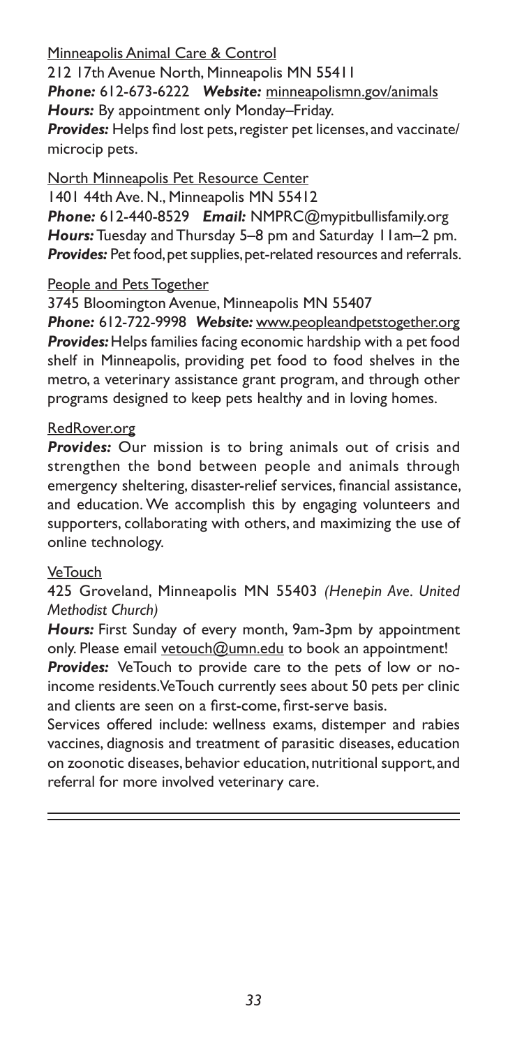Minneapolis Animal Care & Control

212 17th Avenue North, Minneapolis MN 55411

***Phone:*** 612-673-6222 ***Website:*** minneapolismn.gov/animals

***Hours:*** By appointment only Monday–Friday.

***Provides:*** Helps find lost pets, register pet licenses, and vaccinate/ microcip pets.

North Minneapolis Pet Resource Center

1401 44th Ave. N., Minneapolis MN 55412

***Phone:*** 612-440-8529 ***Email:*** NMPRC@mypitbullisfamily.org

***Hours:*** Tuesday and Thursday 5–8 pm and Saturday 11am–2 pm.

***Provides:*** Pet food, pet supplies, pet-related resources and referrals.

People and Pets Together

3745 Bloomington Avenue, Minneapolis MN 55407

***Phone:*** 612-722-9998 ***Website:*** www.peopleandpetstogether.org

***Provides:*** Helps families facing economic hardship with a pet food shelf in Minneapolis, providing pet food to food shelves in the metro, a veterinary assistance grant program, and through other programs designed to keep pets healthy and in loving homes.

RedRover.org

***Provides:*** Our mission is to bring animals out of crisis and strengthen the bond between people and animals through emergency sheltering, disaster-relief services, financial assistance, and education. We accomplish this by engaging volunteers and supporters, collaborating with others, and maximizing the use of online technology.

VeTouch

425 Groveland, Minneapolis MN 55403 *(Henepin Ave. United Methodist Church)*

***Hours:*** First Sunday of every month, 9am-3pm by appointment only. Please email vetouch@umn.edu to book an appointment!

***Provides:*** VeTouch to provide care to the pets of low or no-income residents. VeTouch currently sees about 50 pets per clinic and clients are seen on a first-come, first-serve basis.

Services offered include: wellness exams, distemper and rabies vaccines, diagnosis and treatment of parasitic diseases, education on zoonotic diseases, behavior education, nutritional support, and referral for more involved veterinary care.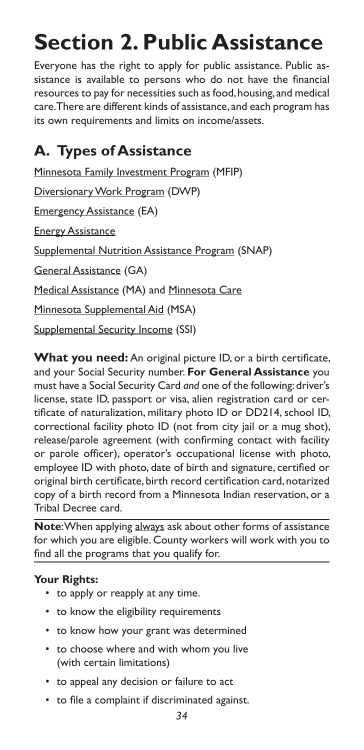# Section 2. Public Assistance

Everyone has the right to apply for public assistance. Public assistance is available to persons who do not have the financial resources to pay for necessities such as food, housing, and medical care. There are different kinds of assistance, and each program has its own requirements and limits on income/assets.

## A. Types of Assistance

Minnesota Family Investment Program (MFIP)

Diversionary Work Program (DWP)

Emergency Assistance (EA)

Energy Assistance

Supplemental Nutrition Assistance Program (SNAP)

General Assistance (GA)

Medical Assistance (MA) and Minnesota Care

Minnesota Supplemental Aid (MSA)

Supplemental Security Income (SSI)

**What you need:** An original picture ID, or a birth certificate, and your Social Security number. **For General Assistance** you must have a Social Security Card *and* one of the following: driver's license, state ID, passport or visa, alien registration card or certificate of naturalization, military photo ID or DD214, school ID, correctional facility photo ID (not from city jail or a mug shot), release/parole agreement (with confirming contact with facility or parole officer), operator's occupational license with photo, employee ID with photo, date of birth and signature, certified or original birth certificate, birth record certification card, notarized copy of a birth record from a Minnesota Indian reservation, or a Tribal Decree card.

**Note**: When applying always ask about other forms of assistance for which you are eligible. County workers will work with you to find all the programs that you qualify for.

**Your Rights:**

- to apply or reapply at any time.
- to know the eligibility requirements
- to know how your grant was determined
- to choose where and with whom you live (with certain limitations)
- to appeal any decision or failure to act
- to file a complaint if discriminated against.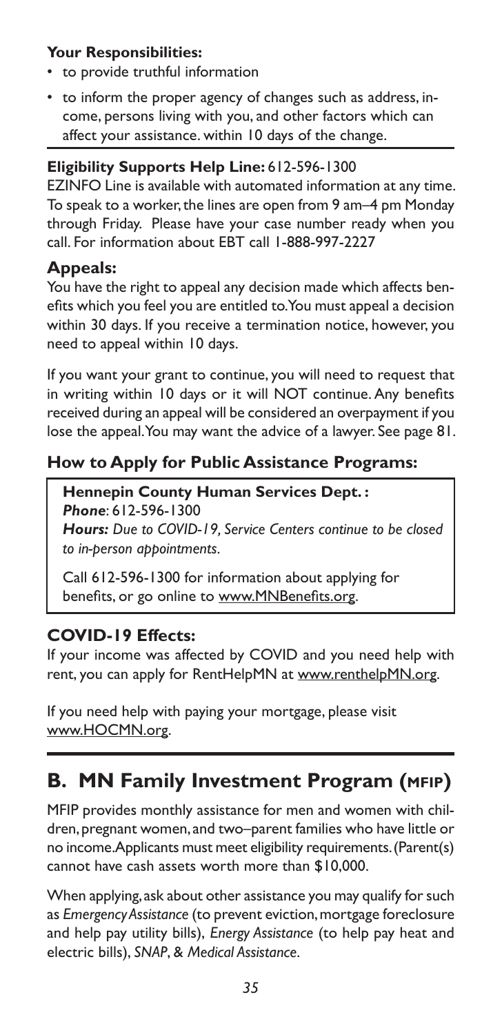**Your Responsibilities:**

- to provide truthful information
- to inform the proper agency of changes such as address, income, persons living with you, and other factors which can affect your assistance. within 10 days of the change.

**Eligibility Supports Help Line:** 612-596-1300

EZINFO Line is available with automated information at any time. To speak to a worker, the lines are open from 9 am–4 pm Monday through Friday. Please have your case number ready when you call. For information about EBT call 1-888-997-2227

### Appeals:

You have the right to appeal any decision made which affects benefits which you feel you are entitled to. You must appeal a decision within 30 days. If you receive a termination notice, however, you need to appeal within 10 days.

If you want your grant to continue, you will need to request that in writing within 10 days or it will NOT continue. Any benefits received during an appeal will be considered an overpayment if you lose the appeal. You may want the advice of a lawyer. See page 81.

### How to Apply for Public Assistance Programs:

**Hennepin County Human Services Dept. :**
***Phone***: 612-596-1300
***Hours:*** *Due to COVID-19, Service Centers continue to be closed to in-person appointments.*

Call 612-596-1300 for information about applying for benefits, or go online to www.MNBenefits.org.

### COVID-19 Effects:

If your income was affected by COVID and you need help with rent, you can apply for RentHelpMN at www.renthelpMN.org.

If you need help with paying your mortgage, please visit www.HOCMN.org.

## B. MN Family Investment Program (MFIP)

MFIP provides monthly assistance for men and women with children, pregnant women, and two–parent families who have little or no income. Applicants must meet eligibility requirements. (Parent(s) cannot have cash assets worth more than $10,000.

When applying, ask about other assistance you may qualify for such as *Emergency Assistance* (to prevent eviction, mortgage foreclosure and help pay utility bills), *Energy Assistance* (to help pay heat and electric bills), *SNAP*, & *Medical Assistance*.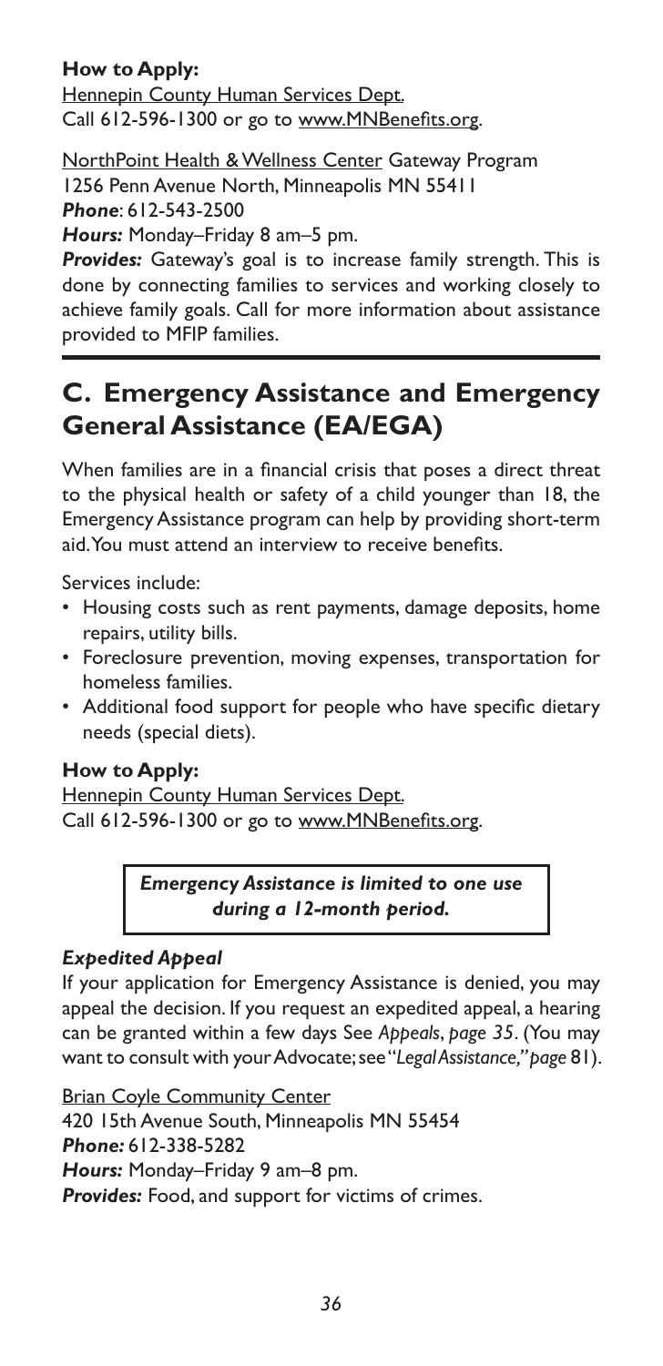**How to Apply:**
Hennepin County Human Services Dept.
Call 612-596-1300 or go to www.MNBenefits.org.

NorthPoint Health & Wellness Center Gateway Program
1256 Penn Avenue North, Minneapolis MN 55411
***Phone***: 612-543-2500
***Hours:*** Monday–Friday 8 am–5 pm.
***Provides:*** Gateway's goal is to increase family strength. This is done by connecting families to services and working closely to achieve family goals. Call for more information about assistance provided to MFIP families.

## C. Emergency Assistance and Emergency General Assistance (EA/EGA)

When families are in a financial crisis that poses a direct threat to the physical health or safety of a child younger than 18, the Emergency Assistance program can help by providing short-term aid. You must attend an interview to receive benefits.

Services include:

- Housing costs such as rent payments, damage deposits, home repairs, utility bills.
- Foreclosure prevention, moving expenses, transportation for homeless families.
- Additional food support for people who have specific dietary needs (special diets).

**How to Apply:**
Hennepin County Human Services Dept.
Call 612-596-1300 or go to www.MNBenefits.org.

***Emergency Assistance is limited to one use during a 12-month period.***

### *Expedited Appeal*

If your application for Emergency Assistance is denied, you may appeal the decision. If you request an expedited appeal, a hearing can be granted within a few days See *Appeals*, *page 35*. (You may want to consult with your Advocate; see "*Legal Assistance," page* 81).

Brian Coyle Community Center
420 15th Avenue South, Minneapolis MN 55454
***Phone:*** 612-338-5282
***Hours:*** Monday–Friday 9 am–8 pm.
***Provides:*** Food, and support for victims of crimes.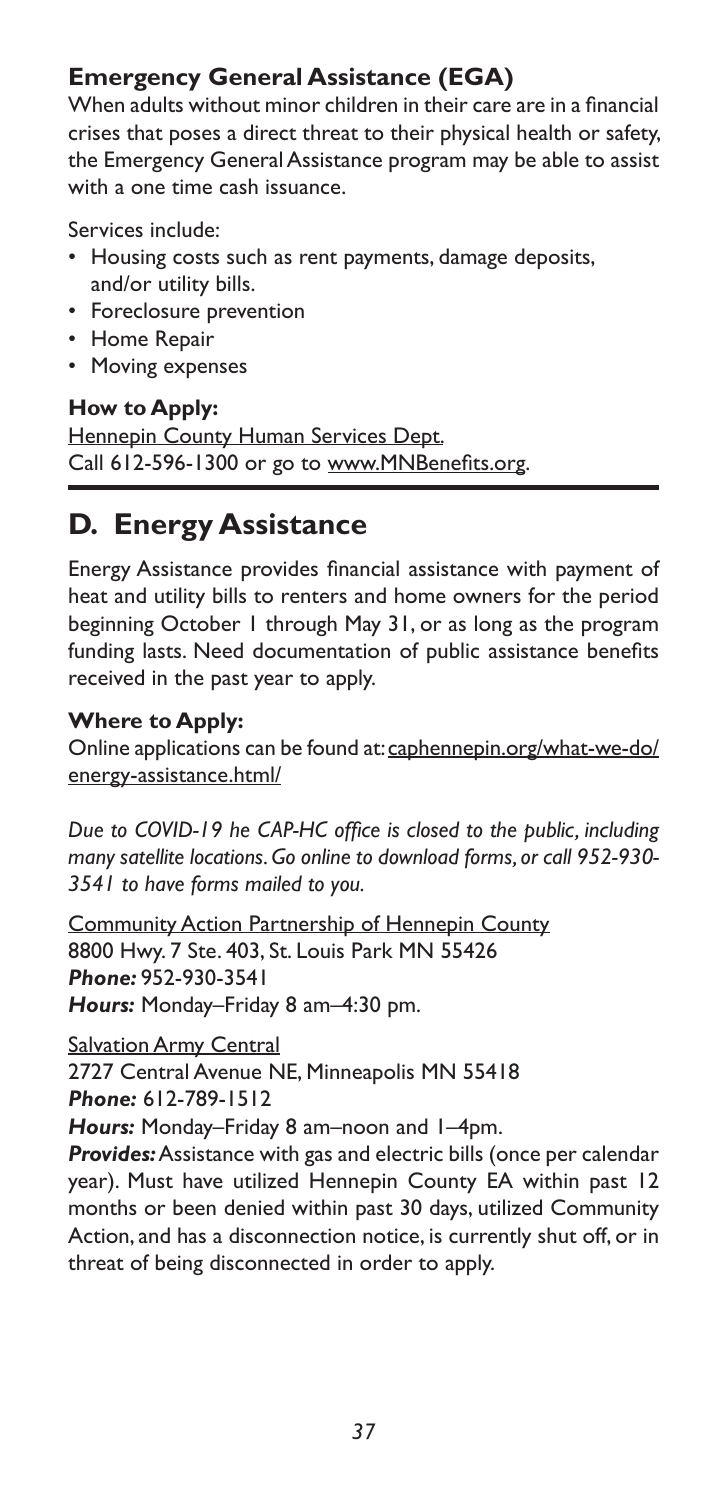### Emergency General Assistance (EGA)

When adults without minor children in their care are in a financial crises that poses a direct threat to their physical health or safety, the Emergency General Assistance program may be able to assist with a one time cash issuance.

Services include:

- Housing costs such as rent payments, damage deposits, and/or utility bills.
- Foreclosure prevention
- Home Repair
- Moving expenses

**How to Apply:**

Hennepin County Human Services Dept.
Call 612-596-1300 or go to www.MNBenefits.org.

## D. Energy Assistance

Energy Assistance provides financial assistance with payment of heat and utility bills to renters and home owners for the period beginning October 1 through May 31, or as long as the program funding lasts. Need documentation of public assistance benefits received in the past year to apply.

**Where to Apply:**

Online applications can be found at: caphennepin.org/what-we-do/energy-assistance.html/

*Due to COVID-19 he CAP-HC office is closed to the public, including many satellite locations. Go online to download forms, or call 952-930-3541 to have forms mailed to you.*

Community Action Partnership of Hennepin County
8800 Hwy. 7 Ste. 403, St. Louis Park MN 55426
***Phone:*** 952-930-3541
***Hours:*** Monday–Friday 8 am–4:30 pm.

Salvation Army Central
2727 Central Avenue NE, Minneapolis MN 55418
***Phone:*** 612-789-1512
***Hours:*** Monday–Friday 8 am–noon and 1–4pm.
***Provides:*** Assistance with gas and electric bills (once per calendar year). Must have utilized Hennepin County EA within past 12 months or been denied within past 30 days, utilized Community Action, and has a disconnection notice, is currently shut off, or in threat of being disconnected in order to apply.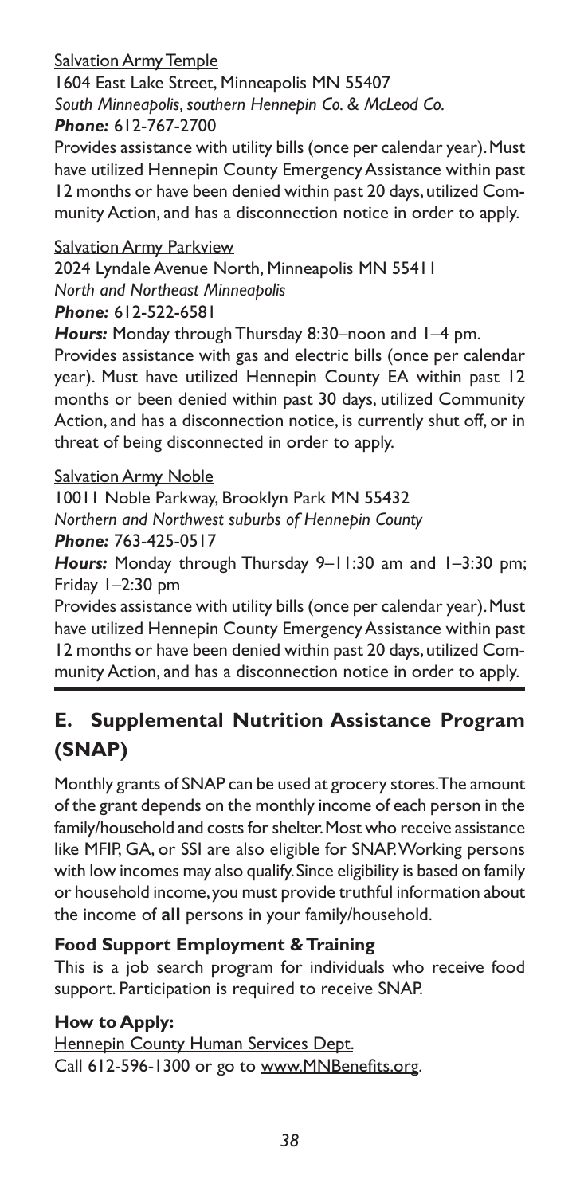Salvation Army Temple

1604 East Lake Street, Minneapolis MN 55407

*South Minneapolis, southern Hennepin Co. & McLeod Co.*

***Phone:*** 612-767-2700

Provides assistance with utility bills (once per calendar year). Must have utilized Hennepin County Emergency Assistance within past 12 months or have been denied within past 20 days, utilized Community Action, and has a disconnection notice in order to apply.

Salvation Army Parkview

2024 Lyndale Avenue North, Minneapolis MN 55411

*North and Northeast Minneapolis*

***Phone:*** 612-522-6581

***Hours:*** Monday through Thursday 8:30–noon and 1–4 pm.

Provides assistance with gas and electric bills (once per calendar year). Must have utilized Hennepin County EA within past 12 months or been denied within past 30 days, utilized Community Action, and has a disconnection notice, is currently shut off, or in threat of being disconnected in order to apply.

Salvation Army Noble

10011 Noble Parkway, Brooklyn Park MN 55432

*Northern and Northwest suburbs of Hennepin County*

***Phone:*** 763-425-0517

***Hours:*** Monday through Thursday 9–11:30 am and 1–3:30 pm; Friday 1–2:30 pm

Provides assistance with utility bills (once per calendar year). Must have utilized Hennepin County Emergency Assistance within past 12 months or have been denied within past 20 days, utilized Community Action, and has a disconnection notice in order to apply.

## E. Supplemental Nutrition Assistance Program (SNAP)

Monthly grants of SNAP can be used at grocery stores. The amount of the grant depends on the monthly income of each person in the family/household and costs for shelter. Most who receive assistance like MFIP, GA, or SSI are also eligible for SNAP. Working persons with low incomes may also qualify. Since eligibility is based on family or household income, you must provide truthful information about the income of **all** persons in your family/household.

### Food Support Employment & Training

This is a job search program for individuals who receive food support. Participation is required to receive SNAP.

### How to Apply:

Hennepin County Human Services Dept.

Call 612-596-1300 or go to www.MNBenefits.org.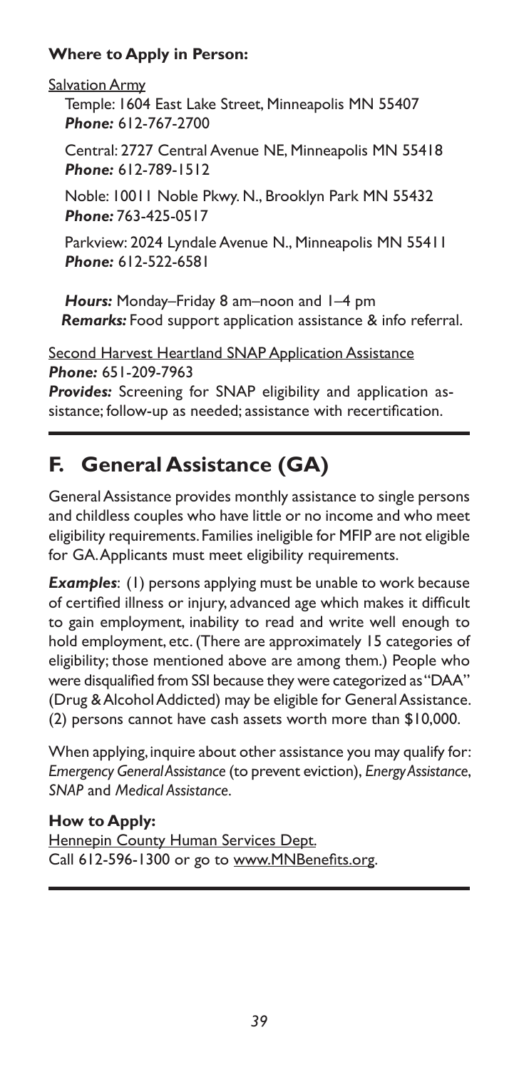**Where to Apply in Person:**

Salvation Army

Temple: 1604 East Lake Street, Minneapolis MN 55407
***Phone:*** 612-767-2700

Central: 2727 Central Avenue NE, Minneapolis MN 55418
***Phone:*** 612-789-1512

Noble: 10011 Noble Pkwy. N., Brooklyn Park MN 55432
***Phone:*** 763-425-0517

Parkview: 2024 Lyndale Avenue N., Minneapolis MN 55411
***Phone:*** 612-522-6581

***Hours:*** Monday–Friday 8 am–noon and 1–4 pm
***Remarks:*** Food support application assistance & info referral.

Second Harvest Heartland SNAP Application Assistance
***Phone:*** 651-209-7963
***Provides:*** Screening for SNAP eligibility and application assistance; follow-up as needed; assistance with recertification.

## F. General Assistance (GA)

General Assistance provides monthly assistance to single persons and childless couples who have little or no income and who meet eligibility requirements. Families ineligible for MFIP are not eligible for GA. Applicants must meet eligibility requirements.

***Examples***: (1) persons applying must be unable to work because of certified illness or injury, advanced age which makes it difficult to gain employment, inability to read and write well enough to hold employment, etc. (There are approximately 15 categories of eligibility; those mentioned above are among them.) People who were disqualified from SSI because they were categorized as "DAA" (Drug & Alcohol Addicted) may be eligible for General Assistance. (2) persons cannot have cash assets worth more than $10,000.

When applying, inquire about other assistance you may qualify for: *Emergency General Assistance* (to prevent eviction), *Energy Assistance*, *SNAP* and *Medical Assistance*.

**How to Apply:**
Hennepin County Human Services Dept.
Call 612-596-1300 or go to www.MNBenefits.org.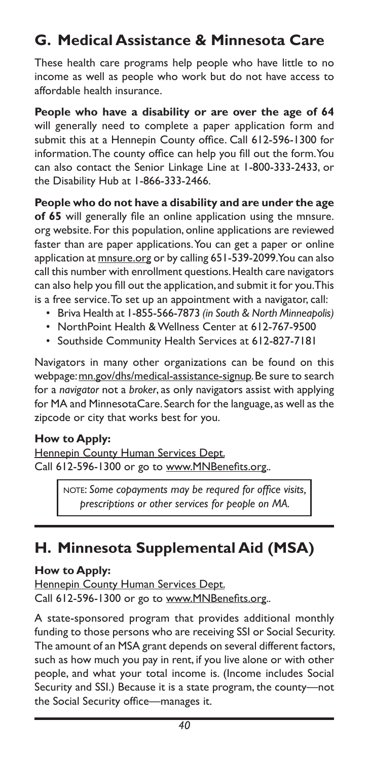## G. Medical Assistance & Minnesota Care

These health care programs help people who have little to no income as well as people who work but do not have access to affordable health insurance.

**People who have a disability or are over the age of 64** will generally need to complete a paper application form and submit this at a Hennepin County office. Call 612-596-1300 for information. The county office can help you fill out the form. You can also contact the Senior Linkage Line at 1-800-333-2433, or the Disability Hub at 1-866-333-2466.

**People who do not have a disability and are under the age of 65** will generally file an online application using the mnsure.org website. For this population, online applications are reviewed faster than are paper applications. You can get a paper or online application at mnsure.org or by calling 651-539-2099. You can also call this number with enrollment questions. Health care navigators can also help you fill out the application, and submit it for you. This is a free service. To set up an appointment with a navigator, call:

- Briva Health at 1-855-566-7873 *(in South & North Minneapolis)*
- NorthPoint Health & Wellness Center at 612-767-9500
- Southside Community Health Services at 612-827-7181

Navigators in many other organizations can be found on this webpage: mn.gov/dhs/medical-assistance-signup. Be sure to search for a *navigator* not a *broker*, as only navigators assist with applying for MA and MinnesotaCare. Search for the language, as well as the zipcode or city that works best for you.

**How to Apply:**
Hennepin County Human Services Dept.
Call 612-596-1300 or go to www.MNBenefits.org..

> NOTE: *Some copayments may be requred for office visits, prescriptions or other services for people on MA.*

## H. Minnesota Supplemental Aid (MSA)

**How to Apply:**
Hennepin County Human Services Dept.
Call 612-596-1300 or go to www.MNBenefits.org..

A state-sponsored program that provides additional monthly funding to those persons who are receiving SSI or Social Security. The amount of an MSA grant depends on several different factors, such as how much you pay in rent, if you live alone or with other people, and what your total income is. (Income includes Social Security and SSI.) Because it is a state program, the county—not the Social Security office—manages it.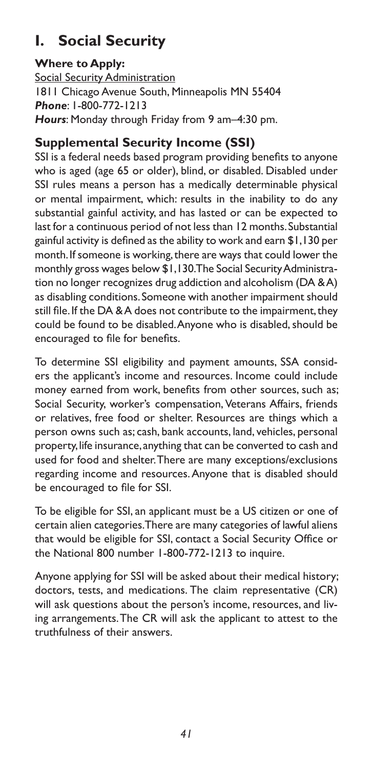# I. Social Security

**Where to Apply:**

Social Security Administration
1811 Chicago Avenue South, Minneapolis MN 55404
***Phone***: 1-800-772-1213
***Hours***: Monday through Friday from 9 am–4:30 pm.

## Supplemental Security Income (SSI)

SSI is a federal needs based program providing benefits to anyone who is aged (age 65 or older), blind, or disabled. Disabled under SSI rules means a person has a medically determinable physical or mental impairment, which: results in the inability to do any substantial gainful activity, and has lasted or can be expected to last for a continuous period of not less than 12 months. Substantial gainful activity is defined as the ability to work and earn $1,130 per month. If someone is working, there are ways that could lower the monthly gross wages below $1,130. The Social Security Administration no longer recognizes drug addiction and alcoholism (DA & A) as disabling conditions. Someone with another impairment should still file. If the DA & A does not contribute to the impairment, they could be found to be disabled. Anyone who is disabled, should be encouraged to file for benefits.

To determine SSI eligibility and payment amounts, SSA considers the applicant's income and resources. Income could include money earned from work, benefits from other sources, such as; Social Security, worker's compensation, Veterans Affairs, friends or relatives, free food or shelter. Resources are things which a person owns such as; cash, bank accounts, land, vehicles, personal property, life insurance, anything that can be converted to cash and used for food and shelter. There are many exceptions/exclusions regarding income and resources. Anyone that is disabled should be encouraged to file for SSI.

To be eligible for SSI, an applicant must be a US citizen or one of certain alien categories. There are many categories of lawful aliens that would be eligible for SSI, contact a Social Security Office or the National 800 number 1-800-772-1213 to inquire.

Anyone applying for SSI will be asked about their medical history; doctors, tests, and medications. The claim representative (CR) will ask questions about the person's income, resources, and living arrangements. The CR will ask the applicant to attest to the truthfulness of their answers.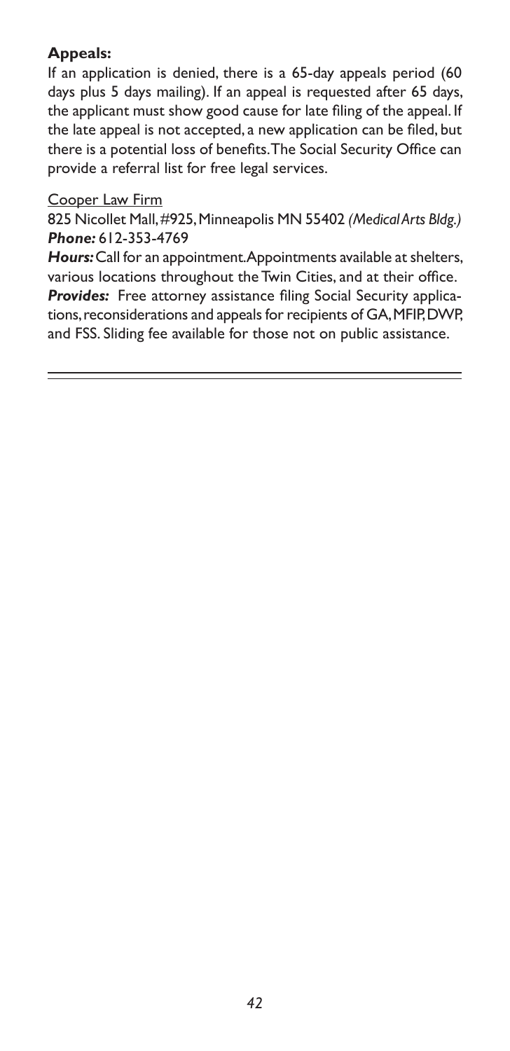**Appeals:**
If an application is denied, there is a 65-day appeals period (60 days plus 5 days mailing). If an appeal is requested after 65 days, the applicant must show good cause for late filing of the appeal. If the late appeal is not accepted, a new application can be filed, but there is a potential loss of benefits. The Social Security Office can provide a referral list for free legal services.

Cooper Law Firm
825 Nicollet Mall, #925, Minneapolis MN 55402 *(Medical Arts Bldg.)*
***Phone:*** 612-353-4769
***Hours:*** Call for an appointment. Appointments available at shelters, various locations throughout the Twin Cities, and at their office.
***Provides:*** Free attorney assistance filing Social Security applications, reconsiderations and appeals for recipients of GA, MFIP, DWP, and FSS. Sliding fee available for those not on public assistance.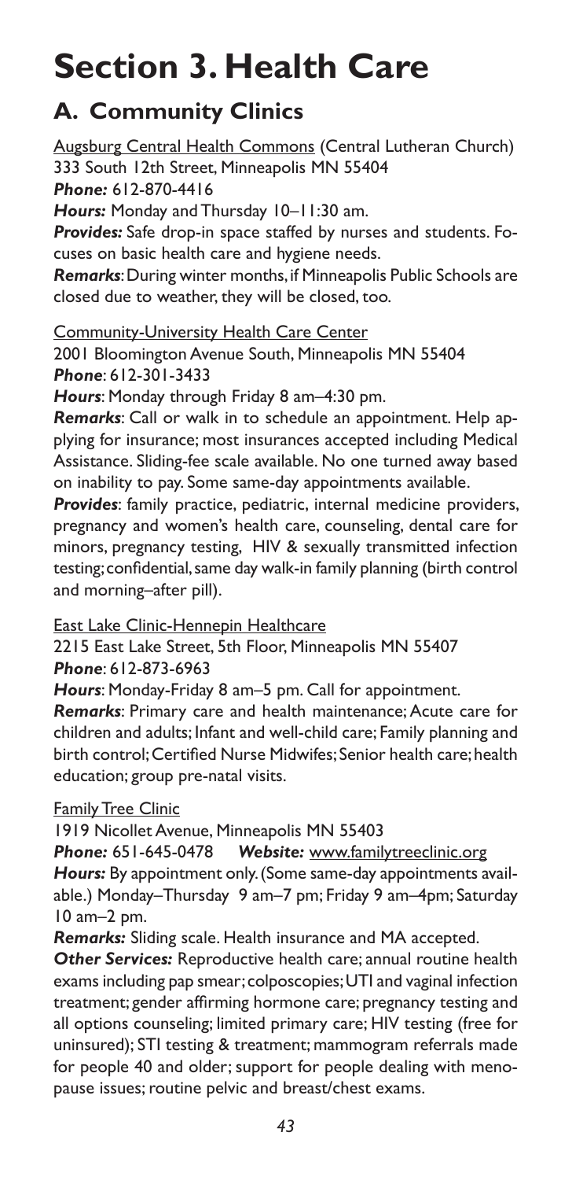# Section 3. Health Care

## A. Community Clinics

Augsburg Central Health Commons (Central Lutheran Church)
333 South 12th Street, Minneapolis MN 55404
***Phone:*** 612-870-4416
***Hours:*** Monday and Thursday 10–11:30 am.
***Provides:*** Safe drop-in space staffed by nurses and students. Focuses on basic health care and hygiene needs.
***Remarks***: During winter months, if Minneapolis Public Schools are closed due to weather, they will be closed, too.

Community-University Health Care Center
2001 Bloomington Avenue South, Minneapolis MN 55404
***Phone***: 612-301-3433
***Hours***: Monday through Friday 8 am–4:30 pm.
***Remarks***: Call or walk in to schedule an appointment. Help applying for insurance; most insurances accepted including Medical Assistance. Sliding-fee scale available. No one turned away based on inability to pay. Some same-day appointments available.
***Provides***: family practice, pediatric, internal medicine providers, pregnancy and women's health care, counseling, dental care for minors, pregnancy testing, HIV & sexually transmitted infection testing; confidential, same day walk-in family planning (birth control and morning–after pill).

East Lake Clinic-Hennepin Healthcare
2215 East Lake Street, 5th Floor, Minneapolis MN 55407
***Phone***: 612-873-6963
***Hours***: Monday-Friday 8 am–5 pm. Call for appointment.
***Remarks***: Primary care and health maintenance; Acute care for children and adults; Infant and well-child care; Family planning and birth control; Certified Nurse Midwifes; Senior health care; health education; group pre-natal visits.

Family Tree Clinic
1919 Nicollet Avenue, Minneapolis MN 55403
***Phone:*** 651-645-0478 ***Website:*** www.familytreeclinic.org
***Hours:*** By appointment only. (Some same-day appointments available.) Monday–Thursday 9 am–7 pm; Friday 9 am–4pm; Saturday 10 am–2 pm.
***Remarks:*** Sliding scale. Health insurance and MA accepted.
***Other Services:*** Reproductive health care; annual routine health exams including pap smear; colposcopies; UTI and vaginal infection treatment; gender affirming hormone care; pregnancy testing and all options counseling; limited primary care; HIV testing (free for uninsured); STI testing & treatment; mammogram referrals made for people 40 and older; support for people dealing with menopause issues; routine pelvic and breast/chest exams.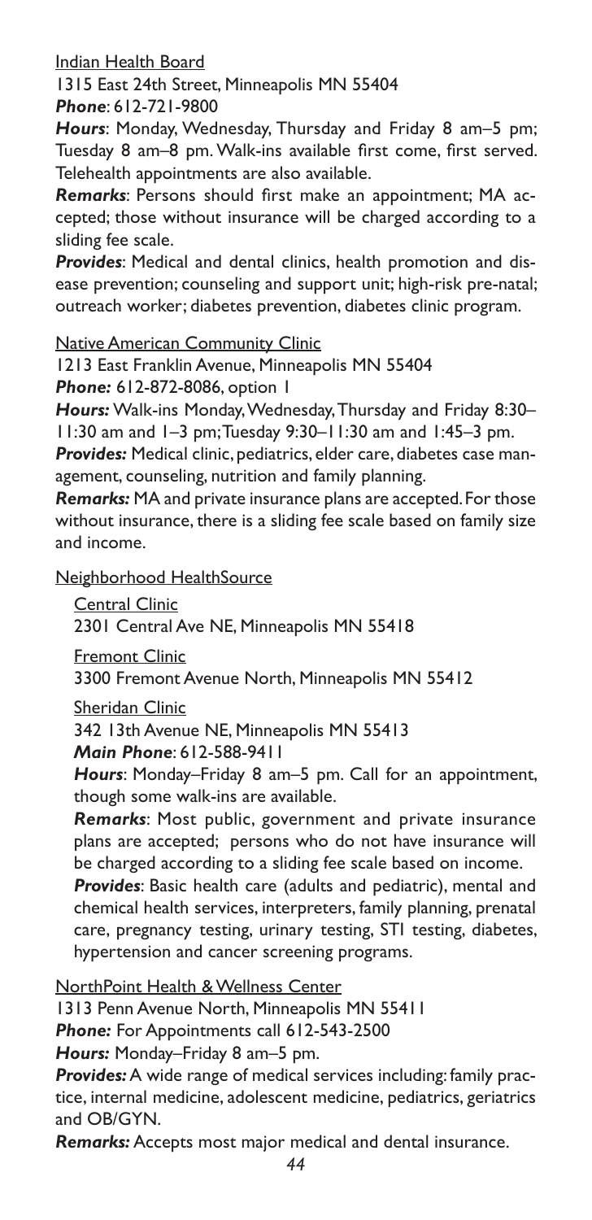Indian Health Board

1315 East 24th Street, Minneapolis MN 55404

***Phone***: 612-721-9800

***Hours***: Monday, Wednesday, Thursday and Friday 8 am–5 pm; Tuesday 8 am–8 pm. Walk-ins available first come, first served. Telehealth appointments are also available.

***Remarks***: Persons should first make an appointment; MA accepted; those without insurance will be charged according to a sliding fee scale.

***Provides***: Medical and dental clinics, health promotion and disease prevention; counseling and support unit; high-risk pre-natal; outreach worker; diabetes prevention, diabetes clinic program.

Native American Community Clinic

1213 East Franklin Avenue, Minneapolis MN 55404

***Phone:*** 612-872-8086, option 1

***Hours:*** Walk-ins Monday, Wednesday, Thursday and Friday 8:30–11:30 am and 1–3 pm; Tuesday 9:30–11:30 am and 1:45–3 pm.

***Provides:*** Medical clinic, pediatrics, elder care, diabetes case management, counseling, nutrition and family planning.

***Remarks:*** MA and private insurance plans are accepted. For those without insurance, there is a sliding fee scale based on family size and income.

Neighborhood HealthSource

Central Clinic

2301 Central Ave NE, Minneapolis MN 55418

Fremont Clinic

3300 Fremont Avenue North, Minneapolis MN 55412

Sheridan Clinic

342 13th Avenue NE, Minneapolis MN 55413

***Main Phone***: 612-588-9411

***Hours***: Monday–Friday 8 am–5 pm. Call for an appointment, though some walk-ins are available.

***Remarks***: Most public, government and private insurance plans are accepted; persons who do not have insurance will be charged according to a sliding fee scale based on income.

***Provides***: Basic health care (adults and pediatric), mental and chemical health services, interpreters, family planning, prenatal care, pregnancy testing, urinary testing, STI testing, diabetes, hypertension and cancer screening programs.

NorthPoint Health & Wellness Center

1313 Penn Avenue North, Minneapolis MN 55411

***Phone:*** For Appointments call 612-543-2500

***Hours:*** Monday–Friday 8 am–5 pm.

***Provides:*** A wide range of medical services including: family practice, internal medicine, adolescent medicine, pediatrics, geriatrics and OB/GYN.

***Remarks:*** Accepts most major medical and dental insurance.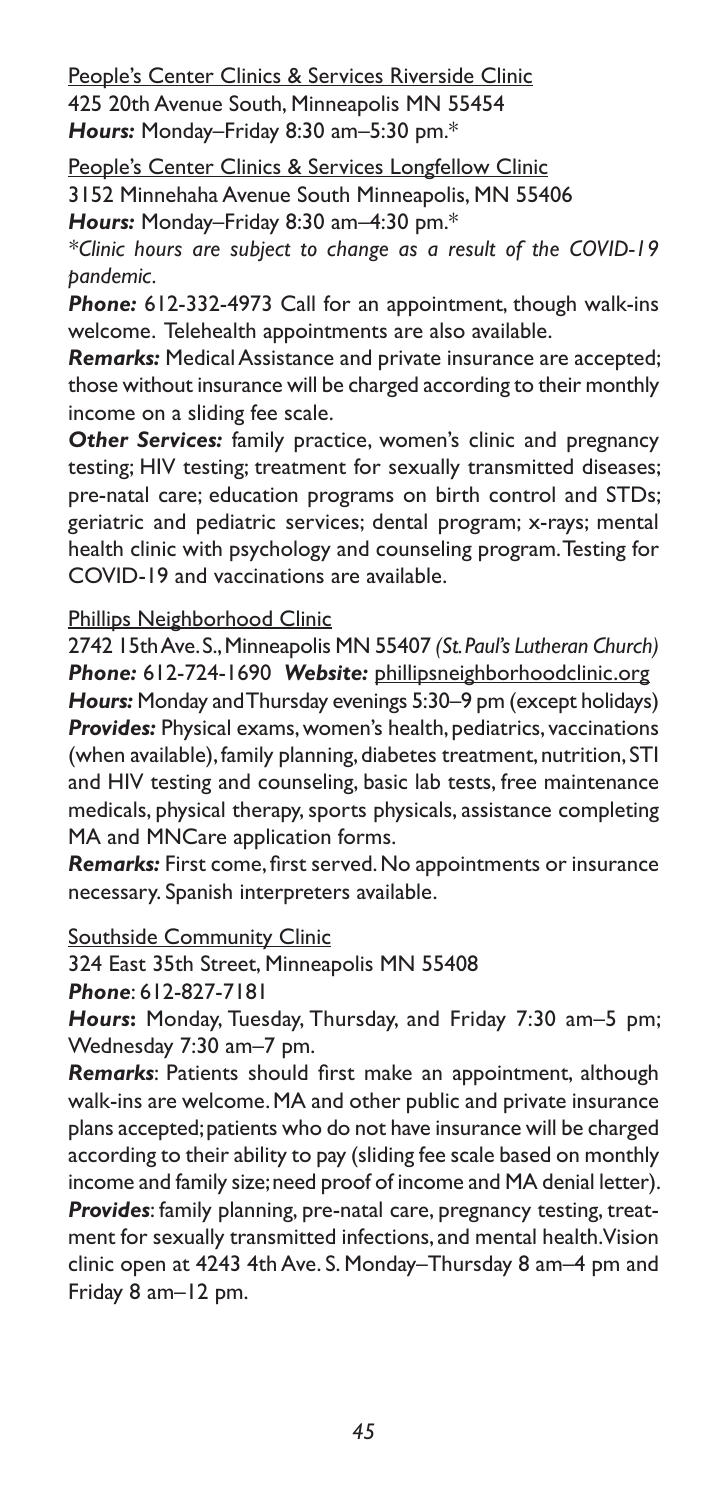People's Center Clinics & Services Riverside Clinic
425 20th Avenue South, Minneapolis MN 55454
***Hours:*** Monday–Friday 8:30 am–5:30 pm.*

People's Center Clinics & Services Longfellow Clinic
3152 Minnehaha Avenue South Minneapolis, MN 55406
***Hours:*** Monday–Friday 8:30 am–4:30 pm.*

**Clinic hours are subject to change as a result of the COVID-19 pandemic.*

***Phone:*** 612-332-4973 Call for an appointment, though walk-ins welcome. Telehealth appointments are also available.

***Remarks:*** Medical Assistance and private insurance are accepted; those without insurance will be charged according to their monthly income on a sliding fee scale.

***Other Services:*** family practice, women's clinic and pregnancy testing; HIV testing; treatment for sexually transmitted diseases; pre-natal care; education programs on birth control and STDs; geriatric and pediatric services; dental program; x-rays; mental health clinic with psychology and counseling program. Testing for COVID-19 and vaccinations are available.

Phillips Neighborhood Clinic
2742 15th Ave. S., Minneapolis MN 55407 *(St. Paul's Lutheran Church)*
***Phone:*** 612-724-1690 ***Website:*** phillipsneighborhoodclinic.org
***Hours:*** Monday and Thursday evenings 5:30–9 pm (except holidays)
***Provides:*** Physical exams, women's health, pediatrics, vaccinations (when available), family planning, diabetes treatment, nutrition, STI and HIV testing and counseling, basic lab tests, free maintenance medicals, physical therapy, sports physicals, assistance completing MA and MNCare application forms.
***Remarks:*** First come, first served. No appointments or insurance necessary. Spanish interpreters available.

Southside Community Clinic
324 East 35th Street, Minneapolis MN 55408
***Phone***: 612-827-7181
***Hours*:** Monday, Tuesday, Thursday, and Friday 7:30 am–5 pm; Wednesday 7:30 am–7 pm.
***Remarks***: Patients should first make an appointment, although walk-ins are welcome. MA and other public and private insurance plans accepted; patients who do not have insurance will be charged according to their ability to pay (sliding fee scale based on monthly income and family size; need proof of income and MA denial letter).
***Provides***: family planning, pre-natal care, pregnancy testing, treatment for sexually transmitted infections, and mental health. Vision clinic open at 4243 4th Ave. S. Monday–Thursday 8 am–4 pm and Friday 8 am–12 pm.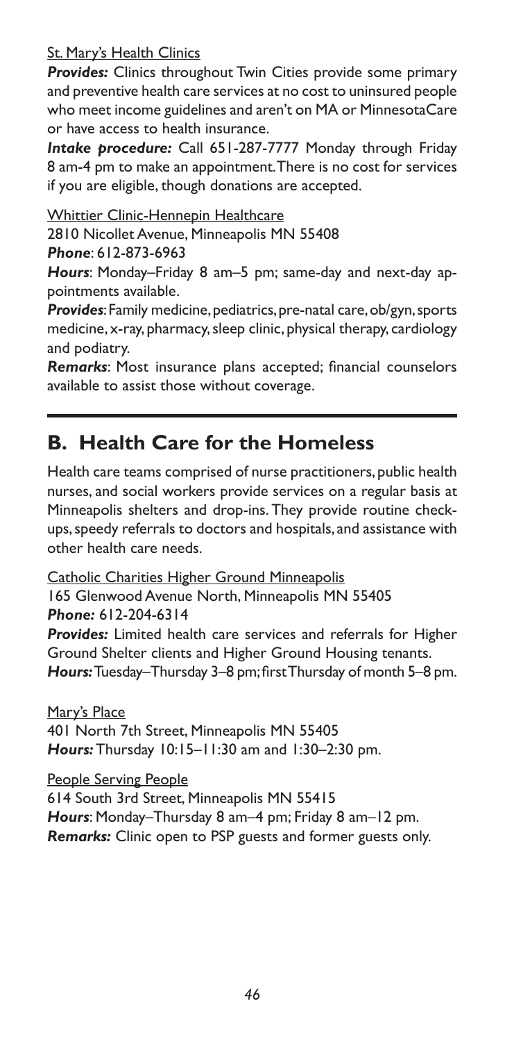St. Mary's Health Clinics

***Provides:*** Clinics throughout Twin Cities provide some primary and preventive health care services at no cost to uninsured people who meet income guidelines and aren't on MA or MinnesotaCare or have access to health insurance.

***Intake procedure:*** Call 651-287-7777 Monday through Friday 8 am-4 pm to make an appointment. There is no cost for services if you are eligible, though donations are accepted.

Whittier Clinic-Hennepin Healthcare

2810 Nicollet Avenue, Minneapolis MN 55408

***Phone***: 612-873-6963

***Hours***: Monday–Friday 8 am–5 pm; same-day and next-day appointments available.

***Provides***: Family medicine, pediatrics, pre-natal care, ob/gyn, sports medicine, x-ray, pharmacy, sleep clinic, physical therapy, cardiology and podiatry.

***Remarks***: Most insurance plans accepted; financial counselors available to assist those without coverage.

## B. Health Care for the Homeless

Health care teams comprised of nurse practitioners, public health nurses, and social workers provide services on a regular basis at Minneapolis shelters and drop-ins. They provide routine checkups, speedy referrals to doctors and hospitals, and assistance with other health care needs.

Catholic Charities Higher Ground Minneapolis

165 Glenwood Avenue North, Minneapolis MN 55405

***Phone:*** 612-204-6314

***Provides:*** Limited health care services and referrals for Higher Ground Shelter clients and Higher Ground Housing tenants.

***Hours:*** Tuesday–Thursday 3–8 pm; first Thursday of month 5–8 pm.

Mary's Place

401 North 7th Street, Minneapolis MN 55405

***Hours:*** Thursday 10:15–11:30 am and 1:30–2:30 pm.

People Serving People

614 South 3rd Street, Minneapolis MN 55415

***Hours***: Monday–Thursday 8 am–4 pm; Friday 8 am–12 pm.

***Remarks:*** Clinic open to PSP guests and former guests only.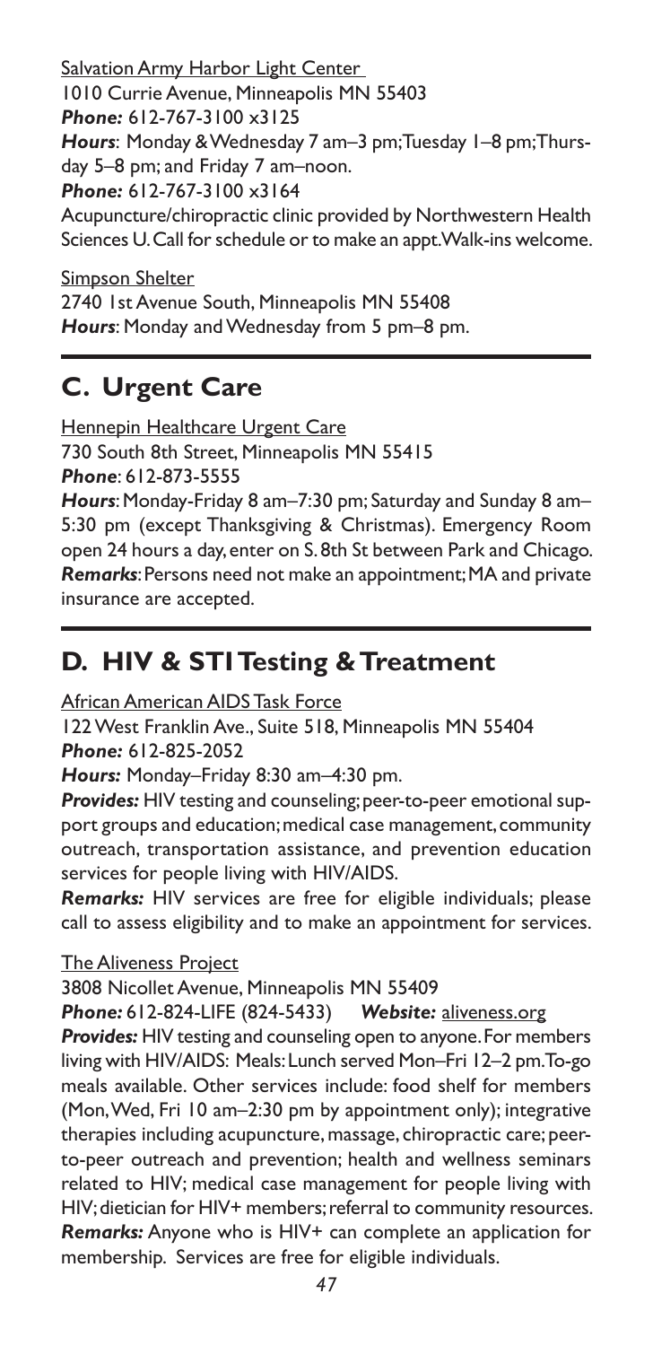Salvation Army Harbor Light Center
1010 Currie Avenue, Minneapolis MN 55403
***Phone:*** 612-767-3100 x3125
***Hours***: Monday & Wednesday 7 am–3 pm; Tuesday 1–8 pm; Thursday 5–8 pm; and Friday 7 am–noon.
***Phone:*** 612-767-3100 x3164
Acupuncture/chiropractic clinic provided by Northwestern Health Sciences U. Call for schedule or to make an appt. Walk-ins welcome.

Simpson Shelter
2740 1st Avenue South, Minneapolis MN 55408
***Hours***: Monday and Wednesday from 5 pm–8 pm.

## C. Urgent Care

Hennepin Healthcare Urgent Care
730 South 8th Street, Minneapolis MN 55415
***Phone***: 612-873-5555
***Hours***: Monday-Friday 8 am–7:30 pm; Saturday and Sunday 8 am–5:30 pm (except Thanksgiving & Christmas). Emergency Room open 24 hours a day, enter on S. 8th St between Park and Chicago.
***Remarks***: Persons need not make an appointment; MA and private insurance are accepted.

## D. HIV & STI Testing & Treatment

African American AIDS Task Force
122 West Franklin Ave., Suite 518, Minneapolis MN 55404
***Phone:*** 612-825-2052
***Hours:*** Monday–Friday 8:30 am–4:30 pm.
***Provides:*** HIV testing and counseling; peer-to-peer emotional support groups and education; medical case management, community outreach, transportation assistance, and prevention education services for people living with HIV/AIDS.
***Remarks:*** HIV services are free for eligible individuals; please call to assess eligibility and to make an appointment for services.

The Aliveness Project
3808 Nicollet Avenue, Minneapolis MN 55409
***Phone:*** 612-824-LIFE (824-5433) ***Website:*** aliveness.org
***Provides:*** HIV testing and counseling open to anyone. For members living with HIV/AIDS: Meals: Lunch served Mon–Fri 12–2 pm. To-go meals available. Other services include: food shelf for members (Mon, Wed, Fri 10 am–2:30 pm by appointment only); integrative therapies including acupuncture, massage, chiropractic care; peer-to-peer outreach and prevention; health and wellness seminars related to HIV; medical case management for people living with HIV; dietician for HIV+ members; referral to community resources.
***Remarks:*** Anyone who is HIV+ can complete an application for membership. Services are free for eligible individuals.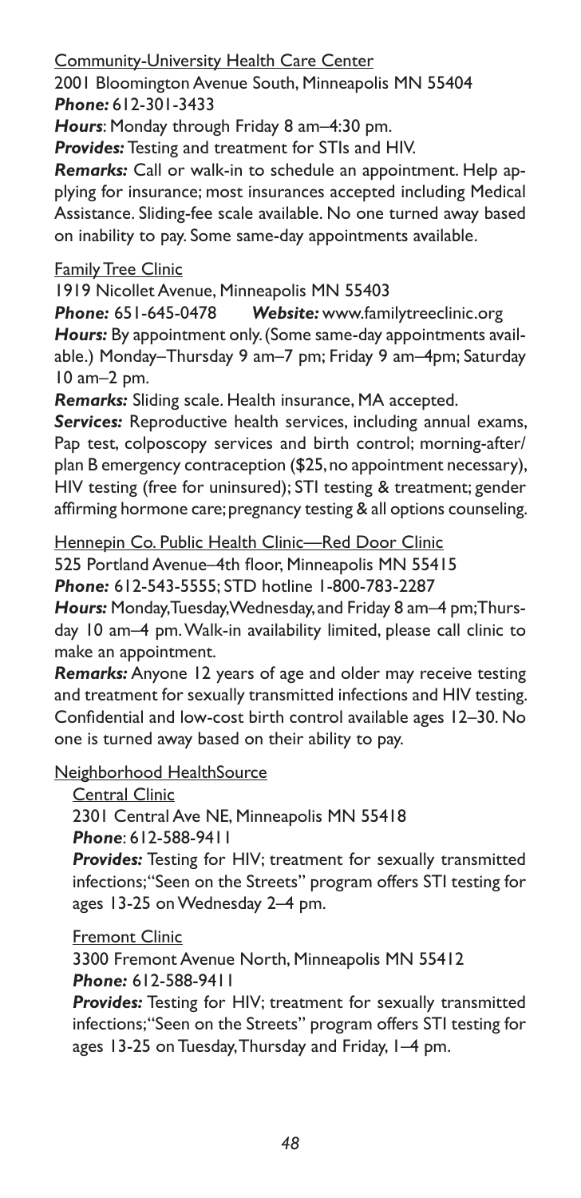Community-University Health Care Center

2001 Bloomington Avenue South, Minneapolis MN 55404
***Phone:*** 612-301-3433

***Hours***: Monday through Friday 8 am–4:30 pm.

***Provides:*** Testing and treatment for STIs and HIV.

***Remarks:*** Call or walk-in to schedule an appointment. Help applying for insurance; most insurances accepted including Medical Assistance. Sliding-fee scale available. No one turned away based on inability to pay. Some same-day appointments available.

Family Tree Clinic

1919 Nicollet Avenue, Minneapolis MN 55403
***Phone:*** 651-645-0478 ***Website:*** www.familytreeclinic.org

***Hours:*** By appointment only. (Some same-day appointments available.) Monday–Thursday 9 am–7 pm; Friday 9 am–4pm; Saturday 10 am–2 pm.

***Remarks:*** Sliding scale. Health insurance, MA accepted.

***Services:*** Reproductive health services, including annual exams, Pap test, colposcopy services and birth control; morning-after/plan B emergency contraception ($25, no appointment necessary), HIV testing (free for uninsured); STI testing & treatment; gender affirming hormone care; pregnancy testing & all options counseling.

Hennepin Co. Public Health Clinic—Red Door Clinic

525 Portland Avenue–4th floor, Minneapolis MN 55415
***Phone:*** 612-543-5555; STD hotline 1-800-783-2287

***Hours:*** Monday, Tuesday, Wednesday, and Friday 8 am–4 pm; Thursday 10 am–4 pm. Walk-in availability limited, please call clinic to make an appointment.

***Remarks:*** Anyone 12 years of age and older may receive testing and treatment for sexually transmitted infections and HIV testing. Confidential and low-cost birth control available ages 12–30. No one is turned away based on their ability to pay.

Neighborhood HealthSource

Central Clinic

2301 Central Ave NE, Minneapolis MN 55418
***Phone***: 612-588-9411

***Provides:*** Testing for HIV; treatment for sexually transmitted infections; "Seen on the Streets" program offers STI testing for ages 13-25 on Wednesday 2–4 pm.

Fremont Clinic

3300 Fremont Avenue North, Minneapolis MN 55412
***Phone:*** 612-588-9411

***Provides:*** Testing for HIV; treatment for sexually transmitted infections; "Seen on the Streets" program offers STI testing for ages 13-25 on Tuesday, Thursday and Friday, 1–4 pm.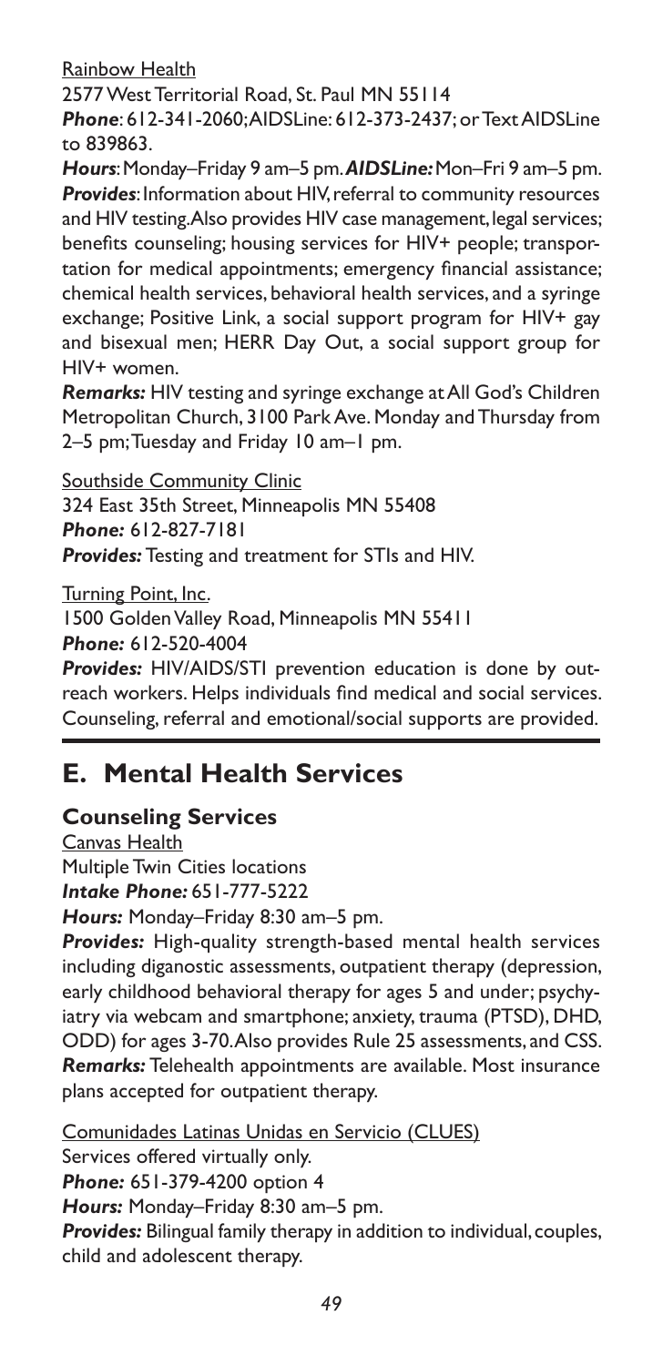Rainbow Health

2577 West Territorial Road, St. Paul MN 55114

***Phone***: 612-341-2060; AIDSLine: 612-373-2437; or Text AIDSLine to 839863.

***Hours***: Monday–Friday 9 am–5 pm. ***AIDSLine:*** Mon–Fri 9 am–5 pm.

***Provides***: Information about HIV, referral to community resources and HIV testing. Also provides HIV case management, legal services; benefits counseling; housing services for HIV+ people; transportation for medical appointments; emergency financial assistance; chemical health services, behavioral health services, and a syringe exchange; Positive Link, a social support program for HIV+ gay and bisexual men; HERR Day Out, a social support group for HIV+ women.

***Remarks:*** HIV testing and syringe exchange at All God's Children Metropolitan Church, 3100 Park Ave. Monday and Thursday from 2–5 pm; Tuesday and Friday 10 am–1 pm.

Southside Community Clinic

324 East 35th Street, Minneapolis MN 55408

***Phone:*** 612-827-7181

***Provides:*** Testing and treatment for STIs and HIV.

Turning Point, Inc.

1500 Golden Valley Road, Minneapolis MN 55411

***Phone:*** 612-520-4004

***Provides:*** HIV/AIDS/STI prevention education is done by outreach workers. Helps individuals find medical and social services. Counseling, referral and emotional/social supports are provided.

## E. Mental Health Services

### Counseling Services

Canvas Health

Multiple Twin Cities locations

***Intake Phone:*** 651-777-5222

***Hours:*** Monday–Friday 8:30 am–5 pm.

***Provides:*** High-quality strength-based mental health services including diganostic assessments, outpatient therapy (depression, early childhood behavioral therapy for ages 5 and under; psychyiatry via webcam and smartphone; anxiety, trauma (PTSD), DHD, ODD) for ages 3-70. Also provides Rule 25 assessments, and CSS.

***Remarks:*** Telehealth appointments are available. Most insurance plans accepted for outpatient therapy.

Comunidades Latinas Unidas en Servicio (CLUES)

Services offered virtually only.

***Phone:*** 651-379-4200 option 4

***Hours:*** Monday–Friday 8:30 am–5 pm.

***Provides:*** Bilingual family therapy in addition to individual, couples, child and adolescent therapy.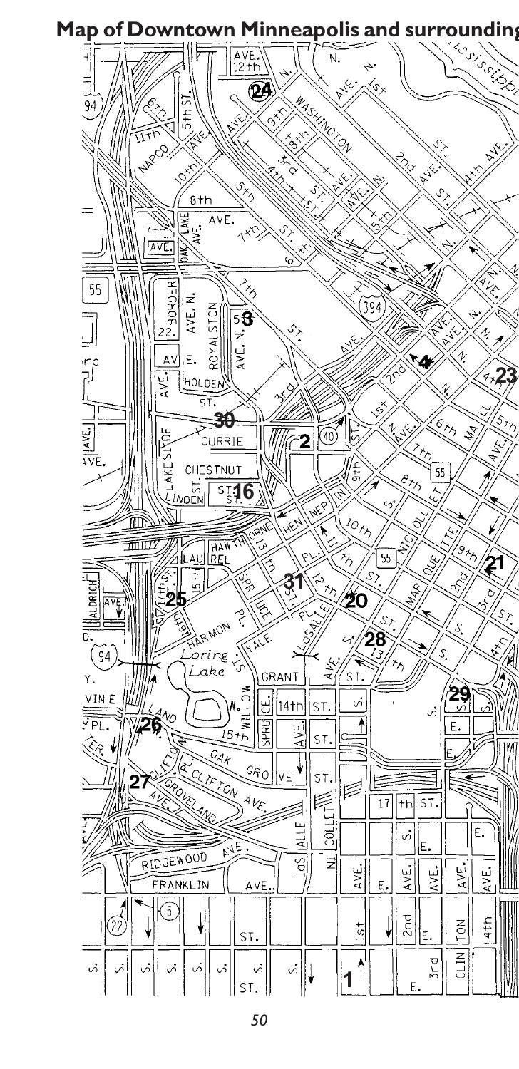## Map of Downtown Minneapolis and surrounding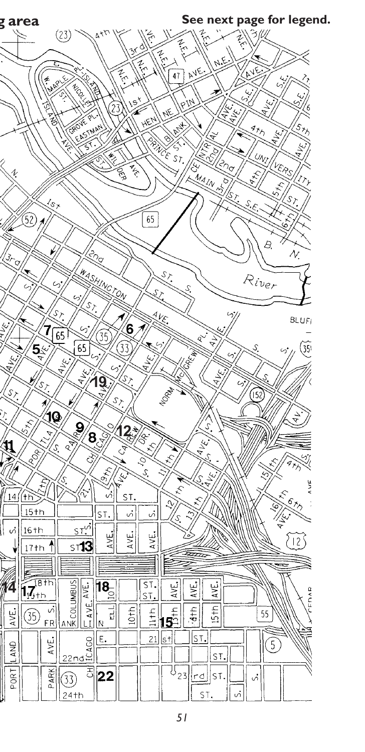g area

See next page for legend.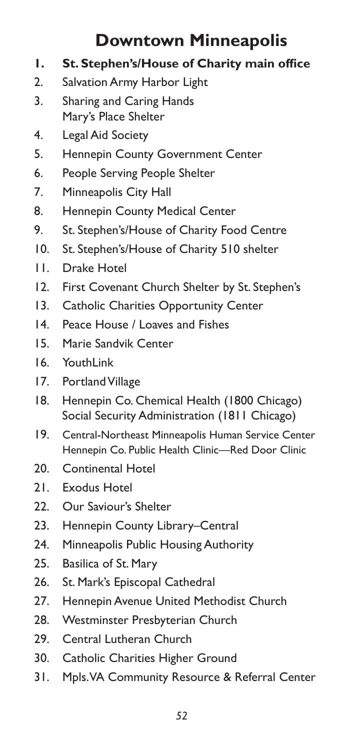# Downtown Minneapolis

1. **St. Stephen's/House of Charity main office**
2. Salvation Army Harbor Light
3. Sharing and Caring Hands
   Mary's Place Shelter
4. Legal Aid Society
5. Hennepin County Government Center
6. People Serving People Shelter
7. Minneapolis City Hall
8. Hennepin County Medical Center
9. St. Stephen's/House of Charity Food Centre
10. St. Stephen's/House of Charity 510 shelter
11. Drake Hotel
12. First Covenant Church Shelter by St. Stephen's
13. Catholic Charities Opportunity Center
14. Peace House / Loaves and Fishes
15. Marie Sandvik Center
16. YouthLink
17. Portland Village
18. Hennepin Co. Chemical Health (1800 Chicago)
    Social Security Administration (1811 Chicago)
19. Central-Northeast Minneapolis Human Service Center
    Hennepin Co. Public Health Clinic—Red Door Clinic
20. Continental Hotel
21. Exodus Hotel
22. Our Saviour's Shelter
23. Hennepin County Library–Central
24. Minneapolis Public Housing Authority
25. Basilica of St. Mary
26. St. Mark's Episcopal Cathedral
27. Hennepin Avenue United Methodist Church
28. Westminster Presbyterian Church
29. Central Lutheran Church
30. Catholic Charities Higher Ground
31. Mpls. VA Community Resource & Referral Center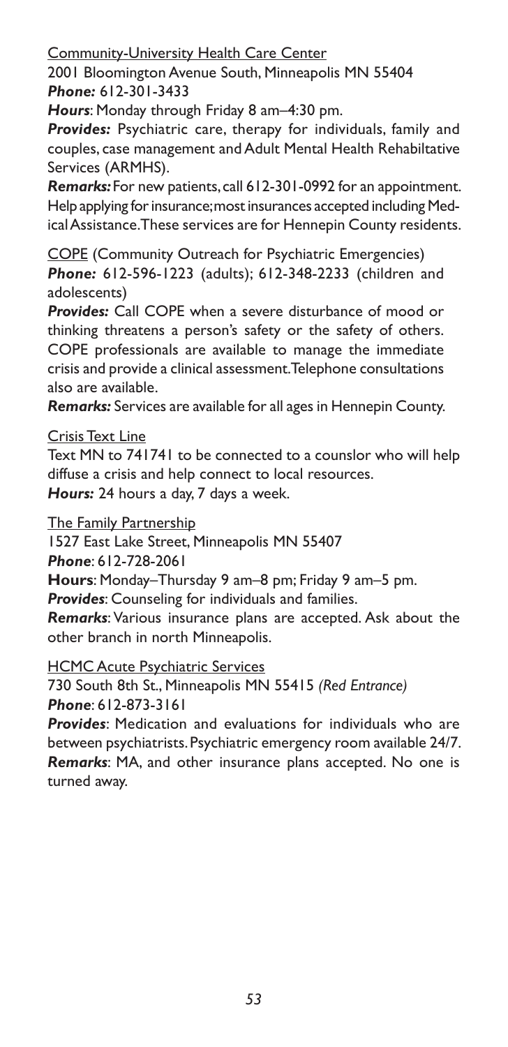Community-University Health Care Center

2001 Bloomington Avenue South, Minneapolis MN 55404
***Phone:*** 612-301-3433

***Hours***: Monday through Friday 8 am–4:30 pm.

***Provides:*** Psychiatric care, therapy for individuals, family and couples, case management and Adult Mental Health Rehabiltative Services (ARMHS).

***Remarks:*** For new patients, call 612-301-0992 for an appointment. Help applying for insurance; most insurances accepted including Medical Assistance. These services are for Hennepin County residents.

COPE (Community Outreach for Psychiatric Emergencies)

***Phone:*** 612-596-1223 (adults); 612-348-2233 (children and adolescents)

***Provides:*** Call COPE when a severe disturbance of mood or thinking threatens a person's safety or the safety of others. COPE professionals are available to manage the immediate crisis and provide a clinical assessment. Telephone consultations also are available.

***Remarks:*** Services are available for all ages in Hennepin County.

Crisis Text Line

Text MN to 741741 to be connected to a counslor who will help diffuse a crisis and help connect to local resources.

***Hours:*** 24 hours a day, 7 days a week.

The Family Partnership

1527 East Lake Street, Minneapolis MN 55407
***Phone***: 612-728-2061

**Hours**: Monday–Thursday 9 am–8 pm; Friday 9 am–5 pm.

***Provides***: Counseling for individuals and families.

***Remarks***: Various insurance plans are accepted. Ask about the other branch in north Minneapolis.

HCMC Acute Psychiatric Services

730 South 8th St., Minneapolis MN 55415 *(Red Entrance)*
***Phone***: 612-873-3161

***Provides***: Medication and evaluations for individuals who are between psychiatrists. Psychiatric emergency room available 24/7.

***Remarks***: MA, and other insurance plans accepted. No one is turned away.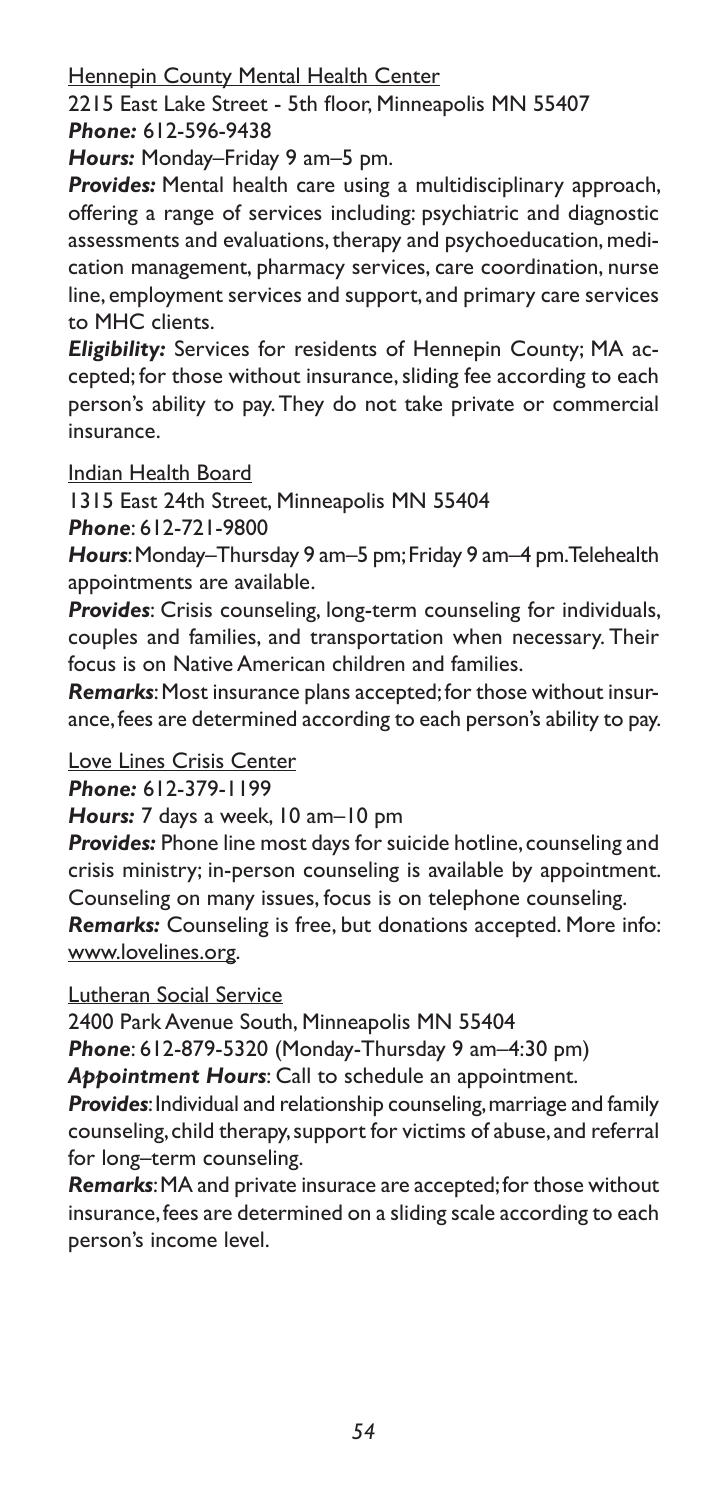Hennepin County Mental Health Center

2215 East Lake Street - 5th floor, Minneapolis MN 55407
***Phone:*** 612-596-9438

***Hours:*** Monday–Friday 9 am–5 pm.

***Provides:*** Mental health care using a multidisciplinary approach, offering a range of services including: psychiatric and diagnostic assessments and evaluations, therapy and psychoeducation, medication management, pharmacy services, care coordination, nurse line, employment services and support, and primary care services to MHC clients.

***Eligibility:*** Services for residents of Hennepin County; MA accepted; for those without insurance, sliding fee according to each person's ability to pay. They do not take private or commercial insurance.

Indian Health Board

1315 East 24th Street, Minneapolis MN 55404
***Phone***: 612-721-9800

***Hours***: Monday–Thursday 9 am–5 pm; Friday 9 am–4 pm. Telehealth appointments are available.

***Provides***: Crisis counseling, long-term counseling for individuals, couples and families, and transportation when necessary. Their focus is on Native American children and families.

***Remarks***: Most insurance plans accepted; for those without insurance, fees are determined according to each person's ability to pay.

Love Lines Crisis Center

***Phone:*** 612-379-1199

***Hours:*** 7 days a week, 10 am–10 pm

***Provides:*** Phone line most days for suicide hotline, counseling and crisis ministry; in-person counseling is available by appointment. Counseling on many issues, focus is on telephone counseling.

***Remarks:*** Counseling is free, but donations accepted. More info: www.lovelines.org.

Lutheran Social Service

2400 Park Avenue South, Minneapolis MN 55404
***Phone***: 612-879-5320 (Monday-Thursday 9 am–4:30 pm)
***Appointment Hours***: Call to schedule an appointment.

***Provides***: Individual and relationship counseling, marriage and family counseling, child therapy, support for victims of abuse, and referral for long–term counseling.

***Remarks***: MA and private insurace are accepted; for those without insurance, fees are determined on a sliding scale according to each person's income level.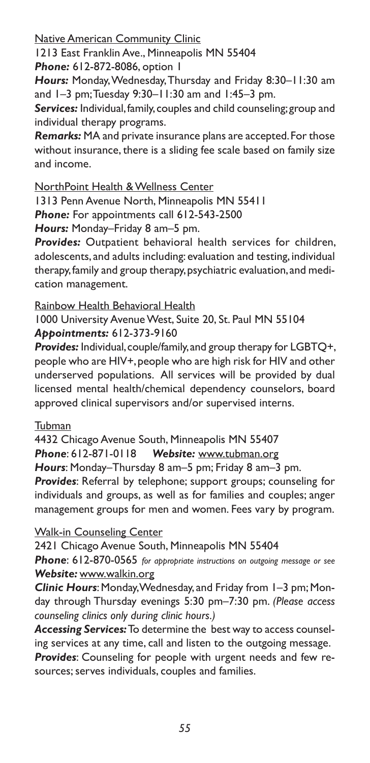Native American Community Clinic

1213 East Franklin Ave., Minneapolis MN 55404

***Phone:*** 612-872-8086, option 1

***Hours:*** Monday, Wednesday, Thursday and Friday 8:30–11:30 am and 1–3 pm; Tuesday 9:30–11:30 am and 1:45–3 pm.

***Services:*** Individual, family, couples and child counseling; group and individual therapy programs.

***Remarks:*** MA and private insurance plans are accepted. For those without insurance, there is a sliding fee scale based on family size and income.

NorthPoint Health & Wellness Center

1313 Penn Avenue North, Minneapolis MN 55411

***Phone:*** For appointments call 612-543-2500

***Hours:*** Monday–Friday 8 am–5 pm.

***Provides:*** Outpatient behavioral health services for children, adolescents, and adults including: evaluation and testing, individual therapy, family and group therapy, psychiatric evaluation, and medication management.

Rainbow Health Behavioral Health

1000 University Avenue West, Suite 20, St. Paul MN 55104

***Appointments:*** 612-373-9160

***Provides:*** Individual, couple/family, and group therapy for LGBTQ+, people who are HIV+, people who are high risk for HIV and other underserved populations. All services will be provided by dual licensed mental health/chemical dependency counselors, board approved clinical supervisors and/or supervised interns.

Tubman

4432 Chicago Avenue South, Minneapolis MN 55407

***Phone***: 612-871-0118 ***Website:*** www.tubman.org

***Hours***: Monday–Thursday 8 am–5 pm; Friday 8 am–3 pm.

***Provides***: Referral by telephone; support groups; counseling for individuals and groups, as well as for families and couples; anger management groups for men and women. Fees vary by program.

Walk-in Counseling Center

2421 Chicago Avenue South, Minneapolis MN 55404

***Phone***: 612-870-0565 *for appropriate instructions on outgoing message or see* ***Website:*** www.walkin.org

***Clinic Hours***: Monday, Wednesday, and Friday from 1–3 pm; Monday through Thursday evenings 5:30 pm–7:30 pm. *(Please access counseling clinics only during clinic hours.)*

***Accessing Services:*** To determine the best way to access counseling services at any time, call and listen to the outgoing message.

***Provides***: Counseling for people with urgent needs and few resources; serves individuals, couples and families.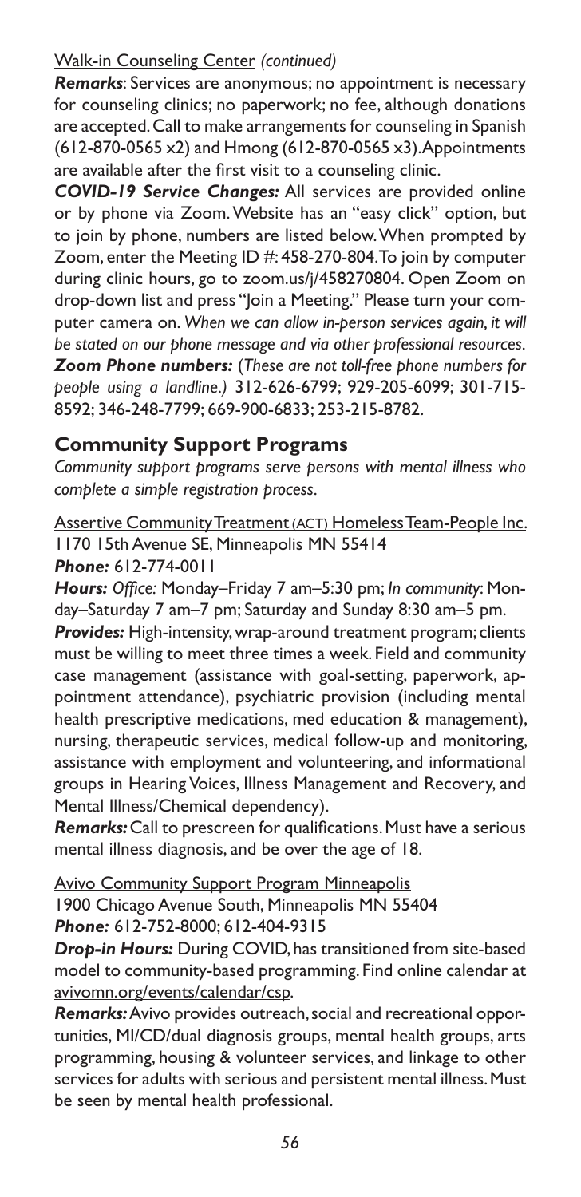Walk-in Counseling Center *(continued)*

***Remarks***: Services are anonymous; no appointment is necessary for counseling clinics; no paperwork; no fee, although donations are accepted. Call to make arrangements for counseling in Spanish (612-870-0565 x2) and Hmong (612-870-0565 x3). Appointments are available after the first visit to a counseling clinic.

***COVID-19 Service Changes:*** All services are provided online or by phone via Zoom. Website has an "easy click" option, but to join by phone, numbers are listed below. When prompted by Zoom, enter the Meeting ID #: 458-270-804. To join by computer during clinic hours, go to zoom.us/j/458270804. Open Zoom on drop-down list and press "Join a Meeting." Please turn your computer camera on. *When we can allow in-person services again, it will be stated on our phone message and via other professional resources.*

***Zoom Phone numbers:*** (*These are not toll-free phone numbers for people using a landline.)* 312-626-6799; 929-205-6099; 301-715-8592; 346-248-7799; 669-900-6833; 253-215-8782.

## Community Support Programs

*Community support programs serve persons with mental illness who complete a simple registration process.*

Assertive Community Treatment (ACT) Homeless Team-People Inc.
1170 15th Avenue SE, Minneapolis MN 55414
***Phone:*** 612-774-0011

***Hours:*** *Office:* Monday–Friday 7 am–5:30 pm; *In community*: Monday–Saturday 7 am–7 pm; Saturday and Sunday 8:30 am–5 pm.

***Provides:*** High-intensity, wrap-around treatment program; clients must be willing to meet three times a week. Field and community case management (assistance with goal-setting, paperwork, appointment attendance), psychiatric provision (including mental health prescriptive medications, med education & management), nursing, therapeutic services, medical follow-up and monitoring, assistance with employment and volunteering, and informational groups in Hearing Voices, Illness Management and Recovery, and Mental Illness/Chemical dependency).

***Remarks:*** Call to prescreen for qualifications. Must have a serious mental illness diagnosis, and be over the age of 18.

Avivo Community Support Program Minneapolis
1900 Chicago Avenue South, Minneapolis MN 55404
***Phone:*** 612-752-8000; 612-404-9315

***Drop-in Hours:*** During COVID, has transitioned from site-based model to community-based programming. Find online calendar at avivomn.org/events/calendar/csp.

***Remarks:*** Avivo provides outreach, social and recreational opportunities, MI/CD/dual diagnosis groups, mental health groups, arts programming, housing & volunteer services, and linkage to other services for adults with serious and persistent mental illness. Must be seen by mental health professional.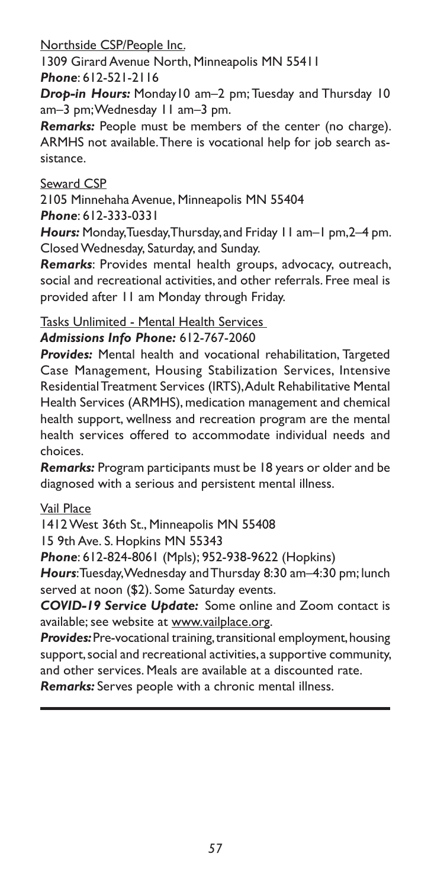Northside CSP/People Inc.

1309 Girard Avenue North, Minneapolis MN 55411

***Phone***: 612-521-2116

***Drop-in Hours:*** Monday10 am–2 pm; Tuesday and Thursday 10 am–3 pm; Wednesday 11 am–3 pm.

***Remarks:*** People must be members of the center (no charge). ARMHS not available. There is vocational help for job search assistance.

Seward CSP

2105 Minnehaha Avenue, Minneapolis MN 55404

***Phone***: 612-333-0331

***Hours:*** Monday, Tuesday, Thursday, and Friday 11 am–1 pm, 2–4 pm. Closed Wednesday, Saturday, and Sunday.

***Remarks***: Provides mental health groups, advocacy, outreach, social and recreational activities, and other referrals. Free meal is provided after 11 am Monday through Friday.

Tasks Unlimited - Mental Health Services

***Admissions Info Phone:*** 612-767-2060

***Provides:*** Mental health and vocational rehabilitation, Targeted Case Management, Housing Stabilization Services, Intensive Residential Treatment Services (IRTS), Adult Rehabilitative Mental Health Services (ARMHS), medication management and chemical health support, wellness and recreation program are the mental health services offered to accommodate individual needs and choices.

***Remarks:*** Program participants must be 18 years or older and be diagnosed with a serious and persistent mental illness.

Vail Place

1412 West 36th St., Minneapolis MN 55408

15 9th Ave. S. Hopkins MN 55343

***Phone***: 612-824-8061 (Mpls); 952-938-9622 (Hopkins)

***Hours***: Tuesday, Wednesday and Thursday 8:30 am–4:30 pm; lunch served at noon ($2). Some Saturday events.

***COVID-19 Service Update:*** Some online and Zoom contact is available; see website at www.vailplace.org.

***Provides:*** Pre-vocational training, transitional employment, housing support, social and recreational activities, a supportive community, and other services. Meals are available at a discounted rate.

***Remarks:*** Serves people with a chronic mental illness.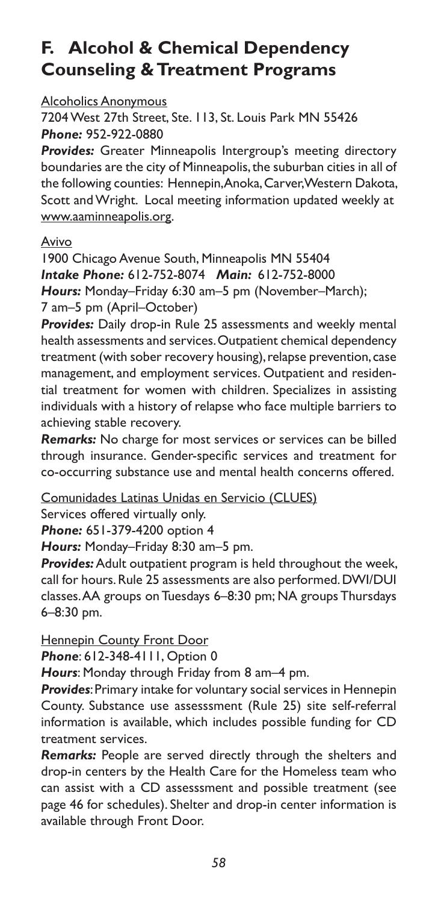## F. Alcohol & Chemical Dependency Counseling & Treatment Programs

Alcoholics Anonymous

7204 West 27th Street, Ste. 113, St. Louis Park MN 55426
***Phone:*** 952-922-0880

***Provides:*** Greater Minneapolis Intergroup's meeting directory boundaries are the city of Minneapolis, the suburban cities in all of the following counties: Hennepin, Anoka, Carver, Western Dakota, Scott and Wright. Local meeting information updated weekly at www.aaminneapolis.org.

Avivo

1900 Chicago Avenue South, Minneapolis MN 55404
***Intake Phone:*** 612-752-8074 ***Main:*** 612-752-8000
***Hours:*** Monday–Friday 6:30 am–5 pm (November–March); 7 am–5 pm (April–October)

***Provides:*** Daily drop-in Rule 25 assessments and weekly mental health assessments and services. Outpatient chemical dependency treatment (with sober recovery housing), relapse prevention, case management, and employment services. Outpatient and residential treatment for women with children. Specializes in assisting individuals with a history of relapse who face multiple barriers to achieving stable recovery.

***Remarks:*** No charge for most services or services can be billed through insurance. Gender-specific services and treatment for co-occurring substance use and mental health concerns offered.

Comunidades Latinas Unidas en Servicio (CLUES)

Services offered virtually only.
***Phone:*** 651-379-4200 option 4
***Hours:*** Monday–Friday 8:30 am–5 pm.

***Provides:*** Adult outpatient program is held throughout the week, call for hours. Rule 25 assessments are also performed. DWI/DUI classes. AA groups on Tuesdays 6–8:30 pm; NA groups Thursdays 6–8:30 pm.

Hennepin County Front Door

***Phone***: 612-348-4111, Option 0
***Hours***: Monday through Friday from 8 am–4 pm.

***Provides***: Primary intake for voluntary social services in Hennepin County. Substance use assesssment (Rule 25) site self-referral information is available, which includes possible funding for CD treatment services.

***Remarks:*** People are served directly through the shelters and drop-in centers by the Health Care for the Homeless team who can assist with a CD assesssment and possible treatment (see page 46 for schedules). Shelter and drop-in center information is available through Front Door.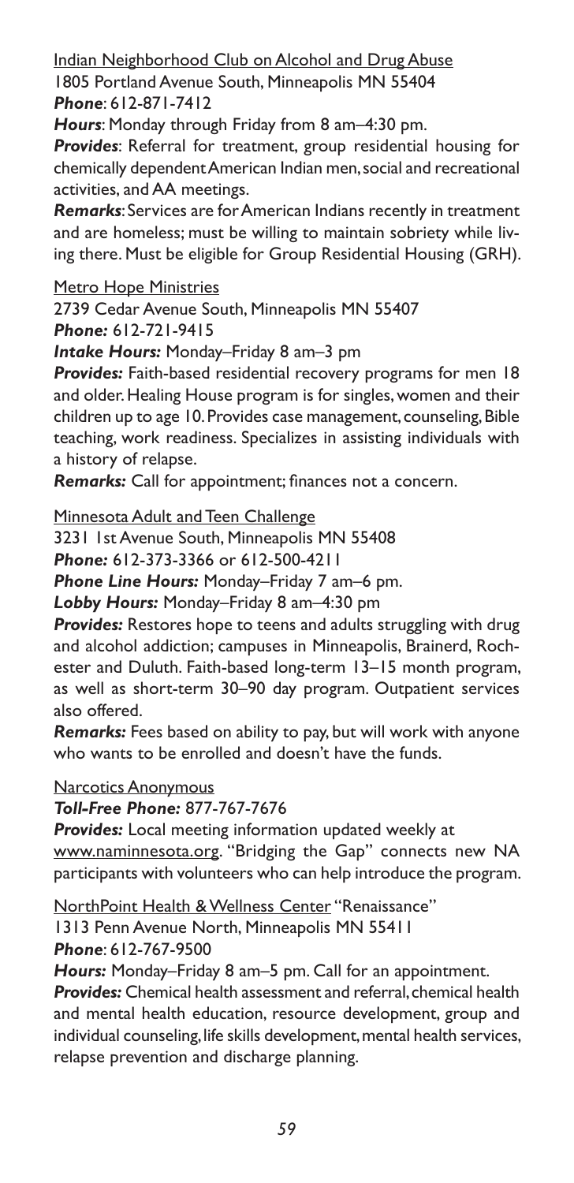Indian Neighborhood Club on Alcohol and Drug Abuse
1805 Portland Avenue South, Minneapolis MN 55404
***Phone***: 612-871-7412
***Hours***: Monday through Friday from 8 am–4:30 pm.
***Provides***: Referral for treatment, group residential housing for chemically dependent American Indian men, social and recreational activities, and AA meetings.
***Remarks***: Services are for American Indians recently in treatment and are homeless; must be willing to maintain sobriety while living there. Must be eligible for Group Residential Housing (GRH).

Metro Hope Ministries
2739 Cedar Avenue South, Minneapolis MN 55407
***Phone:*** 612-721-9415
***Intake Hours:*** Monday–Friday 8 am–3 pm
***Provides:*** Faith-based residential recovery programs for men 18 and older. Healing House program is for singles, women and their children up to age 10. Provides case management, counseling, Bible teaching, work readiness. Specializes in assisting individuals with a history of relapse.
***Remarks:*** Call for appointment; finances not a concern.

Minnesota Adult and Teen Challenge
3231 1st Avenue South, Minneapolis MN 55408
***Phone:*** 612-373-3366 or 612-500-4211
***Phone Line Hours:*** Monday–Friday 7 am–6 pm.
***Lobby Hours:*** Monday–Friday 8 am–4:30 pm
***Provides:*** Restores hope to teens and adults struggling with drug and alcohol addiction; campuses in Minneapolis, Brainerd, Rochester and Duluth. Faith-based long-term 13–15 month program, as well as short-term 30–90 day program. Outpatient services also offered.
***Remarks:*** Fees based on ability to pay, but will work with anyone who wants to be enrolled and doesn't have the funds.

Narcotics Anonymous
***Toll-Free Phone:*** 877-767-7676
***Provides:*** Local meeting information updated weekly at www.naminnesota.org. "Bridging the Gap" connects new NA participants with volunteers who can help introduce the program.

NorthPoint Health & Wellness Center "Renaissance"
1313 Penn Avenue North, Minneapolis MN 55411
***Phone***: 612-767-9500
***Hours:*** Monday–Friday 8 am–5 pm. Call for an appointment.
***Provides:*** Chemical health assessment and referral, chemical health and mental health education, resource development, group and individual counseling, life skills development, mental health services, relapse prevention and discharge planning.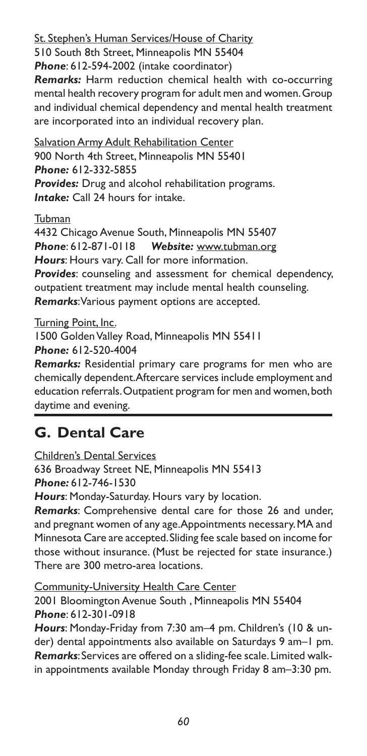<u>St. Stephen's Human Services/House of Charity</u>
510 South 8th Street, Minneapolis MN 55404
***Phone***: 612-594-2002 (intake coordinator)
***Remarks:*** Harm reduction chemical health with co-occurring mental health recovery program for adult men and women. Group and individual chemical dependency and mental health treatment are incorporated into an individual recovery plan.

<u>Salvation Army Adult Rehabilitation Center</u>
900 North 4th Street, Minneapolis MN 55401
***Phone:*** 612-332-5855
***Provides:*** Drug and alcohol rehabilitation programs.
***Intake:*** Call 24 hours for intake.

<u>Tubman</u>
4432 Chicago Avenue South, Minneapolis MN 55407
***Phone***: 612-871-0118 ***Website:*** <u>www.tubman.org</u>
***Hours***: Hours vary. Call for more information.
***Provides***: counseling and assessment for chemical dependency, outpatient treatment may include mental health counseling.
***Remarks***: Various payment options are accepted.

<u>Turning Point, Inc.</u>
1500 Golden Valley Road, Minneapolis MN 55411
***Phone:*** 612-520-4004
***Remarks:*** Residential primary care programs for men who are chemically dependent. Aftercare services include employment and education referrals. Outpatient program for men and women, both daytime and evening.

## G. Dental Care

<u>Children's Dental Services</u>
636 Broadway Street NE, Minneapolis MN 55413
***Phone:*** 612-746-1530
***Hours***: Monday-Saturday. Hours vary by location.
***Remarks***: Comprehensive dental care for those 26 and under, and pregnant women of any age. Appointments necessary. MA and Minnesota Care are accepted. Sliding fee scale based on income for those without insurance. (Must be rejected for state insurance.) There are 300 metro-area locations.

<u>Community-University Health Care Center</u>
2001 Bloomington Avenue South , Minneapolis MN 55404
***Phone***: 612-301-0918
***Hours***: Monday-Friday from 7:30 am–4 pm. Children's (10 & under) dental appointments also available on Saturdays 9 am–1 pm.
***Remarks***: Services are offered on a sliding-fee scale. Limited walk-in appointments available Monday through Friday 8 am–3:30 pm.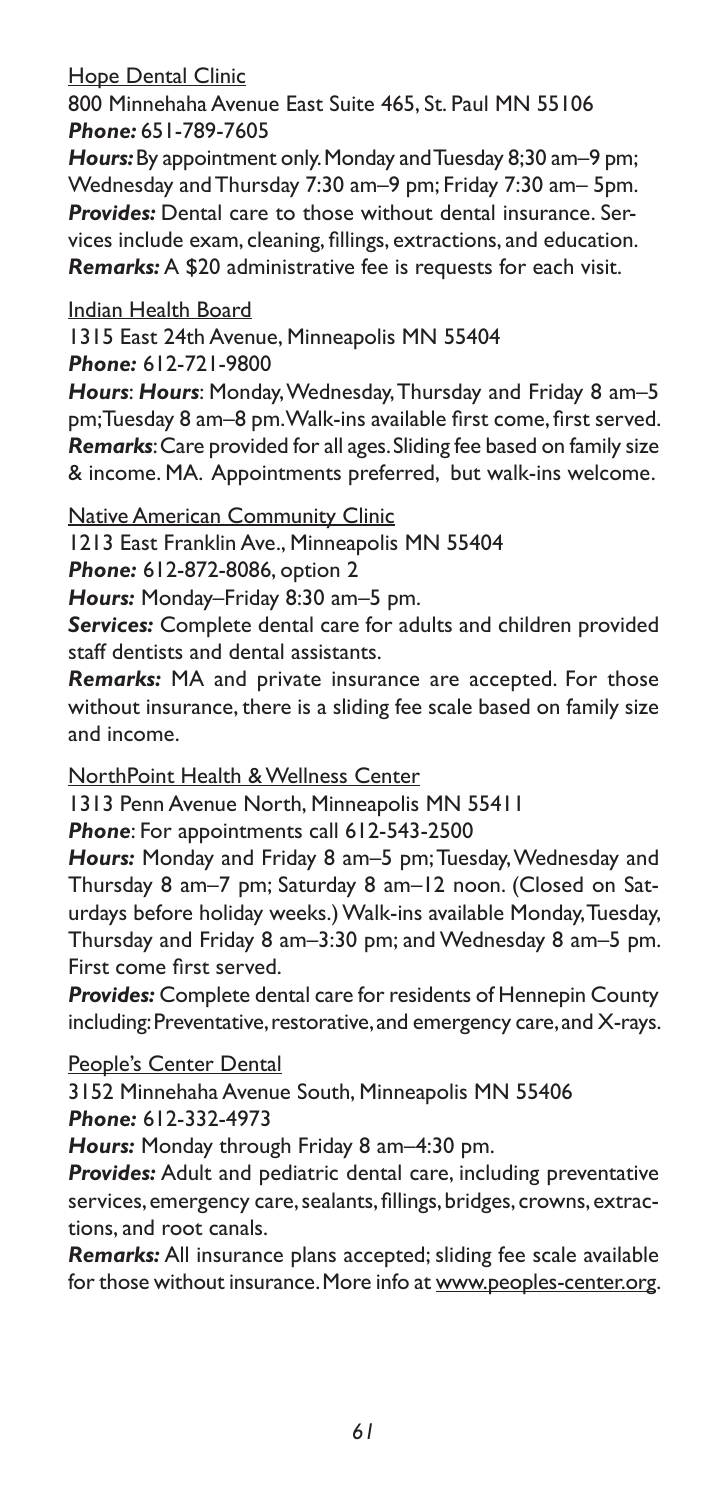Hope Dental Clinic

800 Minnehaha Avenue East Suite 465, St. Paul MN 55106

***Phone:*** 651-789-7605

***Hours:*** By appointment only. Monday and Tuesday 8;30 am–9 pm; Wednesday and Thursday 7:30 am–9 pm; Friday 7:30 am– 5pm.

***Provides:*** Dental care to those without dental insurance. Services include exam, cleaning, fillings, extractions, and education.

***Remarks:*** A $20 administrative fee is requests for each visit.

Indian Health Board

1315 East 24th Avenue, Minneapolis MN 55404

***Phone:*** 612-721-9800

***Hours***: ***Hours***: Monday, Wednesday, Thursday and Friday 8 am–5 pm; Tuesday 8 am–8 pm. Walk-ins available first come, first served.

***Remarks***: Care provided for all ages. Sliding fee based on family size & income. MA. Appointments preferred, but walk-ins welcome.

Native American Community Clinic

1213 East Franklin Ave., Minneapolis MN 55404

***Phone:*** 612-872-8086, option 2

***Hours:*** Monday–Friday 8:30 am–5 pm.

***Services:*** Complete dental care for adults and children provided staff dentists and dental assistants.

***Remarks:*** MA and private insurance are accepted. For those without insurance, there is a sliding fee scale based on family size and income.

NorthPoint Health & Wellness Center

1313 Penn Avenue North, Minneapolis MN 55411

***Phone***: For appointments call 612-543-2500

***Hours:*** Monday and Friday 8 am–5 pm; Tuesday, Wednesday and Thursday 8 am–7 pm; Saturday 8 am–12 noon. (Closed on Saturdays before holiday weeks.) Walk-ins available Monday, Tuesday, Thursday and Friday 8 am–3:30 pm; and Wednesday 8 am–5 pm. First come first served.

***Provides:*** Complete dental care for residents of Hennepin County including: Preventative, restorative, and emergency care, and X-rays.

People's Center Dental

3152 Minnehaha Avenue South, Minneapolis MN 55406

***Phone:*** 612-332-4973

***Hours:*** Monday through Friday 8 am–4:30 pm.

***Provides:*** Adult and pediatric dental care, including preventative services, emergency care, sealants, fillings, bridges, crowns, extractions, and root canals.

***Remarks:*** All insurance plans accepted; sliding fee scale available for those without insurance. More info at www.peoples-center.org.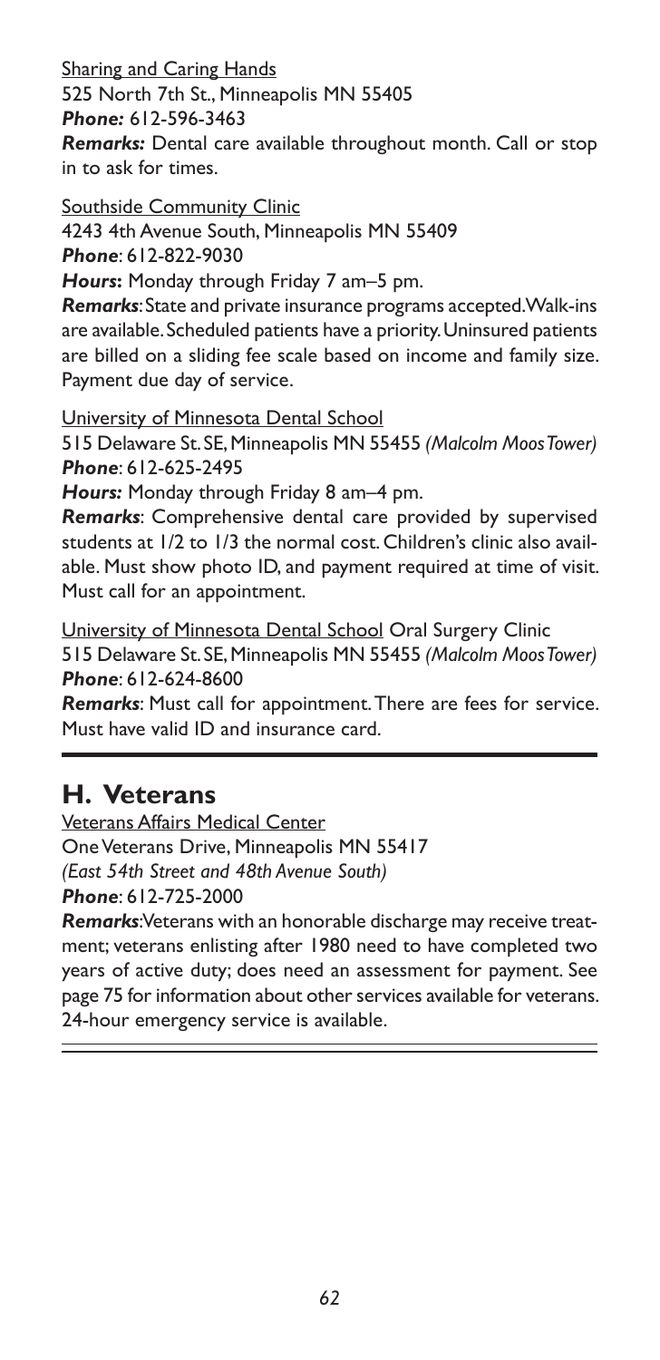Sharing and Caring Hands
525 North 7th St., Minneapolis MN 55405
***Phone:*** 612-596-3463
***Remarks:*** Dental care available throughout month. Call or stop in to ask for times.

Southside Community Clinic
4243 4th Avenue South, Minneapolis MN 55409
***Phone***: 612-822-9030
***Hours*:** Monday through Friday 7 am–5 pm.
***Remarks***: State and private insurance programs accepted. Walk-ins are available. Scheduled patients have a priority. Uninsured patients are billed on a sliding fee scale based on income and family size. Payment due day of service.

University of Minnesota Dental School
515 Delaware St. SE, Minneapolis MN 55455 *(Malcolm Moos Tower)*
***Phone***: 612-625-2495
***Hours:*** Monday through Friday 8 am–4 pm.
***Remarks***: Comprehensive dental care provided by supervised students at 1/2 to 1/3 the normal cost. Children's clinic also available. Must show photo ID, and payment required at time of visit. Must call for an appointment.

University of Minnesota Dental School Oral Surgery Clinic
515 Delaware St. SE, Minneapolis MN 55455 *(Malcolm Moos Tower)*
***Phone***: 612-624-8600
***Remarks***: Must call for appointment. There are fees for service. Must have valid ID and insurance card.

## H. Veterans

Veterans Affairs Medical Center
One Veterans Drive, Minneapolis MN 55417
*(East 54th Street and 48th Avenue South)*
***Phone***: 612-725-2000
***Remarks***: Veterans with an honorable discharge may receive treatment; veterans enlisting after 1980 need to have completed two years of active duty; does need an assessment for payment. See page 75 for information about other services available for veterans. 24-hour emergency service is available.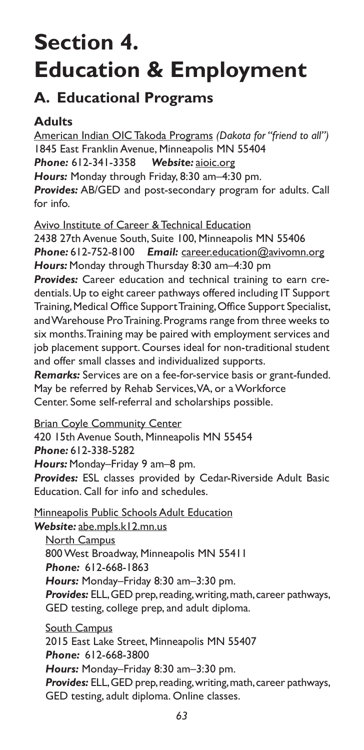# Section 4. Education & Employment

## A. Educational Programs

### Adults

American Indian OIC Takoda Programs *(Dakota for "friend to all")*
1845 East Franklin Avenue, Minneapolis MN 55404
***Phone:*** 612-341-3358 ***Website:*** aioic.org
***Hours:*** Monday through Friday, 8:30 am–4:30 pm.
***Provides:*** AB/GED and post-secondary program for adults. Call for info.

Avivo Institute of Career & Technical Education
2438 27th Avenue South, Suite 100, Minneapolis MN 55406
***Phone:*** 612-752-8100 ***Email:*** career.education@avivomn.org
***Hours:*** Monday through Thursday 8:30 am–4:30 pm
***Provides:*** Career education and technical training to earn credentials. Up to eight career pathways offered including IT Support Training, Medical Office Support Training, Office Support Specialist, and Warehouse Pro Training. Programs range from three weeks to six months. Training may be paired with employment services and job placement support. Courses ideal for non-traditional student and offer small classes and individualized supports.
***Remarks:*** Services are on a fee-for-service basis or grant-funded. May be referred by Rehab Services, VA, or a Workforce Center. Some self-referral and scholarships possible.

Brian Coyle Community Center
420 15th Avenue South, Minneapolis MN 55454
***Phone:*** 612-338-5282
***Hours:*** Monday–Friday 9 am–8 pm.
***Provides:*** ESL classes provided by Cedar-Riverside Adult Basic Education. Call for info and schedules.

Minneapolis Public Schools Adult Education
***Website:*** abe.mpls.k12.mn.us

North Campus
800 West Broadway, Minneapolis MN 55411
***Phone:*** 612-668-1863
***Hours:*** Monday–Friday 8:30 am–3:30 pm.
***Provides:*** ELL, GED prep, reading, writing, math, career pathways, GED testing, college prep, and adult diploma.

South Campus
2015 East Lake Street, Minneapolis MN 55407
***Phone:*** 612-668-3800
***Hours:*** Monday–Friday 8:30 am–3:30 pm.
***Provides:*** ELL, GED prep, reading, writing, math, career pathways, GED testing, adult diploma. Online classes.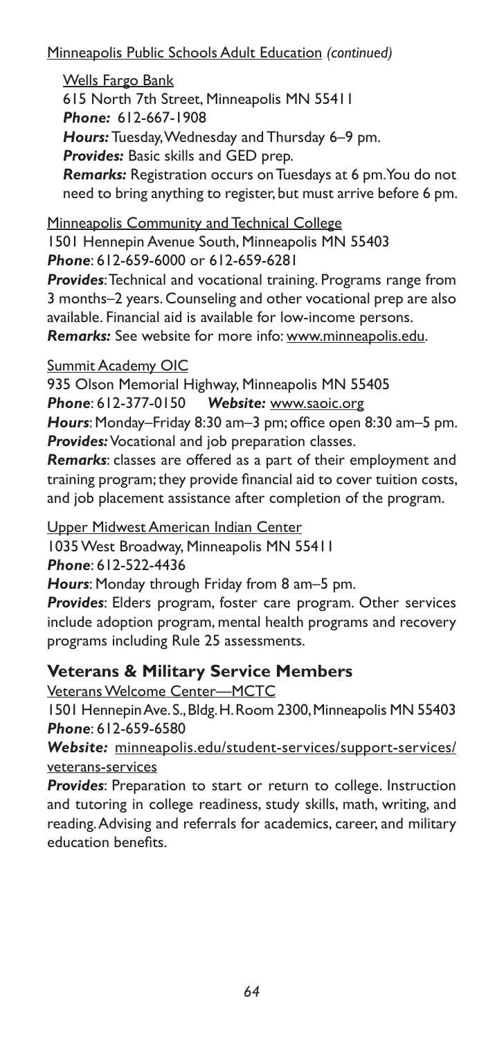Minneapolis Public Schools Adult Education *(continued)*

Wells Fargo Bank
615 North 7th Street, Minneapolis MN 55411
***Phone:*** 612-667-1908
***Hours:*** Tuesday, Wednesday and Thursday 6–9 pm.
***Provides:*** Basic skills and GED prep.
***Remarks:*** Registration occurs on Tuesdays at 6 pm. You do not need to bring anything to register, but must arrive before 6 pm.

Minneapolis Community and Technical College
1501 Hennepin Avenue South, Minneapolis MN 55403
***Phone***: 612-659-6000 or 612-659-6281
***Provides***: Technical and vocational training. Programs range from 3 months–2 years. Counseling and other vocational prep are also available. Financial aid is available for low-income persons.
***Remarks:*** See website for more info: www.minneapolis.edu.

Summit Academy OIC
935 Olson Memorial Highway, Minneapolis MN 55405
***Phone***: 612-377-0150 ***Website:*** www.saoic.org
***Hours***: Monday–Friday 8:30 am–3 pm; office open 8:30 am–5 pm.
***Provides:*** Vocational and job preparation classes.
***Remarks***: classes are offered as a part of their employment and training program; they provide financial aid to cover tuition costs, and job placement assistance after completion of the program.

Upper Midwest American Indian Center
1035 West Broadway, Minneapolis MN 55411
***Phone***: 612-522-4436
***Hours***: Monday through Friday from 8 am–5 pm.
***Provides***: Elders program, foster care program. Other services include adoption program, mental health programs and recovery programs including Rule 25 assessments.

## Veterans & Military Service Members

Veterans Welcome Center—MCTC
1501 Hennepin Ave. S., Bldg. H. Room 2300, Minneapolis MN 55403
***Phone***: 612-659-6580
***Website:*** minneapolis.edu/student-services/support-services/veterans-services
***Provides***: Preparation to start or return to college. Instruction and tutoring in college readiness, study skills, math, writing, and reading. Advising and referrals for academics, career, and military education benefits.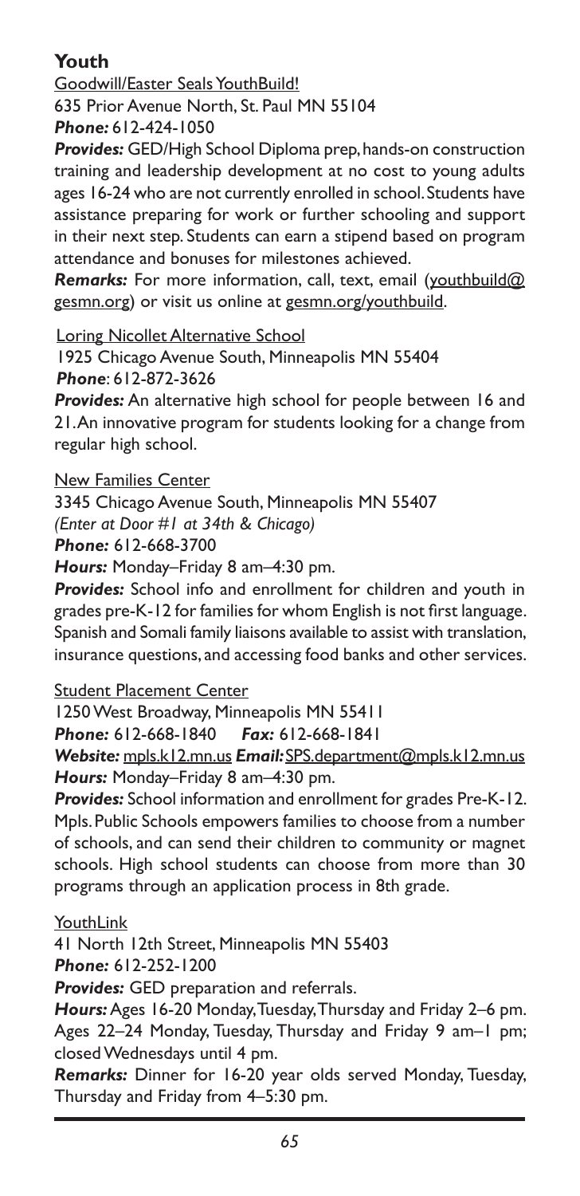## Youth

Goodwill/Easter Seals YouthBuild!
635 Prior Avenue North, St. Paul MN 55104
***Phone:*** 612-424-1050
***Provides:*** GED/High School Diploma prep, hands-on construction training and leadership development at no cost to young adults ages 16-24 who are not currently enrolled in school. Students have assistance preparing for work or further schooling and support in their next step. Students can earn a stipend based on program attendance and bonuses for milestones achieved.
***Remarks:*** For more information, call, text, email (youthbuild@gesmn.org) or visit us online at gesmn.org/youthbuild.

Loring Nicollet Alternative School
1925 Chicago Avenue South, Minneapolis MN 55404
***Phone***: 612-872-3626
***Provides:*** An alternative high school for people between 16 and 21. An innovative program for students looking for a change from regular high school.

New Families Center
3345 Chicago Avenue South, Minneapolis MN 55407
*(Enter at Door #1 at 34th & Chicago)*
***Phone:*** 612-668-3700
***Hours:*** Monday–Friday 8 am–4:30 pm.
***Provides:*** School info and enrollment for children and youth in grades pre-K-12 for families for whom English is not first language. Spanish and Somali family liaisons available to assist with translation, insurance questions, and accessing food banks and other services.

Student Placement Center
1250 West Broadway, Minneapolis MN 55411
***Phone:*** 612-668-1840 ***Fax:*** 612-668-1841
***Website:*** mpls.k12.mn.us ***Email:*** SPS.department@mpls.k12.mn.us
***Hours:*** Monday–Friday 8 am–4:30 pm.
***Provides:*** School information and enrollment for grades Pre-K-12. Mpls. Public Schools empowers families to choose from a number of schools, and can send their children to community or magnet schools. High school students can choose from more than 30 programs through an application process in 8th grade.

YouthLink
41 North 12th Street, Minneapolis MN 55403
***Phone:*** 612-252-1200
***Provides:*** GED preparation and referrals.
***Hours:*** Ages 16-20 Monday, Tuesday, Thursday and Friday 2–6 pm. Ages 22–24 Monday, Tuesday, Thursday and Friday 9 am–1 pm; closed Wednesdays until 4 pm.
***Remarks:*** Dinner for 16-20 year olds served Monday, Tuesday, Thursday and Friday from 4–5:30 pm.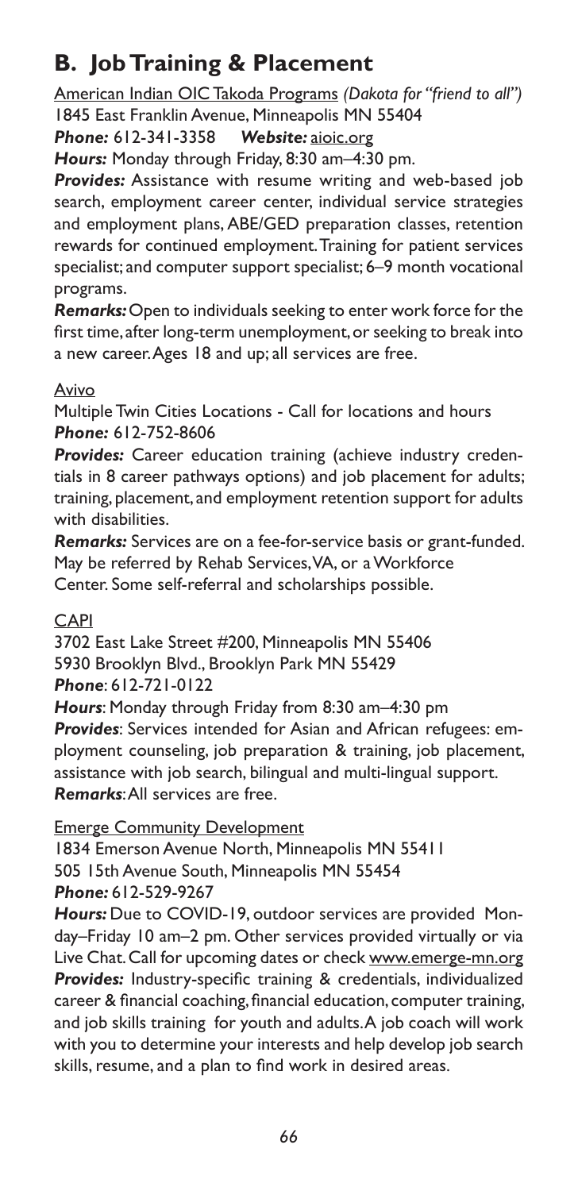## B. Job Training & Placement

American Indian OIC Takoda Programs *(Dakota for "friend to all")*
1845 East Franklin Avenue, Minneapolis MN 55404
***Phone:*** 612-341-3358 ***Website:*** aioic.org
***Hours:*** Monday through Friday, 8:30 am–4:30 pm.
***Provides:*** Assistance with resume writing and web-based job search, employment career center, individual service strategies and employment plans, ABE/GED preparation classes, retention rewards for continued employment. Training for patient services specialist; and computer support specialist; 6–9 month vocational programs.
***Remarks:*** Open to individuals seeking to enter work force for the first time, after long-term unemployment, or seeking to break into a new career. Ages 18 and up; all services are free.

Avivo
Multiple Twin Cities Locations - Call for locations and hours
***Phone:*** 612-752-8606
***Provides:*** Career education training (achieve industry credentials in 8 career pathways options) and job placement for adults; training, placement, and employment retention support for adults with disabilities.
***Remarks:*** Services are on a fee-for-service basis or grant-funded. May be referred by Rehab Services, VA, or a Workforce Center. Some self-referral and scholarships possible.

CAPI
3702 East Lake Street #200, Minneapolis MN 55406
5930 Brooklyn Blvd., Brooklyn Park MN 55429
***Phone***: 612-721-0122
***Hours***: Monday through Friday from 8:30 am–4:30 pm
***Provides***: Services intended for Asian and African refugees: employment counseling, job preparation & training, job placement, assistance with job search, bilingual and multi-lingual support.
***Remarks***: All services are free.

Emerge Community Development
1834 Emerson Avenue North, Minneapolis MN 55411
505 15th Avenue South, Minneapolis MN 55454
***Phone:*** 612-529-9267
***Hours:*** Due to COVID-19, outdoor services are provided Monday–Friday 10 am–2 pm. Other services provided virtually or via Live Chat. Call for upcoming dates or check www.emerge-mn.org
***Provides:*** Industry-specific training & credentials, individualized career & financial coaching, financial education, computer training, and job skills training for youth and adults. A job coach will work with you to determine your interests and help develop job search skills, resume, and a plan to find work in desired areas.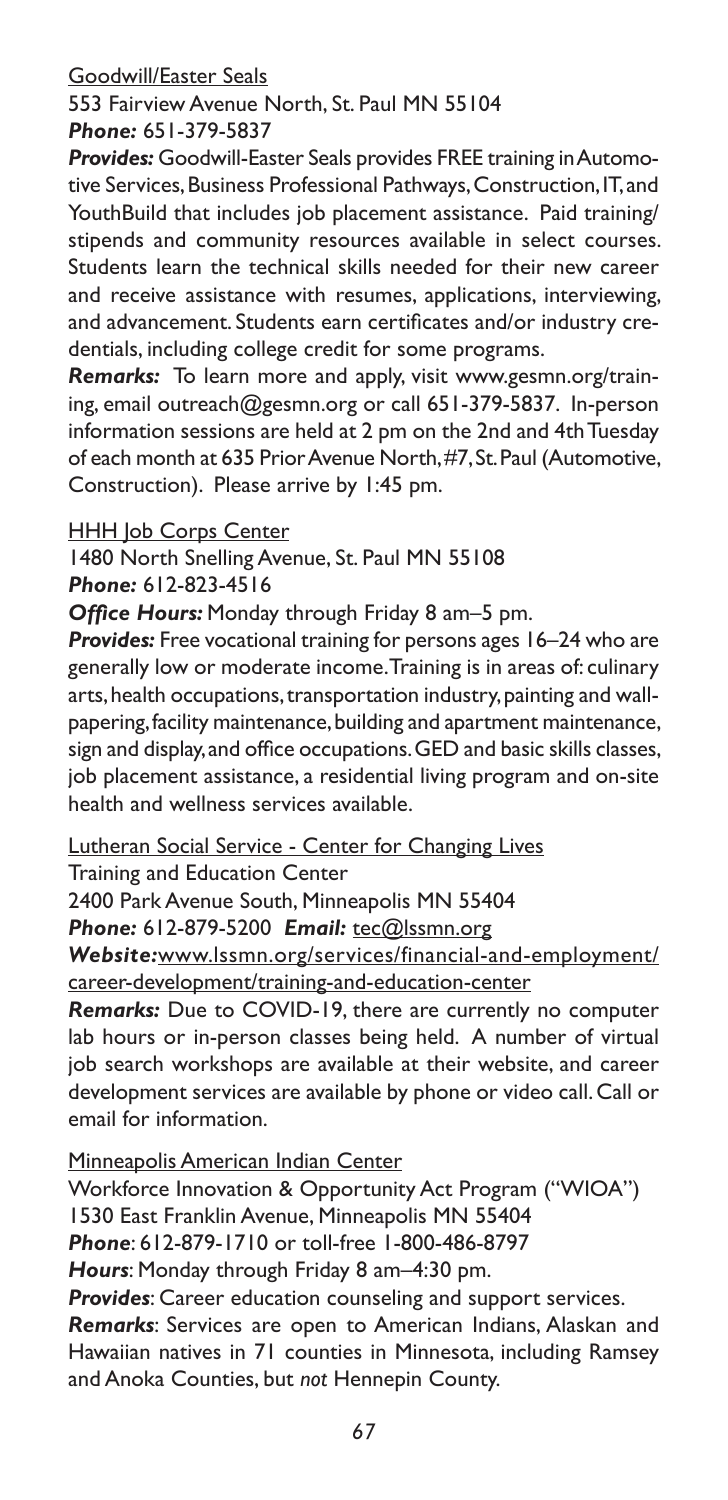Goodwill/Easter Seals

553 Fairview Avenue North, St. Paul MN 55104

***Phone:*** 651-379-5837

***Provides:*** Goodwill-Easter Seals provides FREE training in Automotive Services, Business Professional Pathways, Construction, IT, and YouthBuild that includes job placement assistance. Paid training/ stipends and community resources available in select courses. Students learn the technical skills needed for their new career and receive assistance with resumes, applications, interviewing, and advancement. Students earn certificates and/or industry credentials, including college credit for some programs.

***Remarks:*** To learn more and apply, visit www.gesmn.org/training, email outreach@gesmn.org or call 651-379-5837. In-person information sessions are held at 2 pm on the 2nd and 4th Tuesday of each month at 635 Prior Avenue North, #7, St. Paul (Automotive, Construction). Please arrive by 1:45 pm.

HHH Job Corps Center

1480 North Snelling Avenue, St. Paul MN 55108

***Phone:*** 612-823-4516

***Office Hours:*** Monday through Friday 8 am–5 pm.

***Provides:*** Free vocational training for persons ages 16–24 who are generally low or moderate income. Training is in areas of: culinary arts, health occupations, transportation industry, painting and wallpapering, facility maintenance, building and apartment maintenance, sign and display, and office occupations. GED and basic skills classes, job placement assistance, a residential living program and on-site health and wellness services available.

Lutheran Social Service - Center for Changing Lives

Training and Education Center

2400 Park Avenue South, Minneapolis MN 55404

***Phone:*** 612-879-5200 ***Email:*** tec@lssmn.org

***Website:*** www.lssmn.org/services/financial-and-employment/career-development/training-and-education-center

***Remarks:*** Due to COVID-19, there are currently no computer lab hours or in-person classes being held. A number of virtual job search workshops are available at their website, and career development services are available by phone or video call. Call or email for information.

Minneapolis American Indian Center

Workforce Innovation & Opportunity Act Program ("WIOA")

1530 East Franklin Avenue, Minneapolis MN 55404

***Phone***: 612-879-1710 or toll-free 1-800-486-8797

***Hours***: Monday through Friday 8 am–4:30 pm.

***Provides***: Career education counseling and support services.

***Remarks***: Services are open to American Indians, Alaskan and Hawaiian natives in 71 counties in Minnesota, including Ramsey and Anoka Counties, but *not* Hennepin County.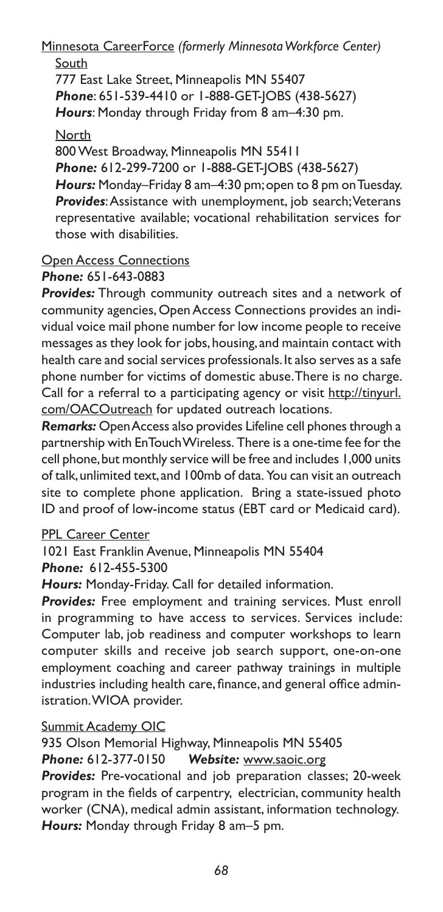Minnesota CareerForce *(formerly Minnesota Workforce Center)*

South

777 East Lake Street, Minneapolis MN 55407
***Phone***: 651-539-4410 or 1-888-GET-JOBS (438-5627)
***Hours***: Monday through Friday from 8 am–4:30 pm.

North

800 West Broadway, Minneapolis MN 55411
***Phone:*** 612-299-7200 or 1-888-GET-JOBS (438-5627)
***Hours:*** Monday–Friday 8 am–4:30 pm; open to 8 pm on Tuesday.
***Provides***: Assistance with unemployment, job search; Veterans representative available; vocational rehabilitation services for those with disabilities.

Open Access Connections

***Phone:*** 651-643-0883

***Provides:*** Through community outreach sites and a network of community agencies, Open Access Connections provides an individual voice mail phone number for low income people to receive messages as they look for jobs, housing, and maintain contact with health care and social services professionals. It also serves as a safe phone number for victims of domestic abuse. There is no charge. Call for a referral to a participating agency or visit http://tinyurl.com/OACOutreach for updated outreach locations.

***Remarks:*** Open Access also provides Lifeline cell phones through a partnership with EnTouch Wireless. There is a one-time fee for the cell phone, but monthly service will be free and includes 1,000 units of talk, unlimited text, and 100mb of data. You can visit an outreach site to complete phone application. Bring a state-issued photo ID and proof of low-income status (EBT card or Medicaid card).

PPL Career Center

1021 East Franklin Avenue, Minneapolis MN 55404
***Phone:*** 612-455-5300

***Hours:*** Monday-Friday. Call for detailed information.

***Provides:*** Free employment and training services. Must enroll in programming to have access to services. Services include: Computer lab, job readiness and computer workshops to learn computer skills and receive job search support, one-on-one employment coaching and career pathway trainings in multiple industries including health care, finance, and general office administration. WIOA provider.

Summit Academy OIC

935 Olson Memorial Highway, Minneapolis MN 55405
***Phone:*** 612-377-0150 ***Website:*** www.saoic.org

***Provides:*** Pre-vocational and job preparation classes; 20-week program in the fields of carpentry, electrician, community health worker (CNA), medical admin assistant, information technology.
***Hours:*** Monday through Friday 8 am–5 pm.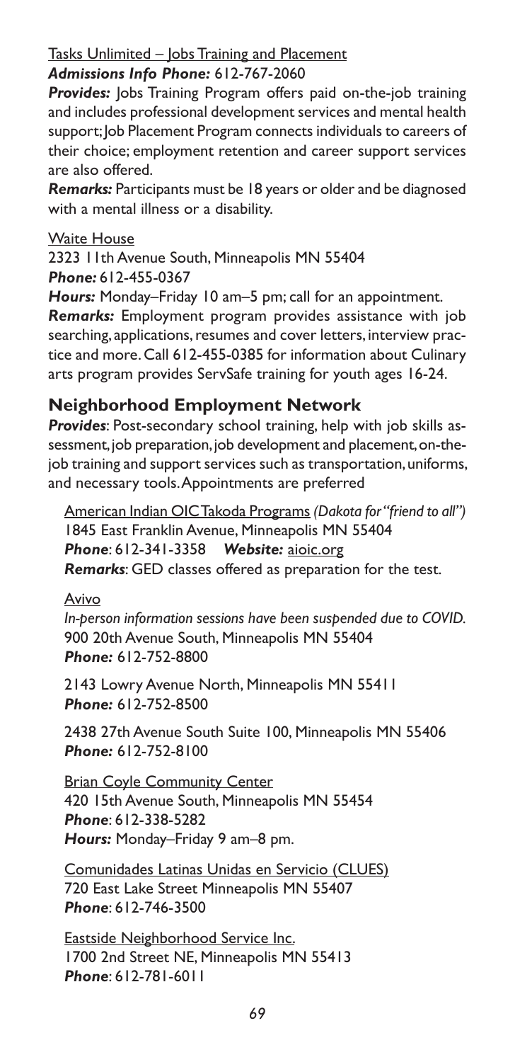Tasks Unlimited – Jobs Training and Placement
***Admissions Info Phone:*** 612-767-2060
***Provides:*** Jobs Training Program offers paid on-the-job training and includes professional development services and mental health support; Job Placement Program connects individuals to careers of their choice; employment retention and career support services are also offered.
***Remarks:*** Participants must be 18 years or older and be diagnosed with a mental illness or a disability.

Waite House
2323 11th Avenue South, Minneapolis MN 55404
***Phone:*** 612-455-0367
***Hours:*** Monday–Friday 10 am–5 pm; call for an appointment.
***Remarks:*** Employment program provides assistance with job searching, applications, resumes and cover letters, interview practice and more. Call 612-455-0385 for information about Culinary arts program provides ServSafe training for youth ages 16-24.

## Neighborhood Employment Network

***Provides***: Post-secondary school training, help with job skills assessment, job preparation, job development and placement, on-the-job training and support services such as transportation, uniforms, and necessary tools. Appointments are preferred

American Indian OIC Takoda Programs *(Dakota for "friend to all")*
1845 East Franklin Avenue, Minneapolis MN 55404
***Phone***: 612-341-3358 ***Website:*** aioic.org
***Remarks***: GED classes offered as preparation for the test.

Avivo
*In-person information sessions have been suspended due to COVID.*
900 20th Avenue South, Minneapolis MN 55404
***Phone:*** 612-752-8800

2143 Lowry Avenue North, Minneapolis MN 55411
***Phone:*** 612-752-8500

2438 27th Avenue South Suite 100, Minneapolis MN 55406
***Phone:*** 612-752-8100

Brian Coyle Community Center
420 15th Avenue South, Minneapolis MN 55454
***Phone***: 612-338-5282
***Hours:*** Monday–Friday 9 am–8 pm.

Comunidades Latinas Unidas en Servicio (CLUES)
720 East Lake Street Minneapolis MN 55407
***Phone***: 612-746-3500

Eastside Neighborhood Service Inc.
1700 2nd Street NE, Minneapolis MN 55413
***Phone***: 612-781-6011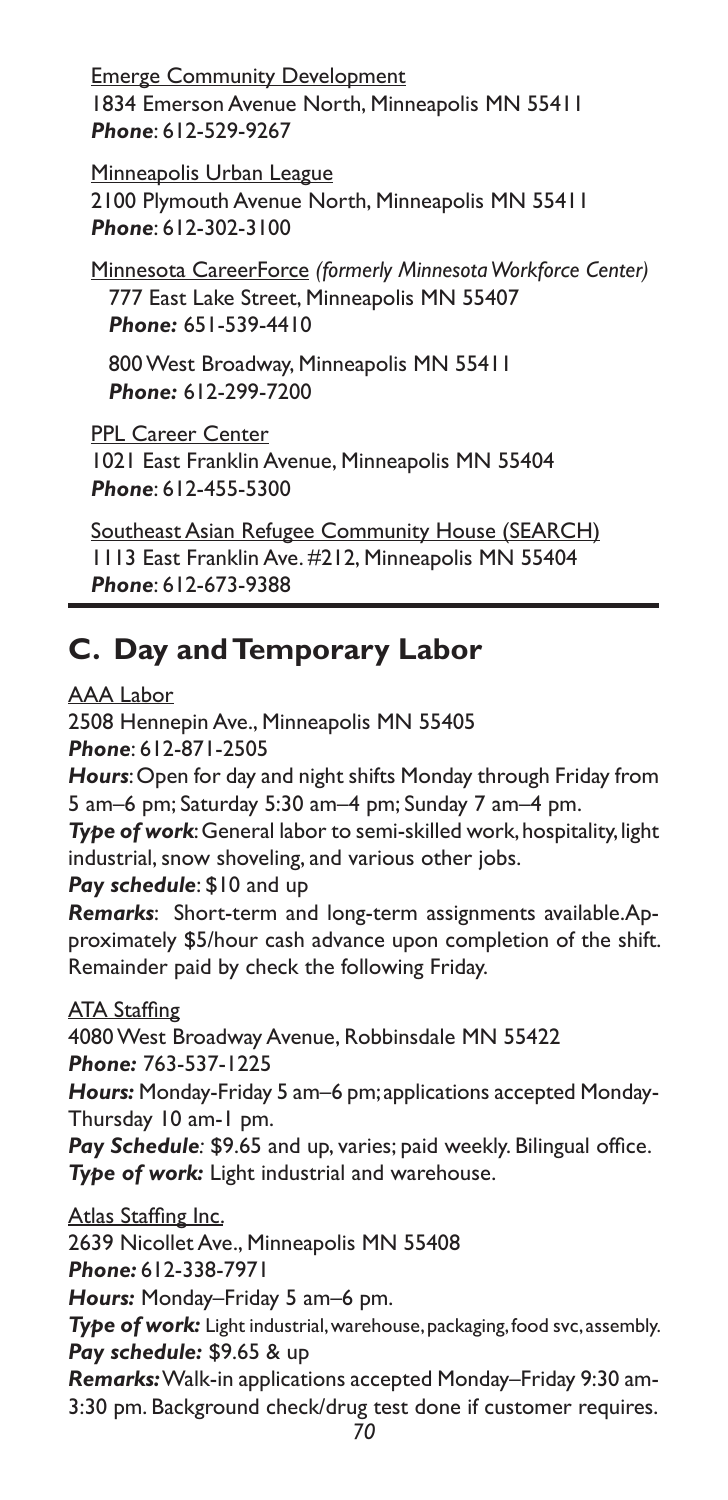<u>Emerge Community Development</u>
1834 Emerson Avenue North, Minneapolis MN 55411
***Phone***: 612-529-9267

<u>Minneapolis Urban League</u>
2100 Plymouth Avenue North, Minneapolis MN 55411
***Phone***: 612-302-3100

<u>Minnesota CareerForce</u> *(formerly Minnesota Workforce Center)*
777 East Lake Street, Minneapolis MN 55407
***Phone:*** 651-539-4410

800 West Broadway, Minneapolis MN 55411
***Phone:*** 612-299-7200

<u>PPL Career Center</u>
1021 East Franklin Avenue, Minneapolis MN 55404
***Phone***: 612-455-5300

<u>Southeast Asian Refugee Community House (SEARCH)</u>
1113 East Franklin Ave. #212, Minneapolis MN 55404
***Phone***: 612-673-9388

## C. Day and Temporary Labor

<u>AAA Labor</u>
2508 Hennepin Ave., Minneapolis MN 55405
***Phone***: 612-871-2505
***Hours***: Open for day and night shifts Monday through Friday from 5 am–6 pm; Saturday 5:30 am–4 pm; Sunday 7 am–4 pm.
***Type of work***: General labor to semi-skilled work, hospitality, light industrial, snow shoveling, and various other jobs.
***Pay schedule***: $10 and up
***Remarks***: Short-term and long-term assignments available. Approximately $5/hour cash advance upon completion of the shift. Remainder paid by check the following Friday.

<u>ATA Staffing</u>
4080 West Broadway Avenue, Robbinsdale MN 55422
***Phone:*** 763-537-1225
***Hours:*** Monday-Friday 5 am–6 pm; applications accepted Monday-Thursday 10 am-1 pm.
***Pay Schedule:*** $9.65 and up, varies; paid weekly. Bilingual office.
***Type of work:*** Light industrial and warehouse.

<u>Atlas Staffing Inc.</u>
2639 Nicollet Ave., Minneapolis MN 55408
***Phone:*** 612-338-7971
***Hours:*** Monday–Friday 5 am–6 pm.
***Type of work:*** Light industrial, warehouse, packaging, food svc, assembly.
***Pay schedule:*** $9.65 & up
***Remarks:*** Walk-in applications accepted Monday–Friday 9:30 am-3:30 pm. Background check/drug test done if customer requires.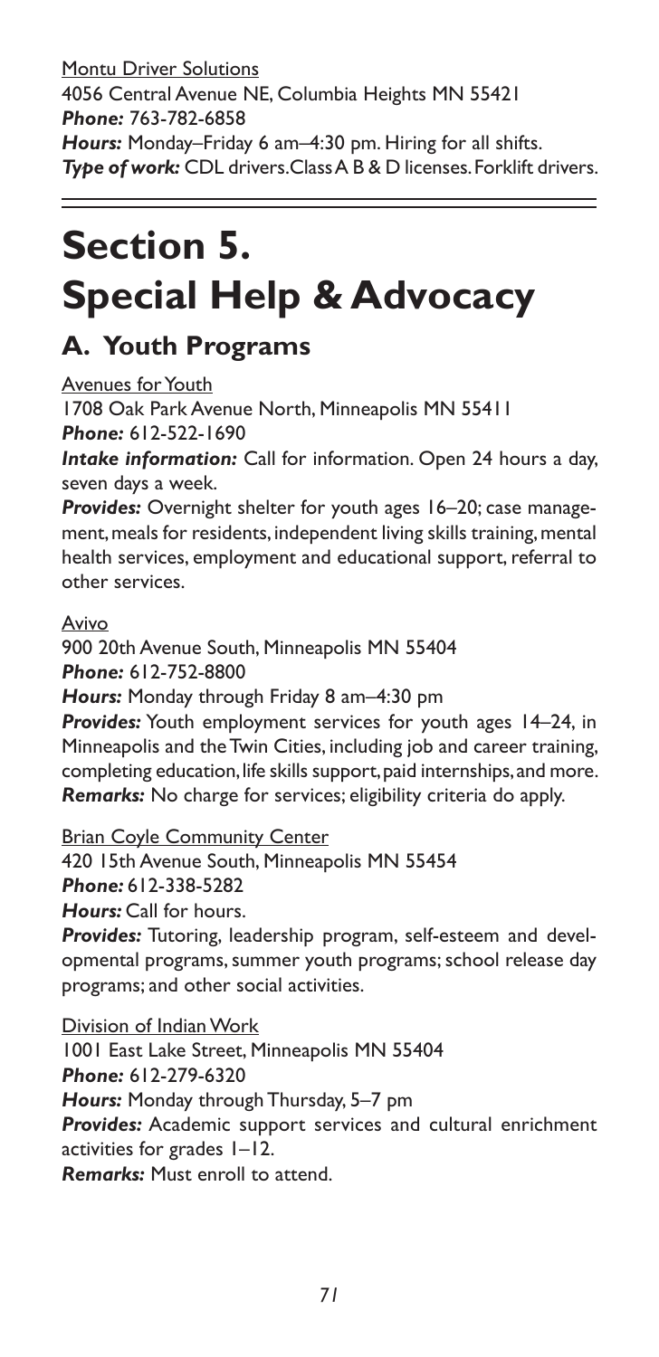Montu Driver Solutions
4056 Central Avenue NE, Columbia Heights MN 55421
***Phone:*** 763-782-6858
***Hours:*** Monday–Friday 6 am–4:30 pm. Hiring for all shifts.
***Type of work:*** CDL drivers. Class A B & D licenses. Forklift drivers.

---

# Section 5. Special Help & Advocacy

## A. Youth Programs

Avenues for Youth
1708 Oak Park Avenue North, Minneapolis MN 55411
***Phone:*** 612-522-1690
***Intake information:*** Call for information. Open 24 hours a day, seven days a week.
***Provides:*** Overnight shelter for youth ages 16–20; case management, meals for residents, independent living skills training, mental health services, employment and educational support, referral to other services.

Avivo
900 20th Avenue South, Minneapolis MN 55404
***Phone:*** 612-752-8800
***Hours:*** Monday through Friday 8 am–4:30 pm
***Provides:*** Youth employment services for youth ages 14–24, in Minneapolis and the Twin Cities, including job and career training, completing education, life skills support, paid internships, and more.
***Remarks:*** No charge for services; eligibility criteria do apply.

Brian Coyle Community Center
420 15th Avenue South, Minneapolis MN 55454
***Phone:*** 612-338-5282
***Hours:*** Call for hours.
***Provides:*** Tutoring, leadership program, self-esteem and developmental programs, summer youth programs; school release day programs; and other social activities.

Division of Indian Work
1001 East Lake Street, Minneapolis MN 55404
***Phone:*** 612-279-6320
***Hours:*** Monday through Thursday, 5–7 pm
***Provides:*** Academic support services and cultural enrichment activities for grades 1–12.
***Remarks:*** Must enroll to attend.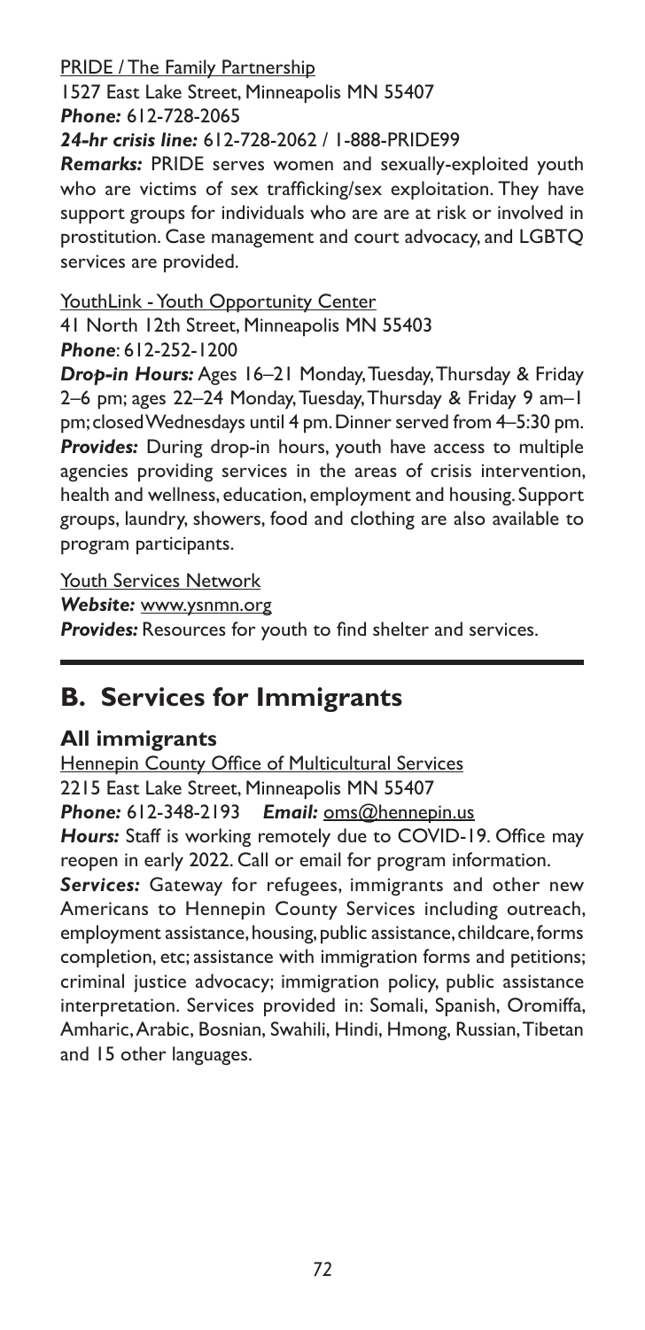PRIDE / The Family Partnership
1527 East Lake Street, Minneapolis MN 55407
***Phone:*** 612-728-2065
***24-hr crisis line:*** 612-728-2062 / 1-888-PRIDE99
***Remarks:*** PRIDE serves women and sexually-exploited youth who are victims of sex trafficking/sex exploitation. They have support groups for individuals who are are at risk or involved in prostitution. Case management and court advocacy, and LGBTQ services are provided.

YouthLink - Youth Opportunity Center
41 North 12th Street, Minneapolis MN 55403
***Phone***: 612-252-1200
***Drop-in Hours:*** Ages 16–21 Monday, Tuesday, Thursday & Friday 2–6 pm; ages 22–24 Monday, Tuesday, Thursday & Friday 9 am–1 pm; closed Wednesdays until 4 pm. Dinner served from 4–5:30 pm.
***Provides:*** During drop-in hours, youth have access to multiple agencies providing services in the areas of crisis intervention, health and wellness, education, employment and housing. Support groups, laundry, showers, food and clothing are also available to program participants.

Youth Services Network
***Website:*** www.ysnmn.org
***Provides:*** Resources for youth to find shelter and services.

## B. Services for Immigrants

### All immigrants

Hennepin County Office of Multicultural Services
2215 East Lake Street, Minneapolis MN 55407
***Phone:*** 612-348-2193 ***Email:*** oms@hennepin.us
***Hours:*** Staff is working remotely due to COVID-19. Office may reopen in early 2022. Call or email for program information.
***Services:*** Gateway for refugees, immigrants and other new Americans to Hennepin County Services including outreach, employment assistance, housing, public assistance, childcare, forms completion, etc; assistance with immigration forms and petitions; criminal justice advocacy; immigration policy, public assistance interpretation. Services provided in: Somali, Spanish, Oromiffa, Amharic, Arabic, Bosnian, Swahili, Hindi, Hmong, Russian, Tibetan and 15 other languages.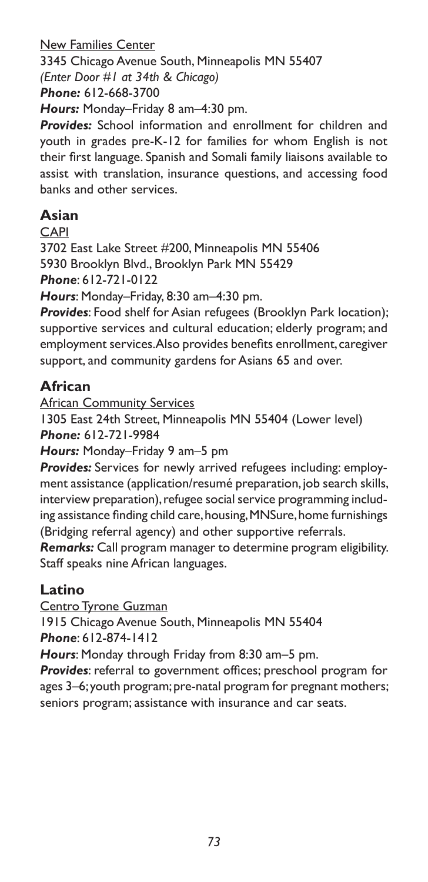New Families Center

3345 Chicago Avenue South, Minneapolis MN 55407
*(Enter Door #1 at 34th & Chicago)*
***Phone:*** 612-668-3700
***Hours:*** Monday–Friday 8 am–4:30 pm.
***Provides:*** School information and enrollment for children and youth in grades pre-K-12 for families for whom English is not their first language. Spanish and Somali family liaisons available to assist with translation, insurance questions, and accessing food banks and other services.

## Asian

CAPI

3702 East Lake Street #200, Minneapolis MN 55406
5930 Brooklyn Blvd., Brooklyn Park MN 55429
***Phone***: 612-721-0122
***Hours***: Monday–Friday, 8:30 am–4:30 pm.
***Provides***: Food shelf for Asian refugees (Brooklyn Park location); supportive services and cultural education; elderly program; and employment services. Also provides benefits enrollment, caregiver support, and community gardens for Asians 65 and over.

## African

African Community Services

1305 East 24th Street, Minneapolis MN 55404 (Lower level)
***Phone:*** 612-721-9984
***Hours:*** Monday–Friday 9 am–5 pm
***Provides:*** Services for newly arrived refugees including: employment assistance (application/resumé preparation, job search skills, interview preparation), refugee social service programming including assistance finding child care, housing, MNSure, home furnishings (Bridging referral agency) and other supportive referrals.
***Remarks:*** Call program manager to determine program eligibility. Staff speaks nine African languages.

## Latino

Centro Tyrone Guzman

1915 Chicago Avenue South, Minneapolis MN 55404
***Phone***: 612-874-1412
***Hours***: Monday through Friday from 8:30 am–5 pm.
***Provides***: referral to government offices; preschool program for ages 3–6; youth program; pre-natal program for pregnant mothers; seniors program; assistance with insurance and car seats.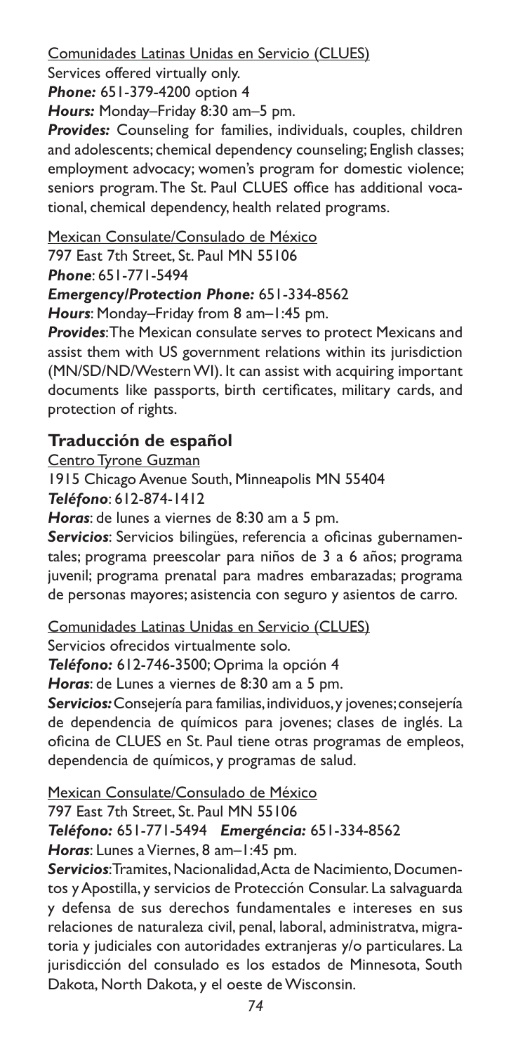Comunidades Latinas Unidas en Servicio (CLUES)
Services offered virtually only.
***Phone:*** 651-379-4200 option 4
***Hours:*** Monday–Friday 8:30 am–5 pm.
***Provides:*** Counseling for families, individuals, couples, children and adolescents; chemical dependency counseling; English classes; employment advocacy; women's program for domestic violence; seniors program. The St. Paul CLUES office has additional vocational, chemical dependency, health related programs.

Mexican Consulate/Consulado de México
797 East 7th Street, St. Paul MN 55106
***Phone***: 651-771-5494
***Emergency/Protection Phone:*** 651-334-8562
***Hours***: Monday–Friday from 8 am–1:45 pm.
***Provides***: The Mexican consulate serves to protect Mexicans and assist them with US government relations within its jurisdiction (MN/SD/ND/Western WI). It can assist with acquiring important documents like passports, birth certificates, military cards, and protection of rights.

## Traducción de español

Centro Tyrone Guzman
1915 Chicago Avenue South, Minneapolis MN 55404
***Teléfono***: 612-874-1412
***Horas***: de lunes a viernes de 8:30 am a 5 pm.
***Servicios***: Servicios bilingües, referencia a oficinas gubernamentales; programa preescolar para niños de 3 a 6 años; programa juvenil; programa prenatal para madres embarazadas; programa de personas mayores; asistencia con seguro y asientos de carro.

Comunidades Latinas Unidas en Servicio (CLUES)
Servicios ofrecidos virtualmente solo.
***Teléfono:*** 612-746-3500; Oprima la opción 4
***Horas***: de Lunes a viernes de 8:30 am a 5 pm.
***Servicios:*** Consejería para familias, individuos, y jovenes; consejería de dependencia de químicos para jovenes; clases de inglés. La oficina de CLUES en St. Paul tiene otras programas de empleos, dependencia de químicos, y programas de salud.

Mexican Consulate/Consulado de México
797 East 7th Street, St. Paul MN 55106
***Teléfono:*** 651-771-5494 ***Emergéncia:*** 651-334-8562
***Horas***: Lunes a Viernes, 8 am–1:45 pm.
***Servicios***: Tramites, Nacionalidad, Acta de Nacimiento, Documentos y Apostilla, y servicios de Protección Consular. La salvaguarda y defensa de sus derechos fundamentales e intereses en sus relaciones de naturaleza civil, penal, laboral, administratva, migratoria y judiciales con autoridades extranjeras y/o particulares. La jurisdicción del consulado es los estados de Minnesota, South Dakota, North Dakota, y el oeste de Wisconsin.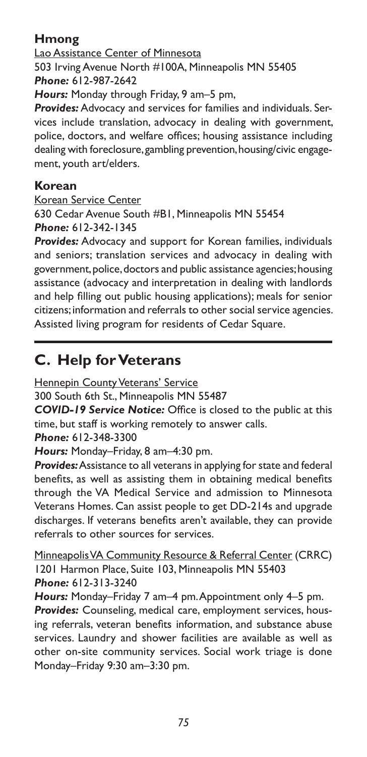### Hmong

Lao Assistance Center of Minnesota
503 Irving Avenue North #100A, Minneapolis MN 55405
***Phone:*** 612-987-2642
***Hours:*** Monday through Friday, 9 am–5 pm,
***Provides:*** Advocacy and services for families and individuals. Services include translation, advocacy in dealing with government, police, doctors, and welfare offices; housing assistance including dealing with foreclosure, gambling prevention, housing/civic engagement, youth art/elders.

### Korean

Korean Service Center
630 Cedar Avenue South #B1, Minneapolis MN 55454
***Phone:*** 612-342-1345
***Provides:*** Advocacy and support for Korean families, individuals and seniors; translation services and advocacy in dealing with government, police, doctors and public assistance agencies; housing assistance (advocacy and interpretation in dealing with landlords and help filling out public housing applications); meals for senior citizens; information and referrals to other social service agencies. Assisted living program for residents of Cedar Square.

## C. Help for Veterans

Hennepin County Veterans' Service
300 South 6th St., Minneapolis MN 55487
***COVID-19 Service Notice:*** Office is closed to the public at this time, but staff is working remotely to answer calls.
***Phone:*** 612-348-3300
***Hours:*** Monday–Friday, 8 am–4:30 pm.
***Provides:*** Assistance to all veterans in applying for state and federal benefits, as well as assisting them in obtaining medical benefits through the VA Medical Service and admission to Minnesota Veterans Homes. Can assist people to get DD-214s and upgrade discharges. If veterans benefits aren't available, they can provide referrals to other sources for services.

Minneapolis VA Community Resource & Referral Center (CRRC)
1201 Harmon Place, Suite 103, Minneapolis MN 55403
***Phone:*** 612-313-3240
***Hours:*** Monday–Friday 7 am–4 pm. Appointment only 4–5 pm.
***Provides:*** Counseling, medical care, employment services, housing referrals, veteran benefits information, and substance abuse services. Laundry and shower facilities are available as well as other on-site community services. Social work triage is done Monday–Friday 9:30 am–3:30 pm.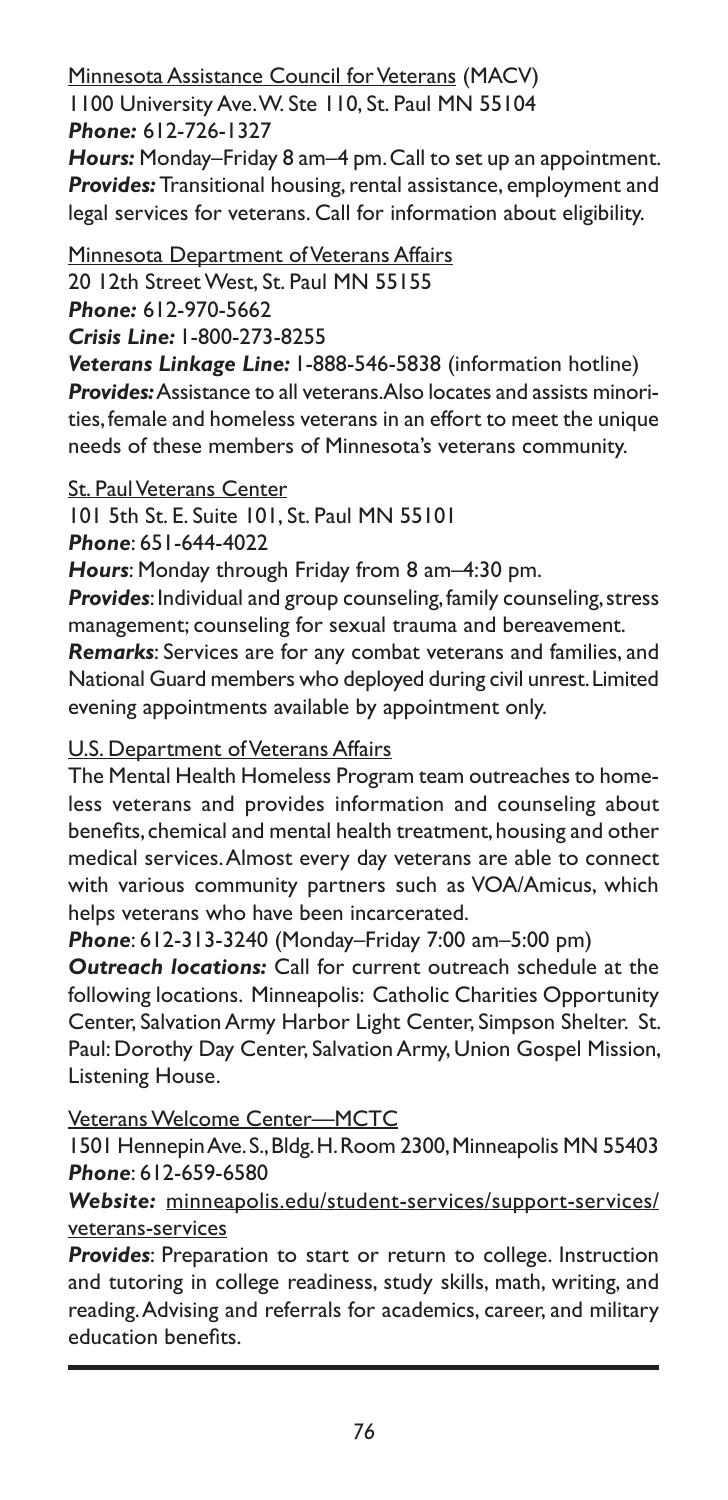Minnesota Assistance Council for Veterans (MACV)
1100 University Ave. W. Ste 110, St. Paul MN 55104
***Phone:*** 612-726-1327
***Hours:*** Monday–Friday 8 am–4 pm. Call to set up an appointment.
***Provides:*** Transitional housing, rental assistance, employment and legal services for veterans. Call for information about eligibility.

Minnesota Department of Veterans Affairs
20 12th Street West, St. Paul MN 55155
***Phone:*** 612-970-5662
***Crisis Line:*** 1-800-273-8255
***Veterans Linkage Line:*** 1-888-546-5838 (information hotline)
***Provides:*** Assistance to all veterans. Also locates and assists minorities, female and homeless veterans in an effort to meet the unique needs of these members of Minnesota's veterans community.

St. Paul Veterans Center
101 5th St. E. Suite 101, St. Paul MN 55101
***Phone***: 651-644-4022
***Hours***: Monday through Friday from 8 am–4:30 pm.
***Provides***: Individual and group counseling, family counseling, stress management; counseling for sexual trauma and bereavement.
***Remarks***: Services are for any combat veterans and families, and National Guard members who deployed during civil unrest. Limited evening appointments available by appointment only.

U.S. Department of Veterans Affairs
The Mental Health Homeless Program team outreaches to homeless veterans and provides information and counseling about benefits, chemical and mental health treatment, housing and other medical services. Almost every day veterans are able to connect with various community partners such as VOA/Amicus, which helps veterans who have been incarcerated.
***Phone***: 612-313-3240 (Monday–Friday 7:00 am–5:00 pm)
***Outreach locations:*** Call for current outreach schedule at the following locations. Minneapolis: Catholic Charities Opportunity Center, Salvation Army Harbor Light Center, Simpson Shelter. St. Paul: Dorothy Day Center, Salvation Army, Union Gospel Mission, Listening House.

Veterans Welcome Center—MCTC
1501 Hennepin Ave. S., Bldg. H. Room 2300, Minneapolis MN 55403
***Phone***: 612-659-6580
***Website:*** minneapolis.edu/student-services/support-services/veterans-services
***Provides***: Preparation to start or return to college. Instruction and tutoring in college readiness, study skills, math, writing, and reading. Advising and referrals for academics, career, and military education benefits.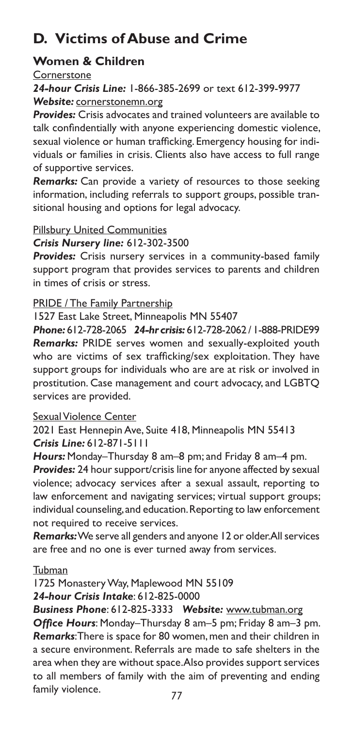# D. Victims of Abuse and Crime

## Women & Children

Cornerstone

***24-hour Crisis Line:*** 1-866-385-2699 or text 612-399-9977
***Website:*** cornerstonemn.org

***Provides:*** Crisis advocates and trained volunteers are available to talk confindentially with anyone experiencing domestic violence, sexual violence or human trafficking. Emergency housing for individuals or families in crisis. Clients also have access to full range of supportive services.

***Remarks:*** Can provide a variety of resources to those seeking information, including referrals to support groups, possible transitional housing and options for legal advocacy.

Pillsbury United Communities

***Crisis Nursery line:*** 612-302-3500

***Provides:*** Crisis nursery services in a community-based family support program that provides services to parents and children in times of crisis or stress.

PRIDE / The Family Partnership

1527 East Lake Street, Minneapolis MN 55407

***Phone:*** 612-728-2065 ***24-hr crisis:*** 612-728-2062 / 1-888-PRIDE99

***Remarks:*** PRIDE serves women and sexually-exploited youth who are victims of sex trafficking/sex exploitation. They have support groups for individuals who are are at risk or involved in prostitution. Case management and court advocacy, and LGBTQ services are provided.

Sexual Violence Center

2021 East Hennepin Ave, Suite 418, Minneapolis MN 55413

***Crisis Line:*** 612-871-5111

***Hours:*** Monday–Thursday 8 am–8 pm; and Friday 8 am–4 pm.

***Provides:*** 24 hour support/crisis line for anyone affected by sexual violence; advocacy services after a sexual assault, reporting to law enforcement and navigating services; virtual support groups; individual counseling, and education. Reporting to law enforcement not required to receive services.

***Remarks:*** We serve all genders and anyone 12 or older. All services are free and no one is ever turned away from services.

Tubman

1725 Monastery Way, Maplewood MN 55109

***24-hour Crisis Intake***: 612-825-0000

***Business Phone***: 612-825-3333 ***Website:*** www.tubman.org

***Office Hours***: Monday–Thursday 8 am–5 pm; Friday 8 am–3 pm.

***Remarks***: There is space for 80 women, men and their children in a secure environment. Referrals are made to safe shelters in the area when they are without space. Also provides support services to all members of family with the aim of preventing and ending family violence.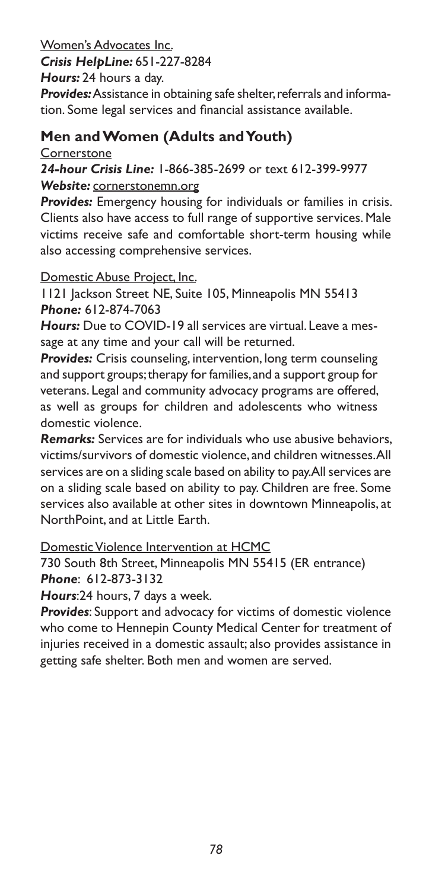Women's Advocates Inc.

***Crisis HelpLine:*** 651-227-8284

***Hours:*** 24 hours a day.

***Provides:*** Assistance in obtaining safe shelter, referrals and information. Some legal services and financial assistance available.

## Men and Women (Adults and Youth)

Cornerstone

***24-hour Crisis Line:*** 1-866-385-2699 or text 612-399-9977

***Website:*** cornerstonemn.org

***Provides:*** Emergency housing for individuals or families in crisis. Clients also have access to full range of supportive services. Male victims receive safe and comfortable short-term housing while also accessing comprehensive services.

Domestic Abuse Project, Inc.

1121 Jackson Street NE, Suite 105, Minneapolis MN 55413

***Phone:*** 612-874-7063

***Hours:*** Due to COVID-19 all services are virtual. Leave a message at any time and your call will be returned.

***Provides:*** Crisis counseling, intervention, long term counseling and support groups; therapy for families, and a support group for veterans. Legal and community advocacy programs are offered, as well as groups for children and adolescents who witness domestic violence.

***Remarks:*** Services are for individuals who use abusive behaviors, victims/survivors of domestic violence, and children witnesses. All services are on a sliding scale based on ability to pay. All services are on a sliding scale based on ability to pay. Children are free. Some services also available at other sites in downtown Minneapolis, at NorthPoint, and at Little Earth.

Domestic Violence Intervention at HCMC

730 South 8th Street, Minneapolis MN 55415 (ER entrance)

***Phone***: 612-873-3132

***Hours***: 24 hours, 7 days a week.

***Provides***: Support and advocacy for victims of domestic violence who come to Hennepin County Medical Center for treatment of injuries received in a domestic assault; also provides assistance in getting safe shelter. Both men and women are served.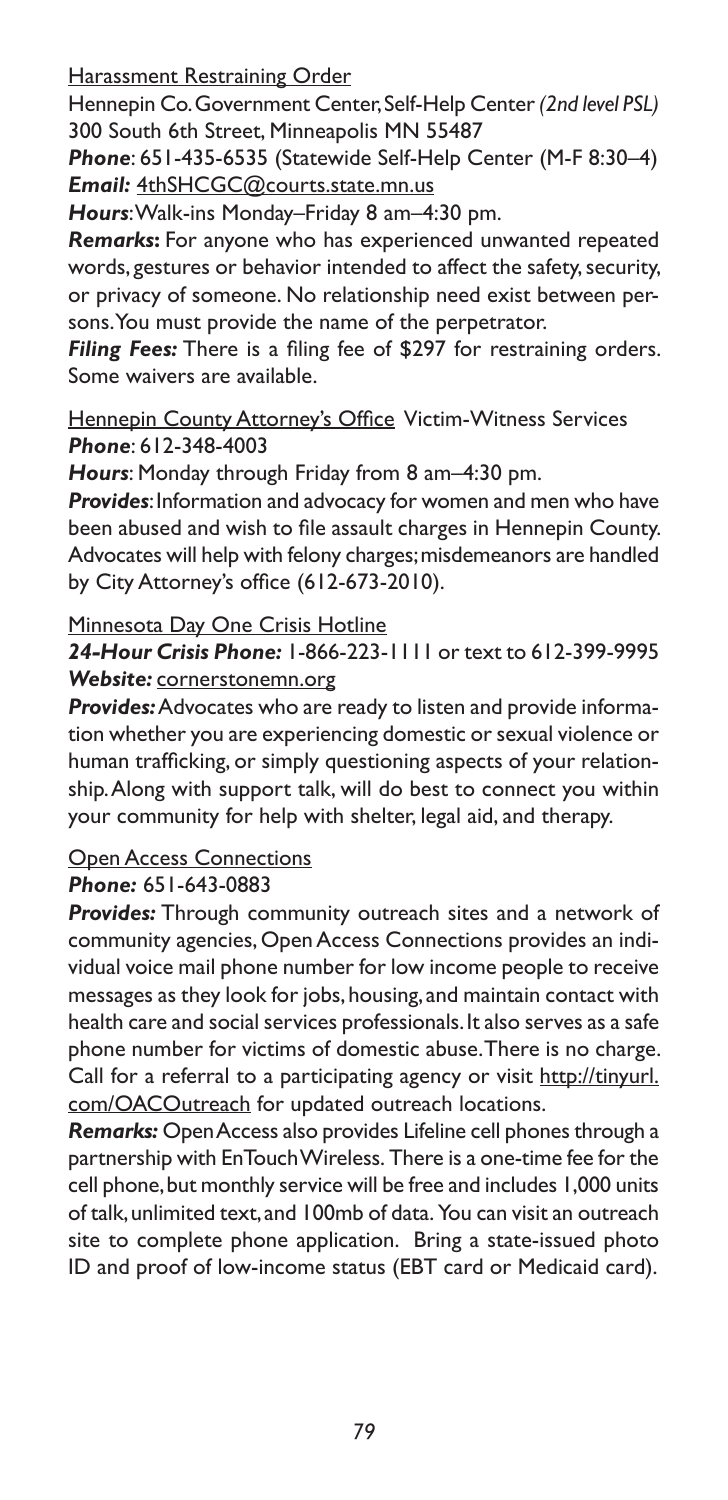Harassment Restraining Order

Hennepin Co. Government Center, Self-Help Center *(2nd level PSL)*
300 South 6th Street, Minneapolis MN 55487

***Phone***: 651-435-6535 (Statewide Self-Help Center (M-F 8:30–4)
***Email:*** 4thSHCGC@courts.state.mn.us

***Hours***: Walk-ins Monday–Friday 8 am–4:30 pm.

***Remarks*:** For anyone who has experienced unwanted repeated words, gestures or behavior intended to affect the safety, security, or privacy of someone. No relationship need exist between persons. You must provide the name of the perpetrator.

***Filing Fees:*** There is a filing fee of $297 for restraining orders. Some waivers are available.

Hennepin County Attorney's Office Victim-Witness Services
***Phone***: 612-348-4003

***Hours***: Monday through Friday from 8 am–4:30 pm.

***Provides***: Information and advocacy for women and men who have been abused and wish to file assault charges in Hennepin County. Advocates will help with felony charges; misdemeanors are handled by City Attorney's office (612-673-2010).

Minnesota Day One Crisis Hotline

***24-Hour Crisis Phone:*** 1-866-223-1111 or text to 612-399-9995
***Website:*** cornerstonemn.org

***Provides:*** Advocates who are ready to listen and provide information whether you are experiencing domestic or sexual violence or human trafficking, or simply questioning aspects of your relationship. Along with support talk, will do best to connect you within your community for help with shelter, legal aid, and therapy.

Open Access Connections

***Phone:*** 651-643-0883

***Provides:*** Through community outreach sites and a network of community agencies, Open Access Connections provides an individual voice mail phone number for low income people to receive messages as they look for jobs, housing, and maintain contact with health care and social services professionals. It also serves as a safe phone number for victims of domestic abuse. There is no charge. Call for a referral to a participating agency or visit http://tinyurl.com/OACOutreach for updated outreach locations.

***Remarks:*** Open Access also provides Lifeline cell phones through a partnership with EnTouch Wireless. There is a one-time fee for the cell phone, but monthly service will be free and includes 1,000 units of talk, unlimited text, and 100mb of data. You can visit an outreach site to complete phone application. Bring a state-issued photo ID and proof of low-income status (EBT card or Medicaid card).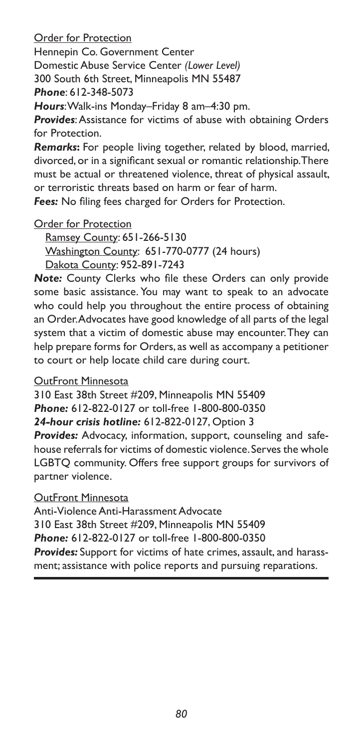Order for Protection

Hennepin Co. Government Center

Domestic Abuse Service Center *(Lower Level)*

300 South 6th Street, Minneapolis MN 55487

***Phone***: 612-348-5073

***Hours***: Walk-ins Monday–Friday 8 am–4:30 pm.

***Provides***: Assistance for victims of abuse with obtaining Orders for Protection.

***Remarks*:** For people living together, related by blood, married, divorced, or in a significant sexual or romantic relationship. There must be actual or threatened violence, threat of physical assault, or terroristic threats based on harm or fear of harm.

***Fees:*** No filing fees charged for Orders for Protection.

Order for Protection

Ramsey County: 651-266-5130

Washington County: 651-770-0777 (24 hours)

Dakota County: 952-891-7243

***Note:*** County Clerks who file these Orders can only provide some basic assistance. You may want to speak to an advocate who could help you throughout the entire process of obtaining an Order. Advocates have good knowledge of all parts of the legal system that a victim of domestic abuse may encounter. They can help prepare forms for Orders, as well as accompany a petitioner to court or help locate child care during court.

OutFront Minnesota

310 East 38th Street #209, Minneapolis MN 55409

***Phone:*** 612-822-0127 or toll-free 1-800-800-0350

***24-hour crisis hotline:*** 612-822-0127, Option 3

***Provides:*** Advocacy, information, support, counseling and safehouse referrals for victims of domestic violence. Serves the whole LGBTQ community. Offers free support groups for survivors of partner violence.

OutFront Minnesota

Anti-Violence Anti-Harassment Advocate

310 East 38th Street #209, Minneapolis MN 55409

***Phone:*** 612-822-0127 or toll-free 1-800-800-0350

***Provides:*** Support for victims of hate crimes, assault, and harassment; assistance with police reports and pursuing reparations.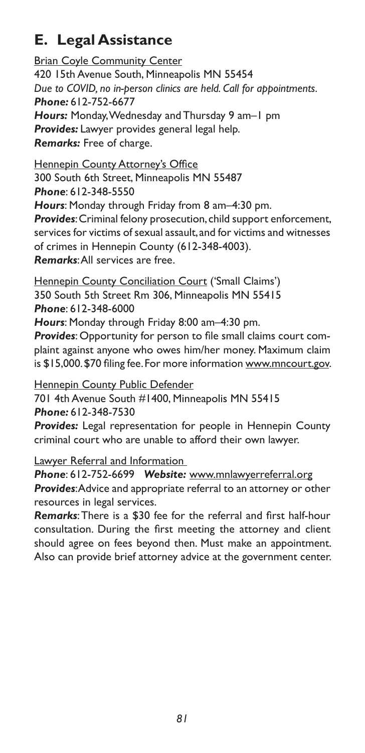## E. Legal Assistance

Brian Coyle Community Center
420 15th Avenue South, Minneapolis MN 55454
*Due to COVID, no in-person clinics are held. Call for appointments.*
***Phone:*** 612-752-6677
***Hours:*** Monday, Wednesday and Thursday 9 am–1 pm
***Provides:*** Lawyer provides general legal help.
***Remarks:*** Free of charge.

Hennepin County Attorney's Office
300 South 6th Street, Minneapolis MN 55487
***Phone***: 612-348-5550
***Hours***: Monday through Friday from 8 am–4:30 pm.
***Provides***: Criminal felony prosecution, child support enforcement, services for victims of sexual assault, and for victims and witnesses of crimes in Hennepin County (612-348-4003).
***Remarks***: All services are free.

Hennepin County Conciliation Court ('Small Claims')
350 South 5th Street Rm 306, Minneapolis MN 55415
***Phone***: 612-348-6000
***Hours***: Monday through Friday 8:00 am–4:30 pm.
***Provides***: Opportunity for person to file small claims court complaint against anyone who owes him/her money. Maximum claim is $15,000. $70 filing fee. For more information www.mncourt.gov.

Hennepin County Public Defender
701 4th Avenue South #1400, Minneapolis MN 55415
***Phone:*** 612-348-7530
***Provides:*** Legal representation for people in Hennepin County criminal court who are unable to afford their own lawyer.

Lawyer Referral and Information
***Phone***: 612-752-6699 ***Website:*** www.mnlawyerreferral.org
***Provides***: Advice and appropriate referral to an attorney or other resources in legal services.
***Remarks***: There is a $30 fee for the referral and first half-hour consultation. During the first meeting the attorney and client should agree on fees beyond then. Must make an appointment. Also can provide brief attorney advice at the government center.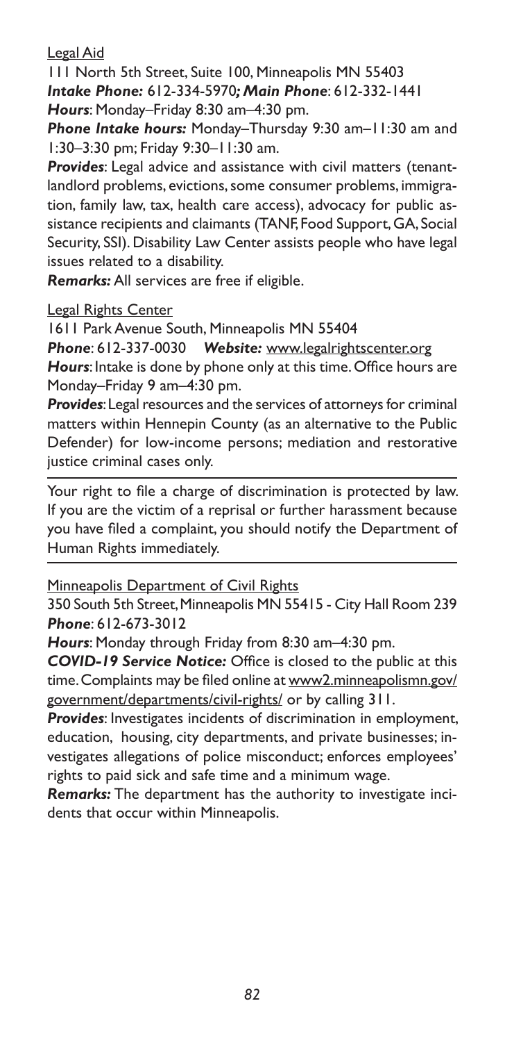Legal Aid

111 North 5th Street, Suite 100, Minneapolis MN 55403
***Intake Phone:*** 612-334-5970***; Main Phone***: 612-332-1441
***Hours***: Monday–Friday 8:30 am–4:30 pm.

***Phone Intake hours:*** Monday–Thursday 9:30 am–11:30 am and 1:30–3:30 pm; Friday 9:30–11:30 am.

***Provides***: Legal advice and assistance with civil matters (tenant-landlord problems, evictions, some consumer problems, immigration, family law, tax, health care access), advocacy for public assistance recipients and claimants (TANF, Food Support, GA, Social Security, SSI). Disability Law Center assists people who have legal issues related to a disability.

***Remarks:*** All services are free if eligible.

Legal Rights Center

1611 Park Avenue South, Minneapolis MN 55404
***Phone***: 612-337-0030 ***Website:*** www.legalrightscenter.org
***Hours***: Intake is done by phone only at this time. Office hours are Monday–Friday 9 am–4:30 pm.

***Provides***: Legal resources and the services of attorneys for criminal matters within Hennepin County (as an alternative to the Public Defender) for low-income persons; mediation and restorative justice criminal cases only.

---

Your right to file a charge of discrimination is protected by law. If you are the victim of a reprisal or further harassment because you have filed a complaint, you should notify the Department of Human Rights immediately.

---

Minneapolis Department of Civil Rights

350 South 5th Street, Minneapolis MN 55415 - City Hall Room 239
***Phone***: 612-673-3012

***Hours***: Monday through Friday from 8:30 am–4:30 pm.

***COVID-19 Service Notice:*** Office is closed to the public at this time. Complaints may be filed online at www2.minneapolismn.gov/government/departments/civil-rights/ or by calling 311.

***Provides***: Investigates incidents of discrimination in employment, education, housing, city departments, and private businesses; investigates allegations of police misconduct; enforces employees' rights to paid sick and safe time and a minimum wage.

***Remarks:*** The department has the authority to investigate incidents that occur within Minneapolis.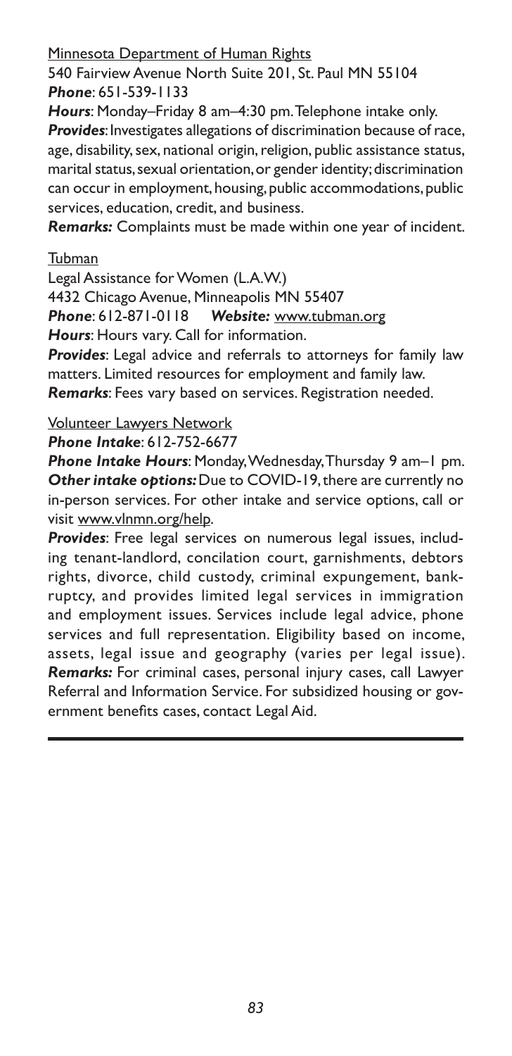Minnesota Department of Human Rights

540 Fairview Avenue North Suite 201, St. Paul MN 55104

***Phone***: 651-539-1133

***Hours***: Monday–Friday 8 am–4:30 pm. Telephone intake only.

***Provides***: Investigates allegations of discrimination because of race, age, disability, sex, national origin, religion, public assistance status, marital status, sexual orientation, or gender identity; discrimination can occur in employment, housing, public accommodations, public services, education, credit, and business.

***Remarks:*** Complaints must be made within one year of incident.

Tubman

Legal Assistance for Women (L.A.W.)

4432 Chicago Avenue, Minneapolis MN 55407

***Phone***: 612-871-0118 ***Website:*** www.tubman.org

***Hours***: Hours vary. Call for information.

***Provides***: Legal advice and referrals to attorneys for family law matters. Limited resources for employment and family law.

***Remarks***: Fees vary based on services. Registration needed.

Volunteer Lawyers Network

***Phone Intake***: 612-752-6677

***Phone Intake Hours***: Monday, Wednesday, Thursday 9 am–1 pm.

***Other intake options:*** Due to COVID-19, there are currently no in-person services. For other intake and service options, call or visit www.vlnmn.org/help.

***Provides***: Free legal services on numerous legal issues, including tenant-landlord, concilation court, garnishments, debtors rights, divorce, child custody, criminal expungement, bankruptcy, and provides limited legal services in immigration and employment issues. Services include legal advice, phone services and full representation. Eligibility based on income, assets, legal issue and geography (varies per legal issue).

***Remarks:*** For criminal cases, personal injury cases, call Lawyer Referral and Information Service. For subsidized housing or government benefits cases, contact Legal Aid.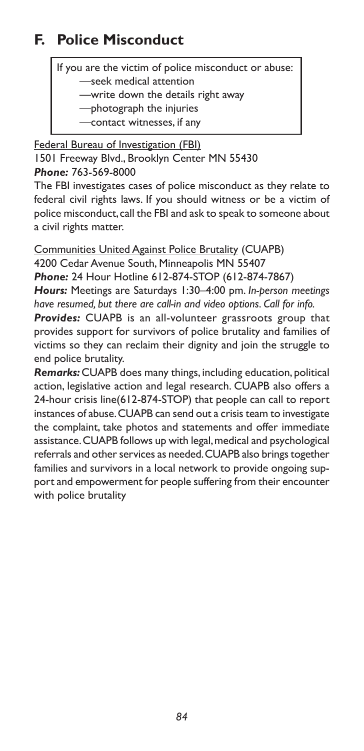## F. Police Misconduct

If you are the victim of police misconduct or abuse:

—seek medical attention

—write down the details right away

—photograph the injuries

—contact witnesses, if any

Federal Bureau of Investigation (FBI)

1501 Freeway Blvd., Brooklyn Center MN 55430

***Phone:*** 763-569-8000

The FBI investigates cases of police misconduct as they relate to federal civil rights laws. If you should witness or be a victim of police misconduct, call the FBI and ask to speak to someone about a civil rights matter.

Communities United Against Police Brutality (CUAPB)

4200 Cedar Avenue South, Minneapolis MN 55407

***Phone:*** 24 Hour Hotline 612-874-STOP (612-874-7867)

***Hours:*** Meetings are Saturdays 1:30–4:00 pm. *In-person meetings have resumed, but there are call-in and video options. Call for info.*

***Provides:*** CUAPB is an all-volunteer grassroots group that provides support for survivors of police brutality and families of victims so they can reclaim their dignity and join the struggle to end police brutality.

***Remarks:*** CUAPB does many things, including education, political action, legislative action and legal research. CUAPB also offers a 24-hour crisis line(612-874-STOP) that people can call to report instances of abuse. CUAPB can send out a crisis team to investigate the complaint, take photos and statements and offer immediate assistance. CUAPB follows up with legal, medical and psychological referrals and other services as needed. CUAPB also brings together families and survivors in a local network to provide ongoing support and empowerment for people suffering from their encounter with police brutality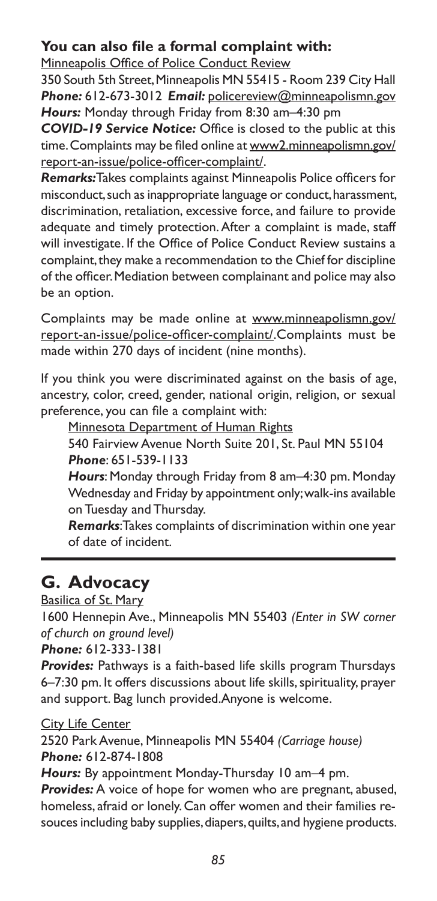**You can also file a formal complaint with:**

Minneapolis Office of Police Conduct Review

350 South 5th Street, Minneapolis MN 55415 - Room 239 City Hall

***Phone:*** 612-673-3012 ***Email:*** policereview@minneapolismn.gov

***Hours:*** Monday through Friday from 8:30 am–4:30 pm

***COVID-19 Service Notice:*** Office is closed to the public at this time. Complaints may be filed online at www2.minneapolismn.gov/report-an-issue/police-officer-complaint/.

***Remarks:*** Takes complaints against Minneapolis Police officers for misconduct, such as inappropriate language or conduct, harassment, discrimination, retaliation, excessive force, and failure to provide adequate and timely protection. After a complaint is made, staff will investigate. If the Office of Police Conduct Review sustains a complaint, they make a recommendation to the Chief for discipline of the officer. Mediation between complainant and police may also be an option.

Complaints may be made online at www.minneapolismn.gov/report-an-issue/police-officer-complaint/. Complaints must be made within 270 days of incident (nine months).

If you think you were discriminated against on the basis of age, ancestry, color, creed, gender, national origin, religion, or sexual preference, you can file a complaint with:

> Minnesota Department of Human Rights
>
> 540 Fairview Avenue North Suite 201, St. Paul MN 55104
>
> ***Phone***: 651-539-1133
>
> ***Hours***: Monday through Friday from 8 am–4:30 pm. Monday Wednesday and Friday by appointment only; walk-ins available on Tuesday and Thursday.
>
> ***Remarks***: Takes complaints of discrimination within one year of date of incident.

## G. Advocacy

Basilica of St. Mary

1600 Hennepin Ave., Minneapolis MN 55403 *(Enter in SW corner of church on ground level)*

***Phone:*** 612-333-1381

***Provides:*** Pathways is a faith-based life skills program Thursdays 6–7:30 pm. It offers discussions about life skills, spirituality, prayer and support. Bag lunch provided. Anyone is welcome.

City Life Center

2520 Park Avenue, Minneapolis MN 55404 *(Carriage house)*

***Phone:*** 612-874-1808

***Hours:*** By appointment Monday-Thursday 10 am–4 pm.

***Provides:*** A voice of hope for women who are pregnant, abused, homeless, afraid or lonely. Can offer women and their families resouces including baby supplies, diapers, quilts, and hygiene products.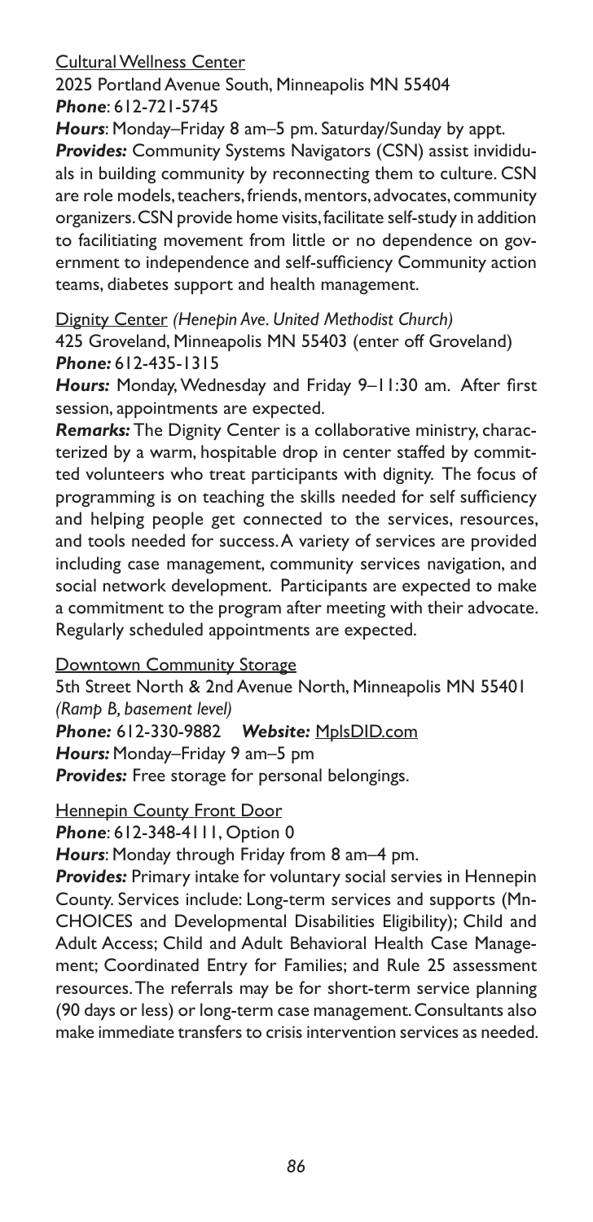Cultural Wellness Center

2025 Portland Avenue South, Minneapolis MN 55404

***Phone***: 612-721-5745

***Hours***: Monday–Friday 8 am–5 pm. Saturday/Sunday by appt.

***Provides:*** Community Systems Navigators (CSN) assist invididuals in building community by reconnecting them to culture. CSN are role models, teachers, friends, mentors, advocates, community organizers. CSN provide home visits, facilitate self-study in addition to faciliitiating movement from little or no dependence on government to independence and self-sufficiency Community action teams, diabetes support and health management.

Dignity Center *(Henepin Ave. United Methodist Church)*

425 Groveland, Minneapolis MN 55403 (enter off Groveland)

***Phone:*** 612-435-1315

***Hours:*** Monday, Wednesday and Friday 9–11:30 am. After first session, appointments are expected.

***Remarks:*** The Dignity Center is a collaborative ministry, characterized by a warm, hospitable drop in center staffed by committed volunteers who treat participants with dignity. The focus of programming is on teaching the skills needed for self sufficiency and helping people get connected to the services, resources, and tools needed for success. A variety of services are provided including case management, community services navigation, and social network development. Participants are expected to make a commitment to the program after meeting with their advocate. Regularly scheduled appointments are expected.

Downtown Community Storage

5th Street North & 2nd Avenue North, Minneapolis MN 55401 *(Ramp B, basement level)*

***Phone:*** 612-330-9882 ***Website:*** MplsDID.com

***Hours:*** Monday–Friday 9 am–5 pm

***Provides:*** Free storage for personal belongings.

Hennepin County Front Door

***Phone***: 612-348-4111, Option 0

***Hours***: Monday through Friday from 8 am–4 pm.

***Provides:*** Primary intake for voluntary social servies in Hennepin County. Services include: Long-term services and supports (MnCHOICES and Developmental Disabilities Eligibility); Child and Adult Access; Child and Adult Behavioral Health Case Management; Coordinated Entry for Families; and Rule 25 assessment resources. The referrals may be for short-term service planning (90 days or less) or long-term case management. Consultants also make immediate transfers to crisis intervention services as needed.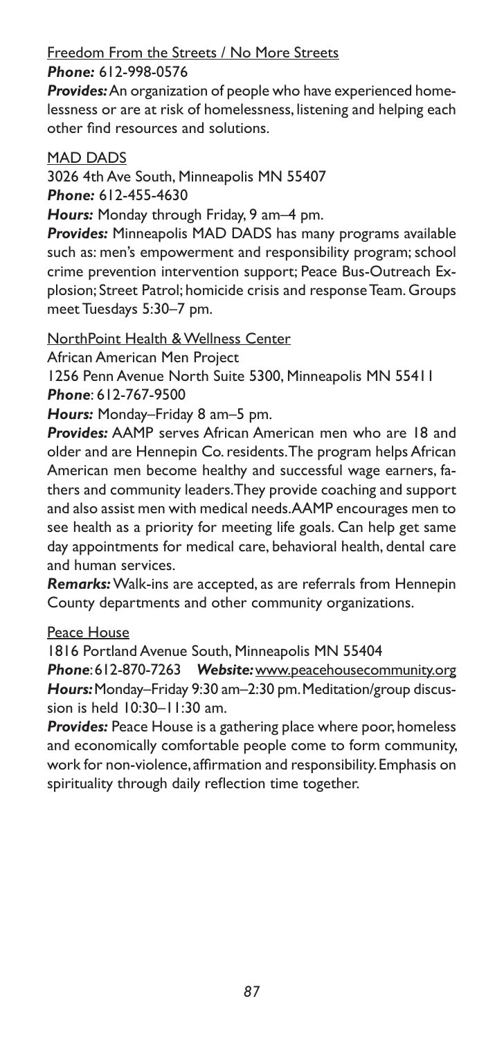Freedom From the Streets / No More Streets

***Phone:*** 612-998-0576

***Provides:*** An organization of people who have experienced homelessness or are at risk of homelessness, listening and helping each other find resources and solutions.

MAD DADS

3026 4th Ave South, Minneapolis MN 55407

***Phone:*** 612-455-4630

***Hours:*** Monday through Friday, 9 am–4 pm.

***Provides:*** Minneapolis MAD DADS has many programs available such as: men's empowerment and responsibility program; school crime prevention intervention support; Peace Bus-Outreach Explosion; Street Patrol; homicide crisis and response Team. Groups meet Tuesdays 5:30–7 pm.

NorthPoint Health & Wellness Center

African American Men Project

1256 Penn Avenue North Suite 5300, Minneapolis MN 55411

***Phone***: 612-767-9500

***Hours:*** Monday–Friday 8 am–5 pm.

***Provides:*** AAMP serves African American men who are 18 and older and are Hennepin Co. residents. The program helps African American men become healthy and successful wage earners, fathers and community leaders. They provide coaching and support and also assist men with medical needs. AAMP encourages men to see health as a priority for meeting life goals. Can help get same day appointments for medical care, behavioral health, dental care and human services.

***Remarks:*** Walk-ins are accepted, as are referrals from Hennepin County departments and other community organizations.

Peace House

1816 Portland Avenue South, Minneapolis MN 55404

***Phone***: 612-870-7263 ***Website:*** www.peacehousecommunity.org

***Hours:*** Monday–Friday 9:30 am–2:30 pm. Meditation/group discussion is held 10:30–11:30 am.

***Provides:*** Peace House is a gathering place where poor, homeless and economically comfortable people come to form community, work for non-violence, affirmation and responsibility. Emphasis on spirituality through daily reflection time together.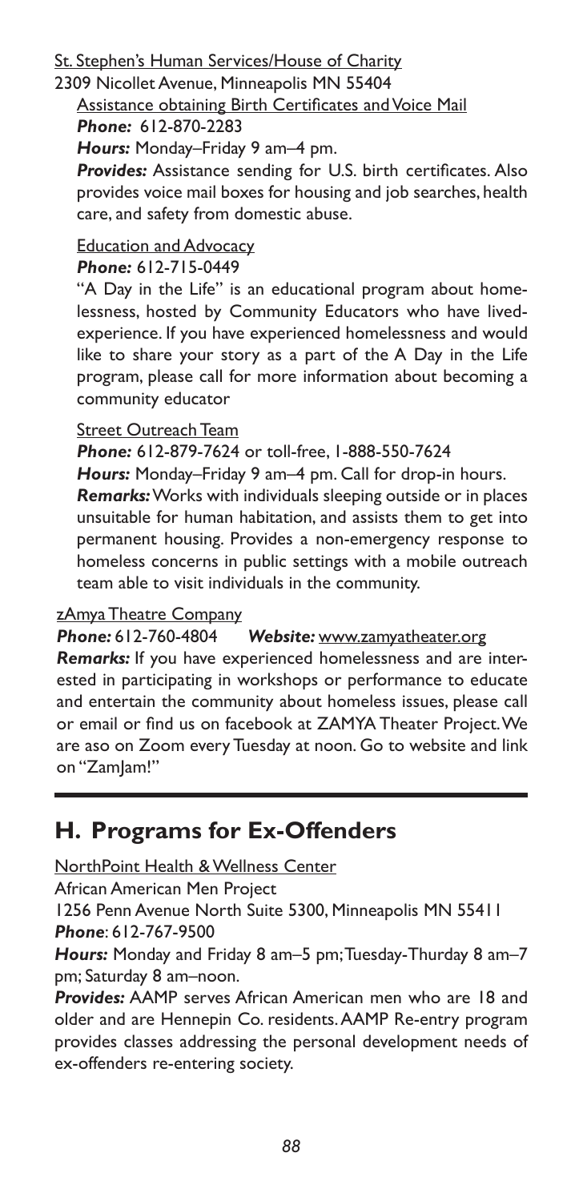St. Stephen's Human Services/House of Charity

2309 Nicollet Avenue, Minneapolis MN 55404

Assistance obtaining Birth Certificates and Voice Mail

***Phone:*** 612-870-2283

***Hours:*** Monday–Friday 9 am–4 pm.

***Provides:*** Assistance sending for U.S. birth certificates. Also provides voice mail boxes for housing and job searches, health care, and safety from domestic abuse.

Education and Advocacy

***Phone:*** 612-715-0449

"A Day in the Life" is an educational program about homelessness, hosted by Community Educators who have lived-experience. If you have experienced homelessness and would like to share your story as a part of the A Day in the Life program, please call for more information about becoming a community educator

Street Outreach Team

***Phone:*** 612-879-7624 or toll-free, 1-888-550-7624

***Hours:*** Monday–Friday 9 am–4 pm. Call for drop-in hours.

***Remarks:*** Works with individuals sleeping outside or in places unsuitable for human habitation, and assists them to get into permanent housing. Provides a non-emergency response to homeless concerns in public settings with a mobile outreach team able to visit individuals in the community.

zAmya Theatre Company

***Phone:*** 612-760-4804 ***Website:*** www.zamyatheater.org

***Remarks:*** If you have experienced homelessness and are interested in participating in workshops or performance to educate and entertain the community about homeless issues, please call or email or find us on facebook at ZAMYA Theater Project. We are aso on Zoom every Tuesday at noon. Go to website and link on "ZamJam!"

## H. Programs for Ex-Offenders

NorthPoint Health & Wellness Center

African American Men Project

1256 Penn Avenue North Suite 5300, Minneapolis MN 55411

***Phone***: 612-767-9500

***Hours:*** Monday and Friday 8 am–5 pm; Tuesday-Thurday 8 am–7 pm; Saturday 8 am–noon.

***Provides:*** AAMP serves African American men who are 18 and older and are Hennepin Co. residents. AAMP Re-entry program provides classes addressing the personal development needs of ex-offenders re-entering society.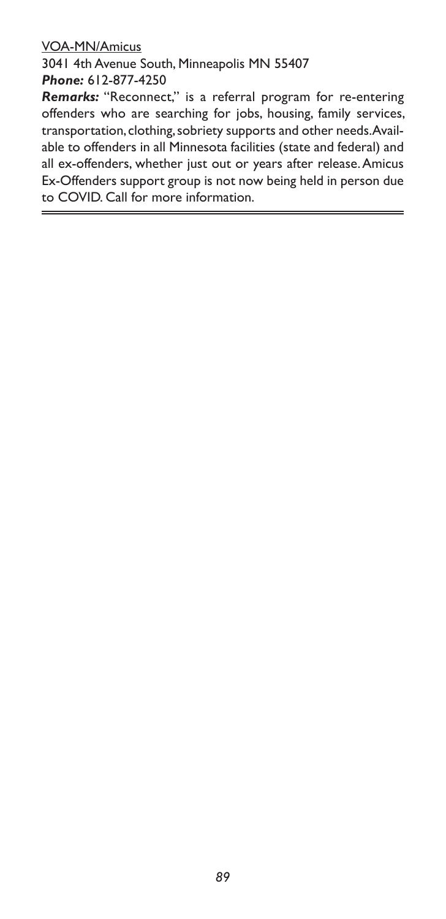VOA-MN/Amicus

3041 4th Avenue South, Minneapolis MN 55407

***Phone:*** 612-877-4250

***Remarks:*** "Reconnect," is a referral program for re-entering offenders who are searching for jobs, housing, family services, transportation, clothing, sobriety supports and other needs. Available to offenders in all Minnesota facilities (state and federal) and all ex-offenders, whether just out or years after release. Amicus Ex-Offenders support group is not now being held in person due to COVID. Call for more information.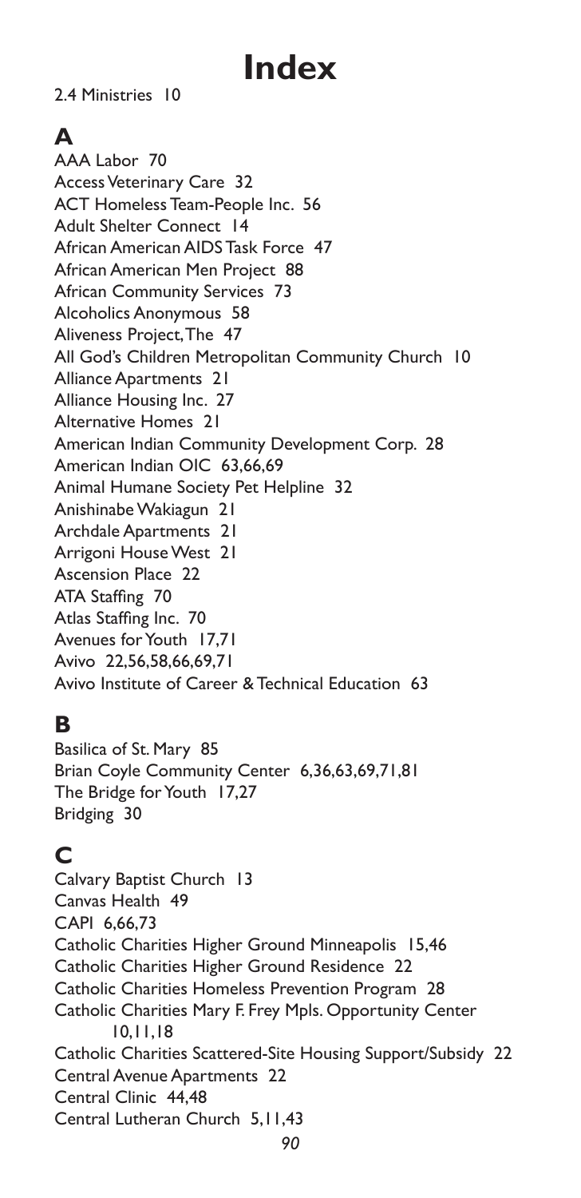# Index

2.4 Ministries 10

## A

AAA Labor 70
Access Veterinary Care 32
ACT Homeless Team-People Inc. 56
Adult Shelter Connect 14
African American AIDS Task Force 47
African American Men Project 88
African Community Services 73
Alcoholics Anonymous 58
Aliveness Project, The 47
All God's Children Metropolitan Community Church 10
Alliance Apartments 21
Alliance Housing Inc. 27
Alternative Homes 21
American Indian Community Development Corp. 28
American Indian OIC 63,66,69
Animal Humane Society Pet Helpline 32
Anishinabe Wakiagun 21
Archdale Apartments 21
Arrigoni House West 21
Ascension Place 22
ATA Staffing 70
Atlas Staffing Inc. 70
Avenues for Youth 17,71
Avivo 22,56,58,66,69,71
Avivo Institute of Career & Technical Education 63

## B

Basilica of St. Mary 85
Brian Coyle Community Center 6,36,63,69,71,81
The Bridge for Youth 17,27
Bridging 30

## C

Calvary Baptist Church 13
Canvas Health 49
CAPI 6,66,73
Catholic Charities Higher Ground Minneapolis 15,46
Catholic Charities Higher Ground Residence 22
Catholic Charities Homeless Prevention Program 28
Catholic Charities Mary F. Frey Mpls. Opportunity Center 10,11,18
Catholic Charities Scattered-Site Housing Support/Subsidy 22
Central Avenue Apartments 22
Central Clinic 44,48
Central Lutheran Church 5,11,43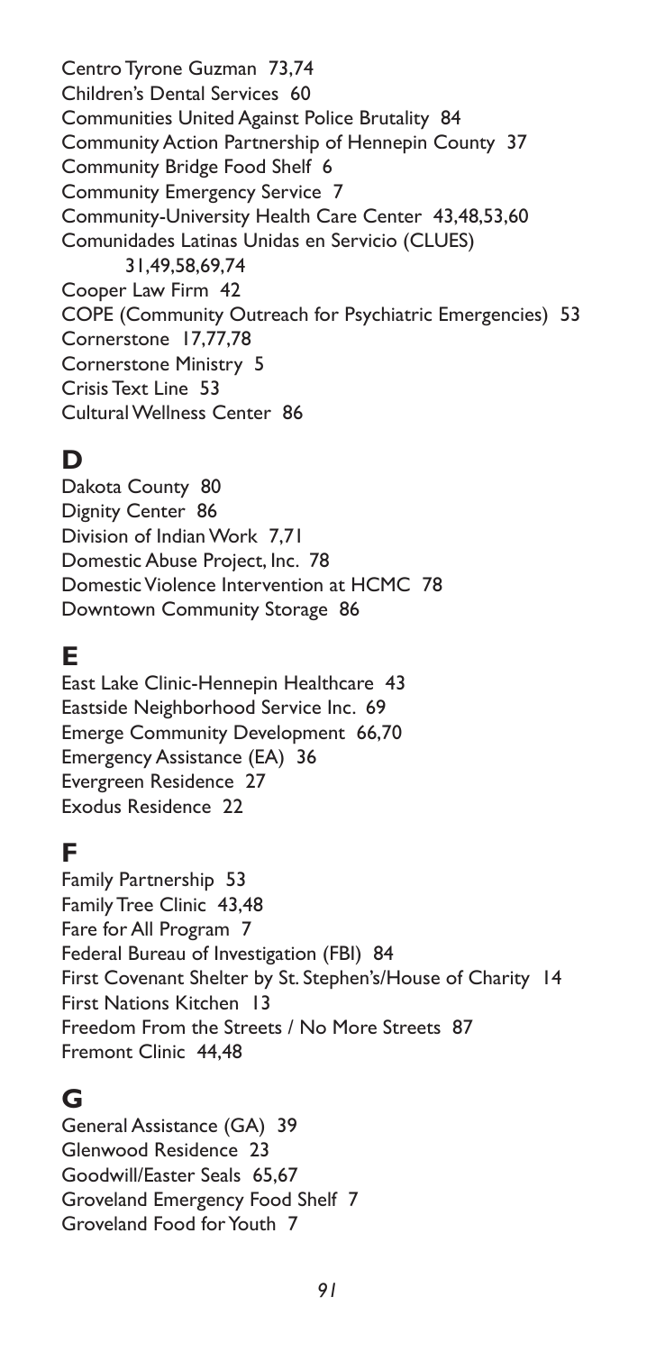Centro Tyrone Guzman 73,74
Children's Dental Services 60
Communities United Against Police Brutality 84
Community Action Partnership of Hennepin County 37
Community Bridge Food Shelf 6
Community Emergency Service 7
Community-University Health Care Center 43,48,53,60
Comunidades Latinas Unidas en Servicio (CLUES) 31,49,58,69,74
Cooper Law Firm 42
COPE (Community Outreach for Psychiatric Emergencies) 53
Cornerstone 17,77,78
Cornerstone Ministry 5
Crisis Text Line 53
Cultural Wellness Center 86

## D

Dakota County 80
Dignity Center 86
Division of Indian Work 7,71
Domestic Abuse Project, Inc. 78
Domestic Violence Intervention at HCMC 78
Downtown Community Storage 86

## E

East Lake Clinic-Hennepin Healthcare 43
Eastside Neighborhood Service Inc. 69
Emerge Community Development 66,70
Emergency Assistance (EA) 36
Evergreen Residence 27
Exodus Residence 22

## F

Family Partnership 53
Family Tree Clinic 43,48
Fare for All Program 7
Federal Bureau of Investigation (FBI) 84
First Covenant Shelter by St. Stephen's/House of Charity 14
First Nations Kitchen 13
Freedom From the Streets / No More Streets 87
Fremont Clinic 44,48

## G

General Assistance (GA) 39
Glenwood Residence 23
Goodwill/Easter Seals 65,67
Groveland Emergency Food Shelf 7
Groveland Food for Youth 7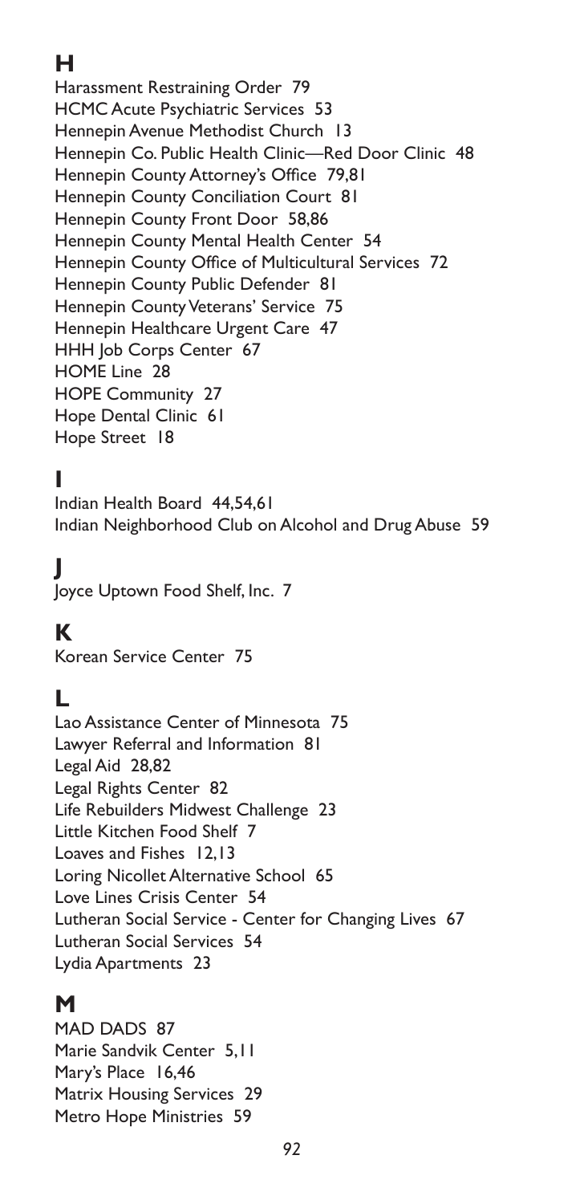## H

Harassment Restraining Order 79
HCMC Acute Psychiatric Services 53
Hennepin Avenue Methodist Church 13
Hennepin Co. Public Health Clinic—Red Door Clinic 48
Hennepin County Attorney's Office 79,81
Hennepin County Conciliation Court 81
Hennepin County Front Door 58,86
Hennepin County Mental Health Center 54
Hennepin County Office of Multicultural Services 72
Hennepin County Public Defender 81
Hennepin County Veterans' Service 75
Hennepin Healthcare Urgent Care 47
HHH Job Corps Center 67
HOME Line 28
HOPE Community 27
Hope Dental Clinic 61
Hope Street 18

## I

Indian Health Board 44,54,61
Indian Neighborhood Club on Alcohol and Drug Abuse 59

## J

Joyce Uptown Food Shelf, Inc. 7

## K

Korean Service Center 75

## L

Lao Assistance Center of Minnesota 75
Lawyer Referral and Information 81
Legal Aid 28,82
Legal Rights Center 82
Life Rebuilders Midwest Challenge 23
Little Kitchen Food Shelf 7
Loaves and Fishes 12,13
Loring Nicollet Alternative School 65
Love Lines Crisis Center 54
Lutheran Social Service - Center for Changing Lives 67
Lutheran Social Services 54
Lydia Apartments 23

## M

MAD DADS 87
Marie Sandvik Center 5,11
Mary's Place 16,46
Matrix Housing Services 29
Metro Hope Ministries 59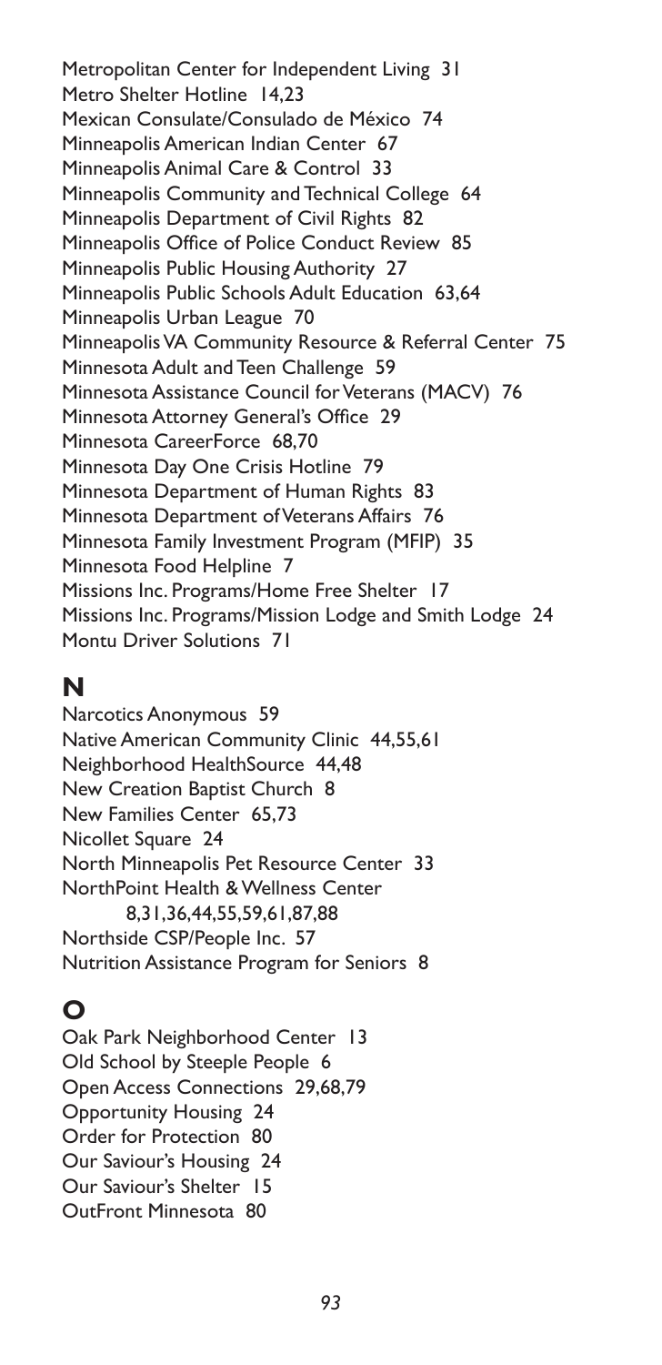Metropolitan Center for Independent Living 31
Metro Shelter Hotline 14,23
Mexican Consulate/Consulado de México 74
Minneapolis American Indian Center 67
Minneapolis Animal Care & Control 33
Minneapolis Community and Technical College 64
Minneapolis Department of Civil Rights 82
Minneapolis Office of Police Conduct Review 85
Minneapolis Public Housing Authority 27
Minneapolis Public Schools Adult Education 63,64
Minneapolis Urban League 70
Minneapolis VA Community Resource & Referral Center 75
Minnesota Adult and Teen Challenge 59
Minnesota Assistance Council for Veterans (MACV) 76
Minnesota Attorney General's Office 29
Minnesota CareerForce 68,70
Minnesota Day One Crisis Hotline 79
Minnesota Department of Human Rights 83
Minnesota Department of Veterans Affairs 76
Minnesota Family Investment Program (MFIP) 35
Minnesota Food Helpline 7
Missions Inc. Programs/Home Free Shelter 17
Missions Inc. Programs/Mission Lodge and Smith Lodge 24
Montu Driver Solutions 71

## N

Narcotics Anonymous 59
Native American Community Clinic 44,55,61
Neighborhood HealthSource 44,48
New Creation Baptist Church 8
New Families Center 65,73
Nicollet Square 24
North Minneapolis Pet Resource Center 33
NorthPoint Health & Wellness Center 8,31,36,44,55,59,61,87,88
Northside CSP/People Inc. 57
Nutrition Assistance Program for Seniors 8

## O

Oak Park Neighborhood Center 13
Old School by Steeple People 6
Open Access Connections 29,68,79
Opportunity Housing 24
Order for Protection 80
Our Saviour's Housing 24
Our Saviour's Shelter 15
OutFront Minnesota 80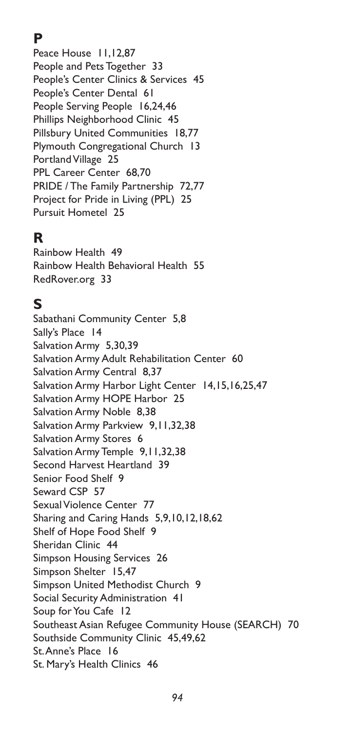## P

Peace House 11,12,87
People and Pets Together 33
People's Center Clinics & Services 45
People's Center Dental 61
People Serving People 16,24,46
Phillips Neighborhood Clinic 45
Pillsbury United Communities 18,77
Plymouth Congregational Church 13
Portland Village 25
PPL Career Center 68,70
PRIDE / The Family Partnership 72,77
Project for Pride in Living (PPL) 25
Pursuit Hometel 25

## R

Rainbow Health 49
Rainbow Health Behavioral Health 55
RedRover.org 33

## S

Sabathani Community Center 5,8
Sally's Place 14
Salvation Army 5,30,39
Salvation Army Adult Rehabilitation Center 60
Salvation Army Central 8,37
Salvation Army Harbor Light Center 14,15,16,25,47
Salvation Army HOPE Harbor 25
Salvation Army Noble 8,38
Salvation Army Parkview 9,11,32,38
Salvation Army Stores 6
Salvation Army Temple 9,11,32,38
Second Harvest Heartland 39
Senior Food Shelf 9
Seward CSP 57
Sexual Violence Center 77
Sharing and Caring Hands 5,9,10,12,18,62
Shelf of Hope Food Shelf 9
Sheridan Clinic 44
Simpson Housing Services 26
Simpson Shelter 15,47
Simpson United Methodist Church 9
Social Security Administration 41
Soup for You Cafe 12
Southeast Asian Refugee Community House (SEARCH) 70
Southside Community Clinic 45,49,62
St. Anne's Place 16
St. Mary's Health Clinics 46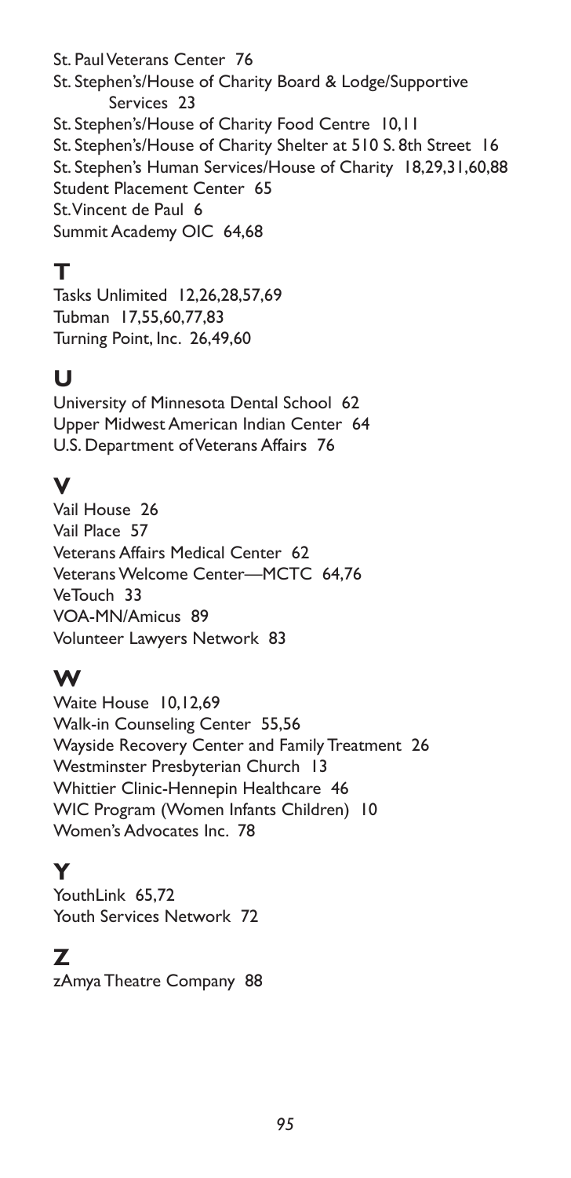St. Paul Veterans Center 76

St. Stephen's/House of Charity Board & Lodge/Supportive Services 23

St. Stephen's/House of Charity Food Centre 10,11

St. Stephen's/House of Charity Shelter at 510 S. 8th Street 16

St. Stephen's Human Services/House of Charity 18,29,31,60,88

Student Placement Center 65

St. Vincent de Paul 6

Summit Academy OIC 64,68

## T

Tasks Unlimited 12,26,28,57,69

Tubman 17,55,60,77,83

Turning Point, Inc. 26,49,60

## U

University of Minnesota Dental School 62

Upper Midwest American Indian Center 64

U.S. Department of Veterans Affairs 76

## V

Vail House 26

Vail Place 57

Veterans Affairs Medical Center 62

Veterans Welcome Center—MCTC 64,76

VeTouch 33

VOA-MN/Amicus 89

Volunteer Lawyers Network 83

## W

Waite House 10,12,69

Walk-in Counseling Center 55,56

Wayside Recovery Center and Family Treatment 26

Westminster Presbyterian Church 13

Whittier Clinic-Hennepin Healthcare 46

WIC Program (Women Infants Children) 10

Women's Advocates Inc. 78

## Y

YouthLink 65,72

Youth Services Network 72

## Z

zAmya Theatre Company 88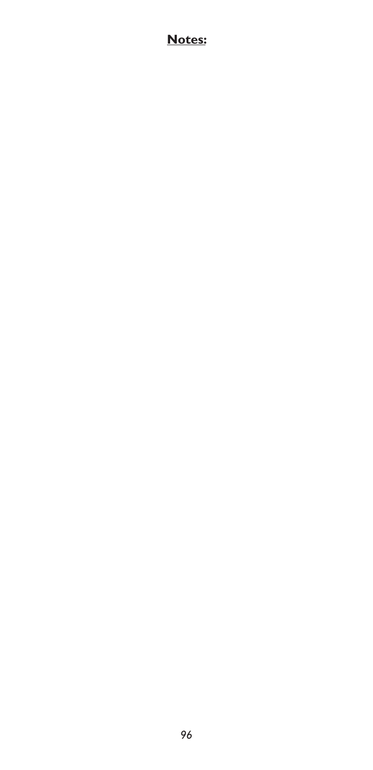**Notes:**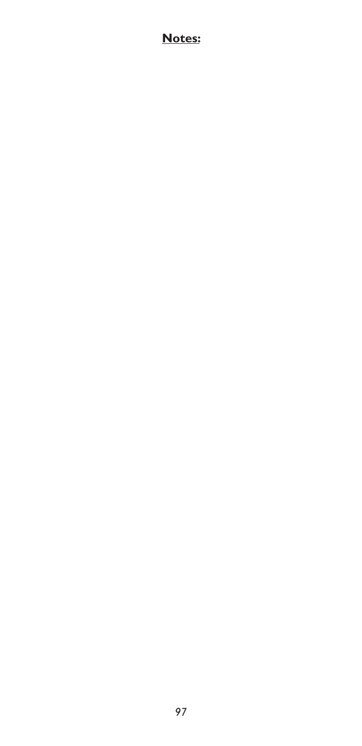**Notes:**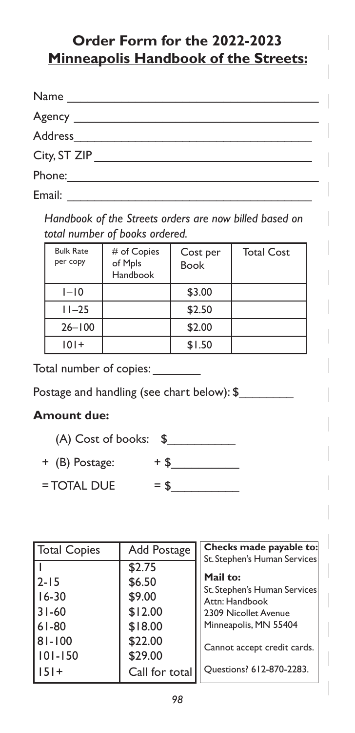## Order Form for the 2022-2023 Minneapolis Handbook of the Streets:

Name ______________________________________

Agency ______________________________________

Address______________________________________

City, ST ZIP ______________________________________

Phone:______________________________________

Email: ______________________________________

*Handbook of the Streets orders are now billed based on total number of books ordered.*

| Bulk Rate per copy | # of Copies of Mpls Handbook | Cost per Book | Total Cost |
|---|---|---|---|
| 1–10 | | $3.00 | |
| 11–25 | | $2.50 | |
| 26–100 | | $2.00 | |
| 101+ | | $1.50 | |

Total number of copies: _______

Postage and handling (see chart below): $________

**Amount due:**

(A) Cost of books: $__________

\+ (B) Postage: + $__________

= TOTAL DUE = $__________

| Total Copies | Add Postage |
|---|---|
| 1 | $2.75 |
| 2-15 | $6.50 |
| 16-30 | $9.00 |
| 31-60 | $12.00 |
| 61-80 | $18.00 |
| 81-100 | $22.00 |
| 101-150 | $29.00 |
| 151+ | Call for total |

**Checks made payable to:**
St. Stephen's Human Services

**Mail to:**
St. Stephen's Human Services
Attn: Handbook
2309 Nicollet Avenue
Minneapolis, MN 55404

Cannot accept credit cards.

Questions? 612-870-2283.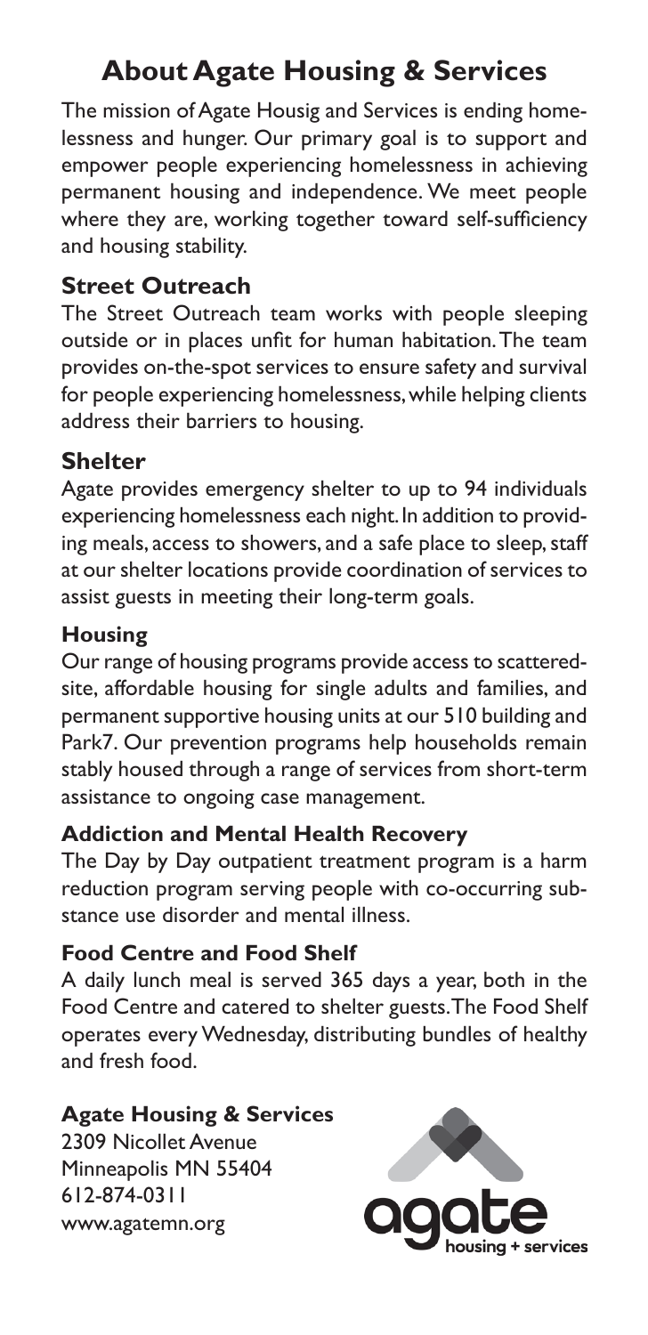# About Agate Housing & Services

The mission of Agate Housig and Services is ending homelessness and hunger. Our primary goal is to support and empower people experiencing homelessness in achieving permanent housing and independence. We meet people where they are, working together toward self-sufficiency and housing stability.

## Street Outreach

The Street Outreach team works with people sleeping outside or in places unfit for human habitation. The team provides on-the-spot services to ensure safety and survival for people experiencing homelessness, while helping clients address their barriers to housing.

## Shelter

Agate provides emergency shelter to up to 94 individuals experiencing homelessness each night. In addition to providing meals, access to showers, and a safe place to sleep, staff at our shelter locations provide coordination of services to assist guests in meeting their long-term goals.

### Housing

Our range of housing programs provide access to scattered-site, affordable housing for single adults and families, and permanent supportive housing units at our 510 building and Park7. Our prevention programs help households remain stably housed through a range of services from short-term assistance to ongoing case management.

### Addiction and Mental Health Recovery

The Day by Day outpatient treatment program is a harm reduction program serving people with co-occurring substance use disorder and mental illness.

### Food Centre and Food Shelf

A daily lunch meal is served 365 days a year, both in the Food Centre and catered to shelter guests. The Food Shelf operates every Wednesday, distributing bundles of healthy and fresh food.

**Agate Housing & Services**
2309 Nicollet Avenue
Minneapolis MN 55404
612-874-0311
www.agatemn.org

agate housing + services